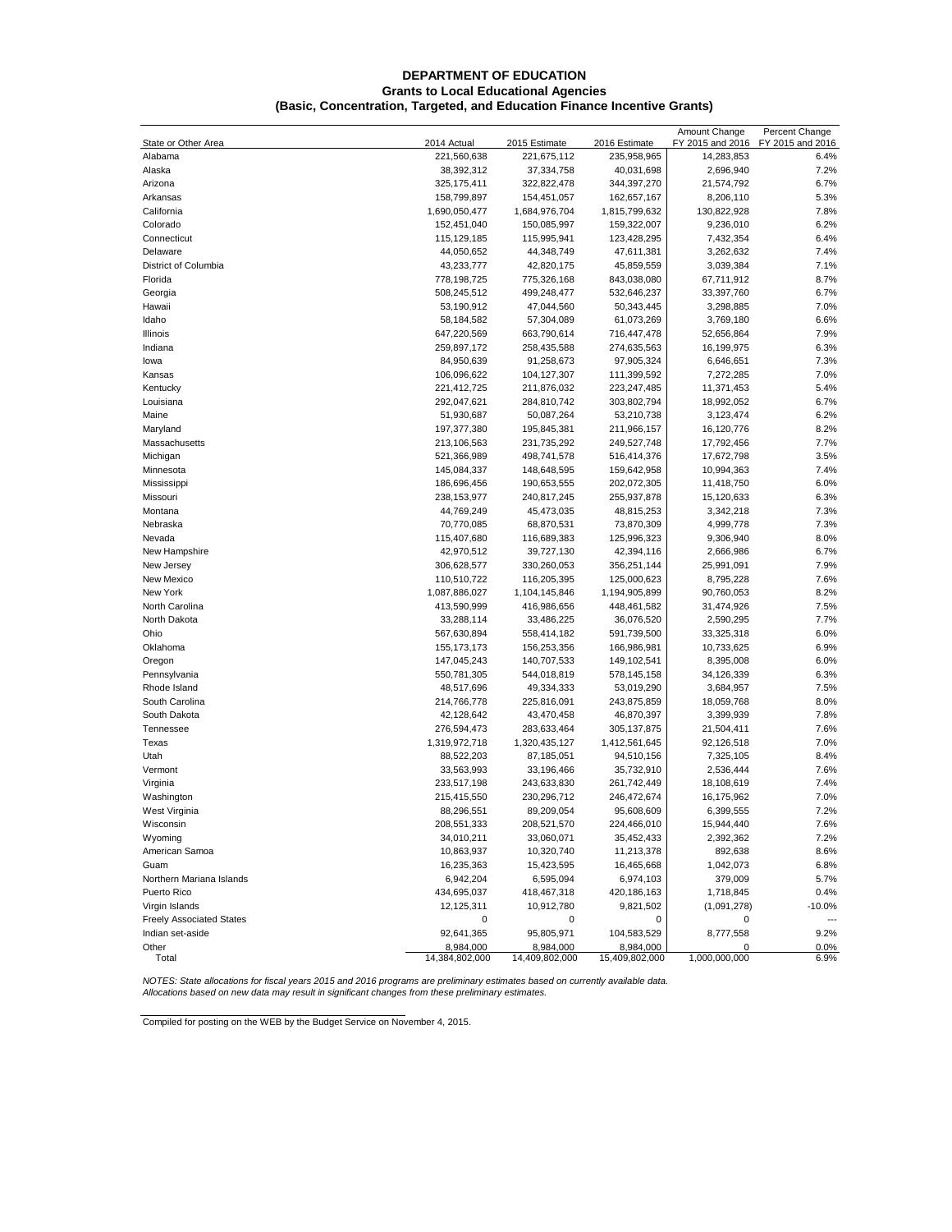# DEPARTMENT OF EDUCATION
## Grants to Local Educational Agencies
### (Basic, Concentration, Targeted, and Education Finance Incentive Grants)

| State or Other Area | 2014 Actual | 2015 Estimate | 2016 Estimate | Amount Change FY 2015 and 2016 | Percent Change FY 2015 and 2016 |
|---|---|---|---|---|---|
| Alabama | 221,560,638 | 221,675,112 | 235,958,965 | 14,283,853 | 6.4% |
| Alaska | 38,392,312 | 37,334,758 | 40,031,698 | 2,696,940 | 7.2% |
| Arizona | 325,175,411 | 322,822,478 | 344,397,270 | 21,574,792 | 6.7% |
| Arkansas | 158,799,897 | 154,451,057 | 162,657,167 | 8,206,110 | 5.3% |
| California | 1,690,050,477 | 1,684,976,704 | 1,815,799,632 | 130,822,928 | 7.8% |
| Colorado | 152,451,040 | 150,085,997 | 159,322,007 | 9,236,010 | 6.2% |
| Connecticut | 115,129,185 | 115,995,941 | 123,428,295 | 7,432,354 | 6.4% |
| Delaware | 44,050,652 | 44,348,749 | 47,611,381 | 3,262,632 | 7.4% |
| District of Columbia | 43,233,777 | 42,820,175 | 45,859,559 | 3,039,384 | 7.1% |
| Florida | 778,198,725 | 775,326,168 | 843,038,080 | 67,711,912 | 8.7% |
| Georgia | 508,245,512 | 499,248,477 | 532,646,237 | 33,397,760 | 6.7% |
| Hawaii | 53,190,912 | 47,044,560 | 50,343,445 | 3,298,885 | 7.0% |
| Idaho | 58,184,582 | 57,304,089 | 61,073,269 | 3,769,180 | 6.6% |
| Illinois | 647,220,569 | 663,790,614 | 716,447,478 | 52,656,864 | 7.9% |
| Indiana | 259,897,172 | 258,435,588 | 274,635,563 | 16,199,975 | 6.3% |
| Iowa | 84,950,639 | 91,258,673 | 97,905,324 | 6,646,651 | 7.3% |
| Kansas | 106,096,622 | 104,127,307 | 111,399,592 | 7,272,285 | 7.0% |
| Kentucky | 221,412,725 | 211,876,032 | 223,247,485 | 11,371,453 | 5.4% |
| Louisiana | 292,047,621 | 284,810,742 | 303,802,794 | 18,992,052 | 6.7% |
| Maine | 51,930,687 | 50,087,264 | 53,210,738 | 3,123,474 | 6.2% |
| Maryland | 197,377,380 | 195,845,381 | 211,966,157 | 16,120,776 | 8.2% |
| Massachusetts | 213,106,563 | 231,735,292 | 249,527,748 | 17,792,456 | 7.7% |
| Michigan | 521,366,989 | 498,741,578 | 516,414,376 | 17,672,798 | 3.5% |
| Minnesota | 145,084,337 | 148,648,595 | 159,642,958 | 10,994,363 | 7.4% |
| Mississippi | 186,696,456 | 190,653,555 | 202,072,305 | 11,418,750 | 6.0% |
| Missouri | 238,153,977 | 240,817,245 | 255,937,878 | 15,120,633 | 6.3% |
| Montana | 44,769,249 | 45,473,035 | 48,815,253 | 3,342,218 | 7.3% |
| Nebraska | 70,770,085 | 68,870,531 | 73,870,309 | 4,999,778 | 7.3% |
| Nevada | 115,407,680 | 116,689,383 | 125,996,323 | 9,306,940 | 8.0% |
| New Hampshire | 42,970,512 | 39,727,130 | 42,394,116 | 2,666,986 | 6.7% |
| New Jersey | 306,628,577 | 330,260,053 | 356,251,144 | 25,991,091 | 7.9% |
| New Mexico | 110,510,722 | 116,205,395 | 125,000,623 | 8,795,228 | 7.6% |
| New York | 1,087,886,027 | 1,104,145,846 | 1,194,905,899 | 90,760,053 | 8.2% |
| North Carolina | 413,590,999 | 416,986,656 | 448,461,582 | 31,474,926 | 7.5% |
| North Dakota | 33,288,114 | 33,486,225 | 36,076,520 | 2,590,295 | 7.7% |
| Ohio | 567,630,894 | 558,414,182 | 591,739,500 | 33,325,318 | 6.0% |
| Oklahoma | 155,173,173 | 156,253,356 | 166,986,981 | 10,733,625 | 6.9% |
| Oregon | 147,045,243 | 140,707,533 | 149,102,541 | 8,395,008 | 6.0% |
| Pennsylvania | 550,781,305 | 544,018,819 | 578,145,158 | 34,126,339 | 6.3% |
| Rhode Island | 48,517,696 | 49,334,333 | 53,019,290 | 3,684,957 | 7.5% |
| South Carolina | 214,766,778 | 225,816,091 | 243,875,859 | 18,059,768 | 8.0% |
| South Dakota | 42,128,642 | 43,470,458 | 46,870,397 | 3,399,939 | 7.8% |
| Tennessee | 276,594,473 | 283,633,464 | 305,137,875 | 21,504,411 | 7.6% |
| Texas | 1,319,972,718 | 1,320,435,127 | 1,412,561,645 | 92,126,518 | 7.0% |
| Utah | 88,522,203 | 87,185,051 | 94,510,156 | 7,325,105 | 8.4% |
| Vermont | 33,563,993 | 33,196,466 | 35,732,910 | 2,536,444 | 7.6% |
| Virginia | 233,517,198 | 243,633,830 | 261,742,449 | 18,108,619 | 7.4% |
| Washington | 215,415,550 | 230,296,712 | 246,472,674 | 16,175,962 | 7.0% |
| West Virginia | 88,296,551 | 89,209,054 | 95,608,609 | 6,399,555 | 7.2% |
| Wisconsin | 208,551,333 | 208,521,570 | 224,466,010 | 15,944,440 | 7.6% |
| Wyoming | 34,010,211 | 33,060,071 | 35,452,433 | 2,392,362 | 7.2% |
| American Samoa | 10,863,937 | 10,320,740 | 11,213,378 | 892,638 | 8.6% |
| Guam | 16,235,363 | 15,423,595 | 16,465,668 | 1,042,073 | 6.8% |
| Northern Mariana Islands | 6,942,204 | 6,595,094 | 6,974,103 | 379,009 | 5.7% |
| Puerto Rico | 434,695,037 | 418,467,318 | 420,186,163 | 1,718,845 | 0.4% |
| Virgin Islands | 12,125,311 | 10,912,780 | 9,821,502 | (1,091,278) | -10.0% |
| Freely Associated States | 0 | 0 | 0 | 0 | --- |
| Indian set-aside | 92,641,365 | 95,805,971 | 104,583,529 | 8,777,558 | 9.2% |
| Other | 8,984,000 | 8,984,000 | 8,984,000 | 0 | 0.0% |
| Total | 14,384,802,000 | 14,409,802,000 | 15,409,802,000 | 1,000,000,000 | 6.9% |

*NOTES: State allocations for fiscal years 2015 and 2016 programs are preliminary estimates based on currently available data. Allocations based on new data may result in significant changes from these preliminary estimates.*

Compiled for posting on the WEB by the Budget Service on November 4, 2015.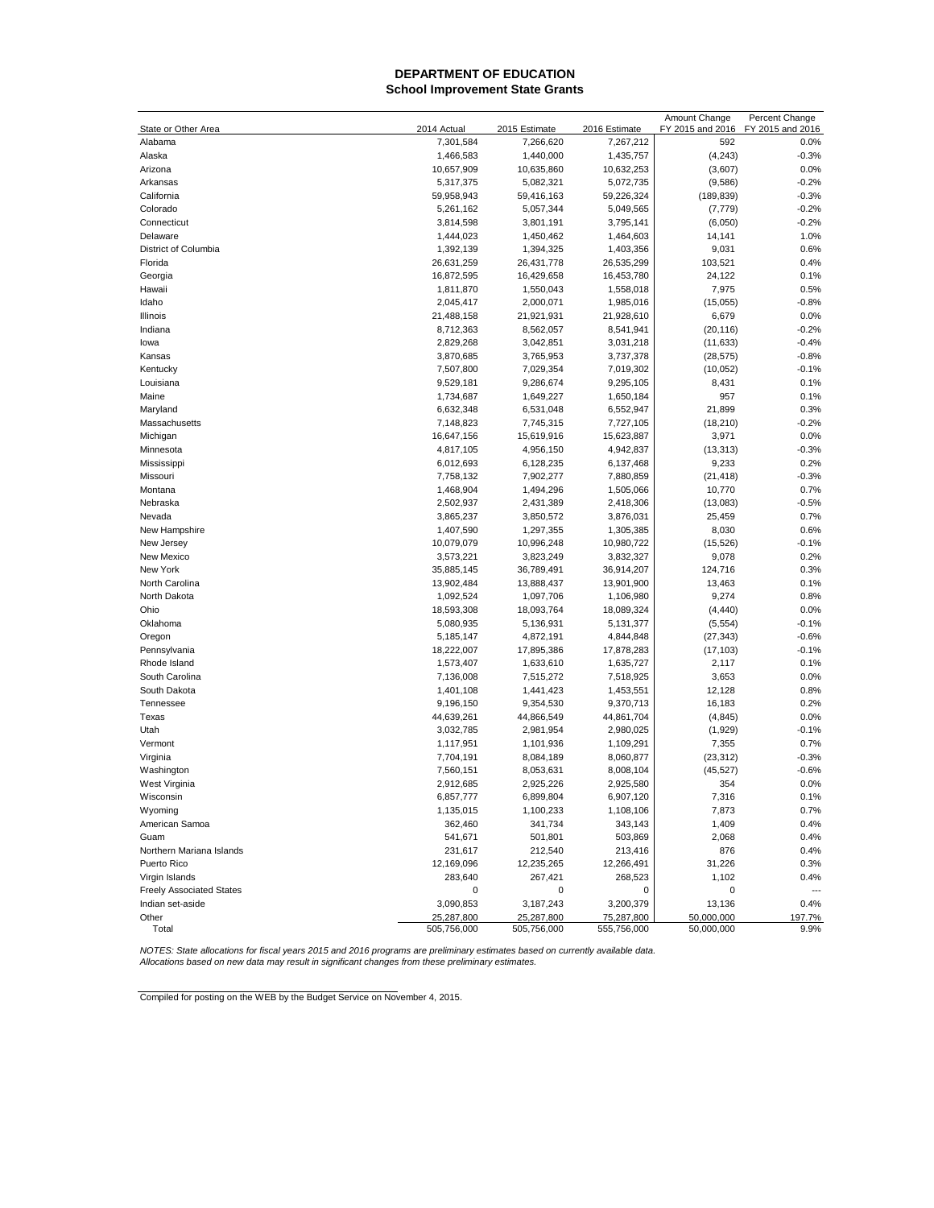**DEPARTMENT OF EDUCATION**
**School Improvement State Grants**

| State or Other Area | 2014 Actual | 2015 Estimate | 2016 Estimate | Amount Change FY 2015 and 2016 | Percent Change FY 2015 and 2016 |
|---|---|---|---|---|---|
| Alabama | 7,301,584 | 7,266,620 | 7,267,212 | 592 | 0.0% |
| Alaska | 1,466,583 | 1,440,000 | 1,435,757 | (4,243) | -0.3% |
| Arizona | 10,657,909 | 10,635,860 | 10,632,253 | (3,607) | 0.0% |
| Arkansas | 5,317,375 | 5,082,321 | 5,072,735 | (9,586) | -0.2% |
| California | 59,958,943 | 59,416,163 | 59,226,324 | (189,839) | -0.3% |
| Colorado | 5,261,162 | 5,057,344 | 5,049,565 | (7,779) | -0.2% |
| Connecticut | 3,814,598 | 3,801,191 | 3,795,141 | (6,050) | -0.2% |
| Delaware | 1,444,023 | 1,450,462 | 1,464,603 | 14,141 | 1.0% |
| District of Columbia | 1,392,139 | 1,394,325 | 1,403,356 | 9,031 | 0.6% |
| Florida | 26,631,259 | 26,431,778 | 26,535,299 | 103,521 | 0.4% |
| Georgia | 16,872,595 | 16,429,658 | 16,453,780 | 24,122 | 0.1% |
| Hawaii | 1,811,870 | 1,550,043 | 1,558,018 | 7,975 | 0.5% |
| Idaho | 2,045,417 | 2,000,071 | 1,985,016 | (15,055) | -0.8% |
| Illinois | 21,488,158 | 21,921,931 | 21,928,610 | 6,679 | 0.0% |
| Indiana | 8,712,363 | 8,562,057 | 8,541,941 | (20,116) | -0.2% |
| Iowa | 2,829,268 | 3,042,851 | 3,031,218 | (11,633) | -0.4% |
| Kansas | 3,870,685 | 3,765,953 | 3,737,378 | (28,575) | -0.8% |
| Kentucky | 7,507,800 | 7,029,354 | 7,019,302 | (10,052) | -0.1% |
| Louisiana | 9,529,181 | 9,286,674 | 9,295,105 | 8,431 | 0.1% |
| Maine | 1,734,687 | 1,649,227 | 1,650,184 | 957 | 0.1% |
| Maryland | 6,632,348 | 6,531,048 | 6,552,947 | 21,899 | 0.3% |
| Massachusetts | 7,148,823 | 7,745,315 | 7,727,105 | (18,210) | -0.2% |
| Michigan | 16,647,156 | 15,619,916 | 15,623,887 | 3,971 | 0.0% |
| Minnesota | 4,817,105 | 4,956,150 | 4,942,837 | (13,313) | -0.3% |
| Mississippi | 6,012,693 | 6,128,235 | 6,137,468 | 9,233 | 0.2% |
| Missouri | 7,758,132 | 7,902,277 | 7,880,859 | (21,418) | -0.3% |
| Montana | 1,468,904 | 1,494,296 | 1,505,066 | 10,770 | 0.7% |
| Nebraska | 2,502,937 | 2,431,389 | 2,418,306 | (13,083) | -0.5% |
| Nevada | 3,865,237 | 3,850,572 | 3,876,031 | 25,459 | 0.7% |
| New Hampshire | 1,407,590 | 1,297,355 | 1,305,385 | 8,030 | 0.6% |
| New Jersey | 10,079,079 | 10,996,248 | 10,980,722 | (15,526) | -0.1% |
| New Mexico | 3,573,221 | 3,823,249 | 3,832,327 | 9,078 | 0.2% |
| New York | 35,885,145 | 36,789,491 | 36,914,207 | 124,716 | 0.3% |
| North Carolina | 13,902,484 | 13,888,437 | 13,901,900 | 13,463 | 0.1% |
| North Dakota | 1,092,524 | 1,097,706 | 1,106,980 | 9,274 | 0.8% |
| Ohio | 18,593,308 | 18,093,764 | 18,089,324 | (4,440) | 0.0% |
| Oklahoma | 5,080,935 | 5,136,931 | 5,131,377 | (5,554) | -0.1% |
| Oregon | 5,185,147 | 4,872,191 | 4,844,848 | (27,343) | -0.6% |
| Pennsylvania | 18,222,007 | 17,895,386 | 17,878,283 | (17,103) | -0.1% |
| Rhode Island | 1,573,407 | 1,633,610 | 1,635,727 | 2,117 | 0.1% |
| South Carolina | 7,136,008 | 7,515,272 | 7,518,925 | 3,653 | 0.0% |
| South Dakota | 1,401,108 | 1,441,423 | 1,453,551 | 12,128 | 0.8% |
| Tennessee | 9,196,150 | 9,354,530 | 9,370,713 | 16,183 | 0.2% |
| Texas | 44,639,261 | 44,866,549 | 44,861,704 | (4,845) | 0.0% |
| Utah | 3,032,785 | 2,981,954 | 2,980,025 | (1,929) | -0.1% |
| Vermont | 1,117,951 | 1,101,936 | 1,109,291 | 7,355 | 0.7% |
| Virginia | 7,704,191 | 8,084,189 | 8,060,877 | (23,312) | -0.3% |
| Washington | 7,560,151 | 8,053,631 | 8,008,104 | (45,527) | -0.6% |
| West Virginia | 2,912,685 | 2,925,226 | 2,925,580 | 354 | 0.0% |
| Wisconsin | 6,857,777 | 6,899,804 | 6,907,120 | 7,316 | 0.1% |
| Wyoming | 1,135,015 | 1,100,233 | 1,108,106 | 7,873 | 0.7% |
| American Samoa | 362,460 | 341,734 | 343,143 | 1,409 | 0.4% |
| Guam | 541,671 | 501,801 | 503,869 | 2,068 | 0.4% |
| Northern Mariana Islands | 231,617 | 212,540 | 213,416 | 876 | 0.4% |
| Puerto Rico | 12,169,096 | 12,235,265 | 12,266,491 | 31,226 | 0.3% |
| Virgin Islands | 283,640 | 267,421 | 268,523 | 1,102 | 0.4% |
| Freely Associated States | 0 | 0 | 0 | 0 | --- |
| Indian set-aside | 3,090,853 | 3,187,243 | 3,200,379 | 13,136 | 0.4% |
| Other | 25,287,800 | 25,287,800 | 75,287,800 | 50,000,000 | 197.7% |
| Total | 505,756,000 | 505,756,000 | 555,756,000 | 50,000,000 | 9.9% |

*NOTES: State allocations for fiscal years 2015 and 2016 programs are preliminary estimates based on currently available data. Allocations based on new data may result in significant changes from these preliminary estimates.*

Compiled for posting on the WEB by the Budget Service on November 4, 2015.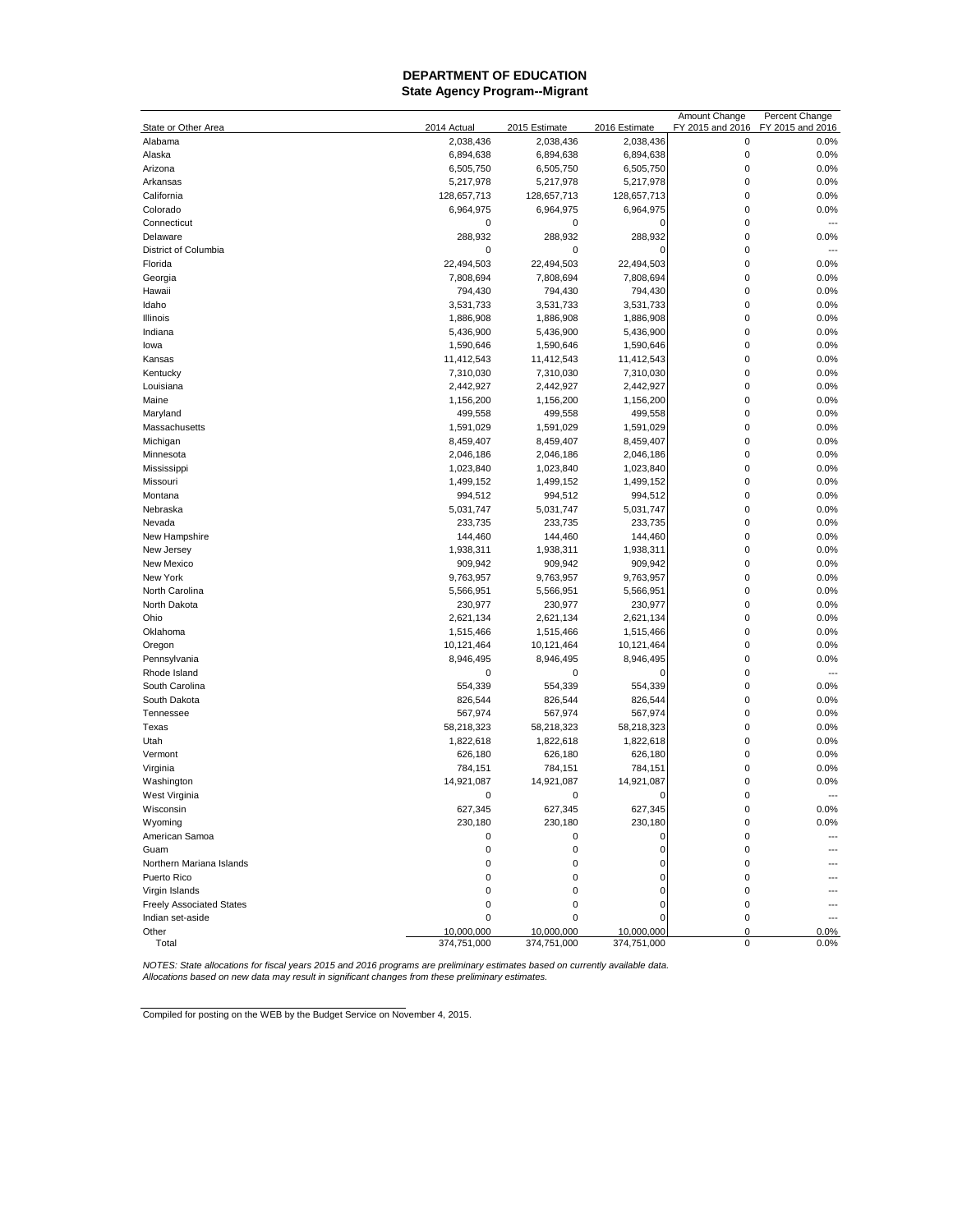# DEPARTMENT OF EDUCATION
## State Agency Program--Migrant

| State or Other Area | 2014 Actual | 2015 Estimate | 2016 Estimate | Amount Change FY 2015 and 2016 | Percent Change FY 2015 and 2016 |
|---|---|---|---|---|---|
| Alabama | 2,038,436 | 2,038,436 | 2,038,436 | 0 | 0.0% |
| Alaska | 6,894,638 | 6,894,638 | 6,894,638 | 0 | 0.0% |
| Arizona | 6,505,750 | 6,505,750 | 6,505,750 | 0 | 0.0% |
| Arkansas | 5,217,978 | 5,217,978 | 5,217,978 | 0 | 0.0% |
| California | 128,657,713 | 128,657,713 | 128,657,713 | 0 | 0.0% |
| Colorado | 6,964,975 | 6,964,975 | 6,964,975 | 0 | 0.0% |
| Connecticut | 0 | 0 | 0 | 0 | --- |
| Delaware | 288,932 | 288,932 | 288,932 | 0 | 0.0% |
| District of Columbia | 0 | 0 | 0 | 0 | --- |
| Florida | 22,494,503 | 22,494,503 | 22,494,503 | 0 | 0.0% |
| Georgia | 7,808,694 | 7,808,694 | 7,808,694 | 0 | 0.0% |
| Hawaii | 794,430 | 794,430 | 794,430 | 0 | 0.0% |
| Idaho | 3,531,733 | 3,531,733 | 3,531,733 | 0 | 0.0% |
| Illinois | 1,886,908 | 1,886,908 | 1,886,908 | 0 | 0.0% |
| Indiana | 5,436,900 | 5,436,900 | 5,436,900 | 0 | 0.0% |
| Iowa | 1,590,646 | 1,590,646 | 1,590,646 | 0 | 0.0% |
| Kansas | 11,412,543 | 11,412,543 | 11,412,543 | 0 | 0.0% |
| Kentucky | 7,310,030 | 7,310,030 | 7,310,030 | 0 | 0.0% |
| Louisiana | 2,442,927 | 2,442,927 | 2,442,927 | 0 | 0.0% |
| Maine | 1,156,200 | 1,156,200 | 1,156,200 | 0 | 0.0% |
| Maryland | 499,558 | 499,558 | 499,558 | 0 | 0.0% |
| Massachusetts | 1,591,029 | 1,591,029 | 1,591,029 | 0 | 0.0% |
| Michigan | 8,459,407 | 8,459,407 | 8,459,407 | 0 | 0.0% |
| Minnesota | 2,046,186 | 2,046,186 | 2,046,186 | 0 | 0.0% |
| Mississippi | 1,023,840 | 1,023,840 | 1,023,840 | 0 | 0.0% |
| Missouri | 1,499,152 | 1,499,152 | 1,499,152 | 0 | 0.0% |
| Montana | 994,512 | 994,512 | 994,512 | 0 | 0.0% |
| Nebraska | 5,031,747 | 5,031,747 | 5,031,747 | 0 | 0.0% |
| Nevada | 233,735 | 233,735 | 233,735 | 0 | 0.0% |
| New Hampshire | 144,460 | 144,460 | 144,460 | 0 | 0.0% |
| New Jersey | 1,938,311 | 1,938,311 | 1,938,311 | 0 | 0.0% |
| New Mexico | 909,942 | 909,942 | 909,942 | 0 | 0.0% |
| New York | 9,763,957 | 9,763,957 | 9,763,957 | 0 | 0.0% |
| North Carolina | 5,566,951 | 5,566,951 | 5,566,951 | 0 | 0.0% |
| North Dakota | 230,977 | 230,977 | 230,977 | 0 | 0.0% |
| Ohio | 2,621,134 | 2,621,134 | 2,621,134 | 0 | 0.0% |
| Oklahoma | 1,515,466 | 1,515,466 | 1,515,466 | 0 | 0.0% |
| Oregon | 10,121,464 | 10,121,464 | 10,121,464 | 0 | 0.0% |
| Pennsylvania | 8,946,495 | 8,946,495 | 8,946,495 | 0 | 0.0% |
| Rhode Island | 0 | 0 | 0 | 0 | --- |
| South Carolina | 554,339 | 554,339 | 554,339 | 0 | 0.0% |
| South Dakota | 826,544 | 826,544 | 826,544 | 0 | 0.0% |
| Tennessee | 567,974 | 567,974 | 567,974 | 0 | 0.0% |
| Texas | 58,218,323 | 58,218,323 | 58,218,323 | 0 | 0.0% |
| Utah | 1,822,618 | 1,822,618 | 1,822,618 | 0 | 0.0% |
| Vermont | 626,180 | 626,180 | 626,180 | 0 | 0.0% |
| Virginia | 784,151 | 784,151 | 784,151 | 0 | 0.0% |
| Washington | 14,921,087 | 14,921,087 | 14,921,087 | 0 | 0.0% |
| West Virginia | 0 | 0 | 0 | 0 | --- |
| Wisconsin | 627,345 | 627,345 | 627,345 | 0 | 0.0% |
| Wyoming | 230,180 | 230,180 | 230,180 | 0 | 0.0% |
| American Samoa | 0 | 0 | 0 | 0 | --- |
| Guam | 0 | 0 | 0 | 0 | --- |
| Northern Mariana Islands | 0 | 0 | 0 | 0 | --- |
| Puerto Rico | 0 | 0 | 0 | 0 | --- |
| Virgin Islands | 0 | 0 | 0 | 0 | --- |
| Freely Associated States | 0 | 0 | 0 | 0 | --- |
| Indian set-aside | 0 | 0 | 0 | 0 | --- |
| Other | 10,000,000 | 10,000,000 | 10,000,000 | 0 | 0.0% |
| Total | 374,751,000 | 374,751,000 | 374,751,000 | 0 | 0.0% |

*NOTES: State allocations for fiscal years 2015 and 2016 programs are preliminary estimates based on currently available data. Allocations based on new data may result in significant changes from these preliminary estimates.*

Compiled for posting on the WEB by the Budget Service on November 4, 2015.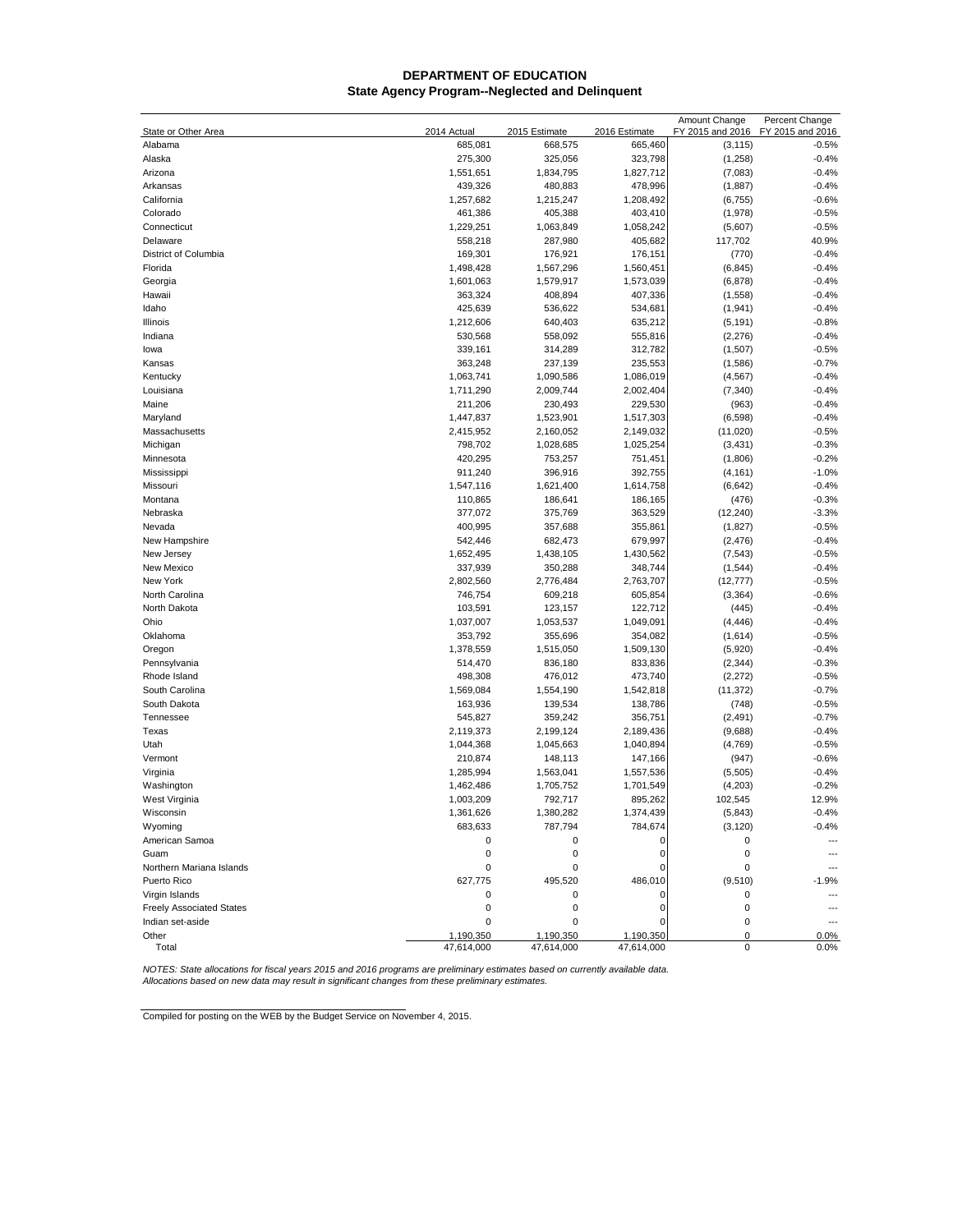**DEPARTMENT OF EDUCATION**
**State Agency Program--Neglected and Delinquent**

| State or Other Area | 2014 Actual | 2015 Estimate | 2016 Estimate | Amount Change FY 2015 and 2016 | Percent Change FY 2015 and 2016 |
|---|---|---|---|---|---|
| Alabama | 685,081 | 668,575 | 665,460 | (3,115) | -0.5% |
| Alaska | 275,300 | 325,056 | 323,798 | (1,258) | -0.4% |
| Arizona | 1,551,651 | 1,834,795 | 1,827,712 | (7,083) | -0.4% |
| Arkansas | 439,326 | 480,883 | 478,996 | (1,887) | -0.4% |
| California | 1,257,682 | 1,215,247 | 1,208,492 | (6,755) | -0.6% |
| Colorado | 461,386 | 405,388 | 403,410 | (1,978) | -0.5% |
| Connecticut | 1,229,251 | 1,063,849 | 1,058,242 | (5,607) | -0.5% |
| Delaware | 558,218 | 287,980 | 405,682 | 117,702 | 40.9% |
| District of Columbia | 169,301 | 176,921 | 176,151 | (770) | -0.4% |
| Florida | 1,498,428 | 1,567,296 | 1,560,451 | (6,845) | -0.4% |
| Georgia | 1,601,063 | 1,579,917 | 1,573,039 | (6,878) | -0.4% |
| Hawaii | 363,324 | 408,894 | 407,336 | (1,558) | -0.4% |
| Idaho | 425,639 | 536,622 | 534,681 | (1,941) | -0.4% |
| Illinois | 1,212,606 | 640,403 | 635,212 | (5,191) | -0.8% |
| Indiana | 530,568 | 558,092 | 555,816 | (2,276) | -0.4% |
| Iowa | 339,161 | 314,289 | 312,782 | (1,507) | -0.5% |
| Kansas | 363,248 | 237,139 | 235,553 | (1,586) | -0.7% |
| Kentucky | 1,063,741 | 1,090,586 | 1,086,019 | (4,567) | -0.4% |
| Louisiana | 1,711,290 | 2,009,744 | 2,002,404 | (7,340) | -0.4% |
| Maine | 211,206 | 230,493 | 229,530 | (963) | -0.4% |
| Maryland | 1,447,837 | 1,523,901 | 1,517,303 | (6,598) | -0.4% |
| Massachusetts | 2,415,952 | 2,160,052 | 2,149,032 | (11,020) | -0.5% |
| Michigan | 798,702 | 1,028,685 | 1,025,254 | (3,431) | -0.3% |
| Minnesota | 420,295 | 753,257 | 751,451 | (1,806) | -0.2% |
| Mississippi | 911,240 | 396,916 | 392,755 | (4,161) | -1.0% |
| Missouri | 1,547,116 | 1,621,400 | 1,614,758 | (6,642) | -0.4% |
| Montana | 110,865 | 186,641 | 186,165 | (476) | -0.3% |
| Nebraska | 377,072 | 375,769 | 363,529 | (12,240) | -3.3% |
| Nevada | 400,995 | 357,688 | 355,861 | (1,827) | -0.5% |
| New Hampshire | 542,446 | 682,473 | 679,997 | (2,476) | -0.4% |
| New Jersey | 1,652,495 | 1,438,105 | 1,430,562 | (7,543) | -0.5% |
| New Mexico | 337,939 | 350,288 | 348,744 | (1,544) | -0.4% |
| New York | 2,802,560 | 2,776,484 | 2,763,707 | (12,777) | -0.5% |
| North Carolina | 746,754 | 609,218 | 605,854 | (3,364) | -0.6% |
| North Dakota | 103,591 | 123,157 | 122,712 | (445) | -0.4% |
| Ohio | 1,037,007 | 1,053,537 | 1,049,091 | (4,446) | -0.4% |
| Oklahoma | 353,792 | 355,696 | 354,082 | (1,614) | -0.5% |
| Oregon | 1,378,559 | 1,515,050 | 1,509,130 | (5,920) | -0.4% |
| Pennsylvania | 514,470 | 836,180 | 833,836 | (2,344) | -0.3% |
| Rhode Island | 498,308 | 476,012 | 473,740 | (2,272) | -0.5% |
| South Carolina | 1,569,084 | 1,554,190 | 1,542,818 | (11,372) | -0.7% |
| South Dakota | 163,936 | 139,534 | 138,786 | (748) | -0.5% |
| Tennessee | 545,827 | 359,242 | 356,751 | (2,491) | -0.7% |
| Texas | 2,119,373 | 2,199,124 | 2,189,436 | (9,688) | -0.4% |
| Utah | 1,044,368 | 1,045,663 | 1,040,894 | (4,769) | -0.5% |
| Vermont | 210,874 | 148,113 | 147,166 | (947) | -0.6% |
| Virginia | 1,285,994 | 1,563,041 | 1,557,536 | (5,505) | -0.4% |
| Washington | 1,462,486 | 1,705,752 | 1,701,549 | (4,203) | -0.2% |
| West Virginia | 1,003,209 | 792,717 | 895,262 | 102,545 | 12.9% |
| Wisconsin | 1,361,626 | 1,380,282 | 1,374,439 | (5,843) | -0.4% |
| Wyoming | 683,633 | 787,794 | 784,674 | (3,120) | -0.4% |
| American Samoa | 0 | 0 | 0 | 0 | --- |
| Guam | 0 | 0 | 0 | 0 | --- |
| Northern Mariana Islands | 0 | 0 | 0 | 0 | --- |
| Puerto Rico | 627,775 | 495,520 | 486,010 | (9,510) | -1.9% |
| Virgin Islands | 0 | 0 | 0 | 0 | --- |
| Freely Associated States | 0 | 0 | 0 | 0 | --- |
| Indian set-aside | 0 | 0 | 0 | 0 | --- |
| Other | 1,190,350 | 1,190,350 | 1,190,350 | 0 | 0.0% |
| Total | 47,614,000 | 47,614,000 | 47,614,000 | 0 | 0.0% |

*NOTES: State allocations for fiscal years 2015 and 2016 programs are preliminary estimates based on currently available data. Allocations based on new data may result in significant changes from these preliminary estimates.*

Compiled for posting on the WEB by the Budget Service on November 4, 2015.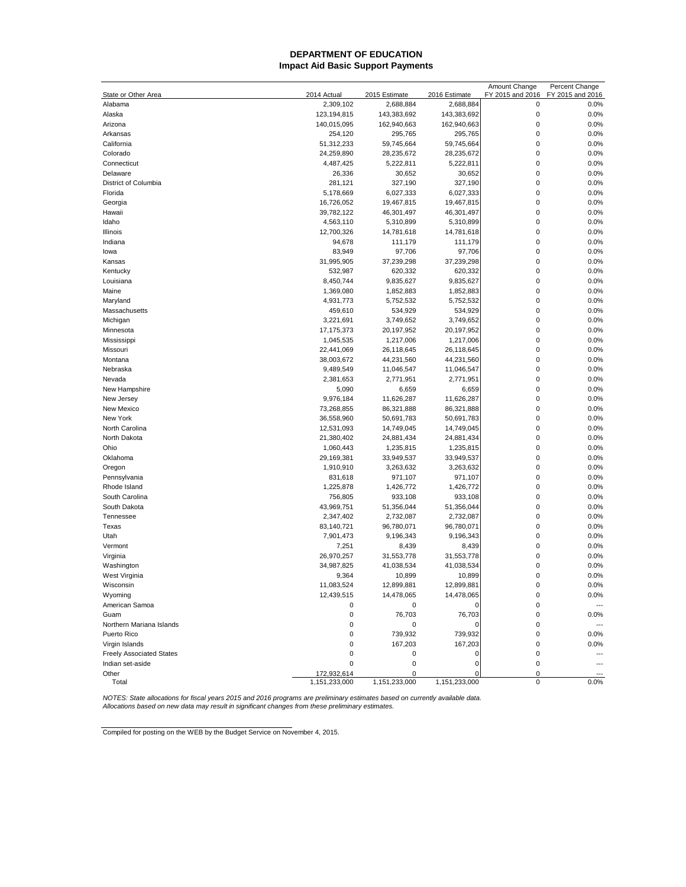# DEPARTMENT OF EDUCATION

## Impact Aid Basic Support Payments

| State or Other Area | 2014 Actual | 2015 Estimate | 2016 Estimate | Amount Change FY 2015 and 2016 | Percent Change FY 2015 and 2016 |
|---|---|---|---|---|---|
| Alabama | 2,309,102 | 2,688,884 | 2,688,884 | 0 | 0.0% |
| Alaska | 123,194,815 | 143,383,692 | 143,383,692 | 0 | 0.0% |
| Arizona | 140,015,095 | 162,940,663 | 162,940,663 | 0 | 0.0% |
| Arkansas | 254,120 | 295,765 | 295,765 | 0 | 0.0% |
| California | 51,312,233 | 59,745,664 | 59,745,664 | 0 | 0.0% |
| Colorado | 24,259,890 | 28,235,672 | 28,235,672 | 0 | 0.0% |
| Connecticut | 4,487,425 | 5,222,811 | 5,222,811 | 0 | 0.0% |
| Delaware | 26,336 | 30,652 | 30,652 | 0 | 0.0% |
| District of Columbia | 281,121 | 327,190 | 327,190 | 0 | 0.0% |
| Florida | 5,178,669 | 6,027,333 | 6,027,333 | 0 | 0.0% |
| Georgia | 16,726,052 | 19,467,815 | 19,467,815 | 0 | 0.0% |
| Hawaii | 39,782,122 | 46,301,497 | 46,301,497 | 0 | 0.0% |
| Idaho | 4,563,110 | 5,310,899 | 5,310,899 | 0 | 0.0% |
| Illinois | 12,700,326 | 14,781,618 | 14,781,618 | 0 | 0.0% |
| Indiana | 94,678 | 111,179 | 111,179 | 0 | 0.0% |
| Iowa | 83,949 | 97,706 | 97,706 | 0 | 0.0% |
| Kansas | 31,995,905 | 37,239,298 | 37,239,298 | 0 | 0.0% |
| Kentucky | 532,987 | 620,332 | 620,332 | 0 | 0.0% |
| Louisiana | 8,450,744 | 9,835,627 | 9,835,627 | 0 | 0.0% |
| Maine | 1,369,080 | 1,852,883 | 1,852,883 | 0 | 0.0% |
| Maryland | 4,931,773 | 5,752,532 | 5,752,532 | 0 | 0.0% |
| Massachusetts | 459,610 | 534,929 | 534,929 | 0 | 0.0% |
| Michigan | 3,221,691 | 3,749,652 | 3,749,652 | 0 | 0.0% |
| Minnesota | 17,175,373 | 20,197,952 | 20,197,952 | 0 | 0.0% |
| Mississippi | 1,045,535 | 1,217,006 | 1,217,006 | 0 | 0.0% |
| Missouri | 22,441,069 | 26,118,645 | 26,118,645 | 0 | 0.0% |
| Montana | 38,003,672 | 44,231,560 | 44,231,560 | 0 | 0.0% |
| Nebraska | 9,489,549 | 11,046,547 | 11,046,547 | 0 | 0.0% |
| Nevada | 2,381,653 | 2,771,951 | 2,771,951 | 0 | 0.0% |
| New Hampshire | 5,090 | 6,659 | 6,659 | 0 | 0.0% |
| New Jersey | 9,976,184 | 11,626,287 | 11,626,287 | 0 | 0.0% |
| New Mexico | 73,268,855 | 86,321,888 | 86,321,888 | 0 | 0.0% |
| New York | 36,558,960 | 50,691,783 | 50,691,783 | 0 | 0.0% |
| North Carolina | 12,531,093 | 14,749,045 | 14,749,045 | 0 | 0.0% |
| North Dakota | 21,380,402 | 24,881,434 | 24,881,434 | 0 | 0.0% |
| Ohio | 1,060,443 | 1,235,815 | 1,235,815 | 0 | 0.0% |
| Oklahoma | 29,169,381 | 33,949,537 | 33,949,537 | 0 | 0.0% |
| Oregon | 1,910,910 | 3,263,632 | 3,263,632 | 0 | 0.0% |
| Pennsylvania | 831,618 | 971,107 | 971,107 | 0 | 0.0% |
| Rhode Island | 1,225,878 | 1,426,772 | 1,426,772 | 0 | 0.0% |
| South Carolina | 756,805 | 933,108 | 933,108 | 0 | 0.0% |
| South Dakota | 43,969,751 | 51,356,044 | 51,356,044 | 0 | 0.0% |
| Tennessee | 2,347,402 | 2,732,087 | 2,732,087 | 0 | 0.0% |
| Texas | 83,140,721 | 96,780,071 | 96,780,071 | 0 | 0.0% |
| Utah | 7,901,473 | 9,196,343 | 9,196,343 | 0 | 0.0% |
| Vermont | 7,251 | 8,439 | 8,439 | 0 | 0.0% |
| Virginia | 26,970,257 | 31,553,778 | 31,553,778 | 0 | 0.0% |
| Washington | 34,987,825 | 41,038,534 | 41,038,534 | 0 | 0.0% |
| West Virginia | 9,364 | 10,899 | 10,899 | 0 | 0.0% |
| Wisconsin | 11,083,524 | 12,899,881 | 12,899,881 | 0 | 0.0% |
| Wyoming | 12,439,515 | 14,478,065 | 14,478,065 | 0 | 0.0% |
| American Samoa | 0 | 0 | 0 | 0 | --- |
| Guam | 0 | 76,703 | 76,703 | 0 | 0.0% |
| Northern Mariana Islands | 0 | 0 | 0 | 0 | --- |
| Puerto Rico | 0 | 739,932 | 739,932 | 0 | 0.0% |
| Virgin Islands | 0 | 167,203 | 167,203 | 0 | 0.0% |
| Freely Associated States | 0 | 0 | 0 | 0 | --- |
| Indian set-aside | 0 | 0 | 0 | 0 | --- |
| Other | 172,932,614 | 0 | 0 | 0 | --- |
| Total | 1,151,233,000 | 1,151,233,000 | 1,151,233,000 | 0 | 0.0% |

*NOTES: State allocations for fiscal years 2015 and 2016 programs are preliminary estimates based on currently available data. Allocations based on new data may result in significant changes from these preliminary estimates.*

Compiled for posting on the WEB by the Budget Service on November 4, 2015.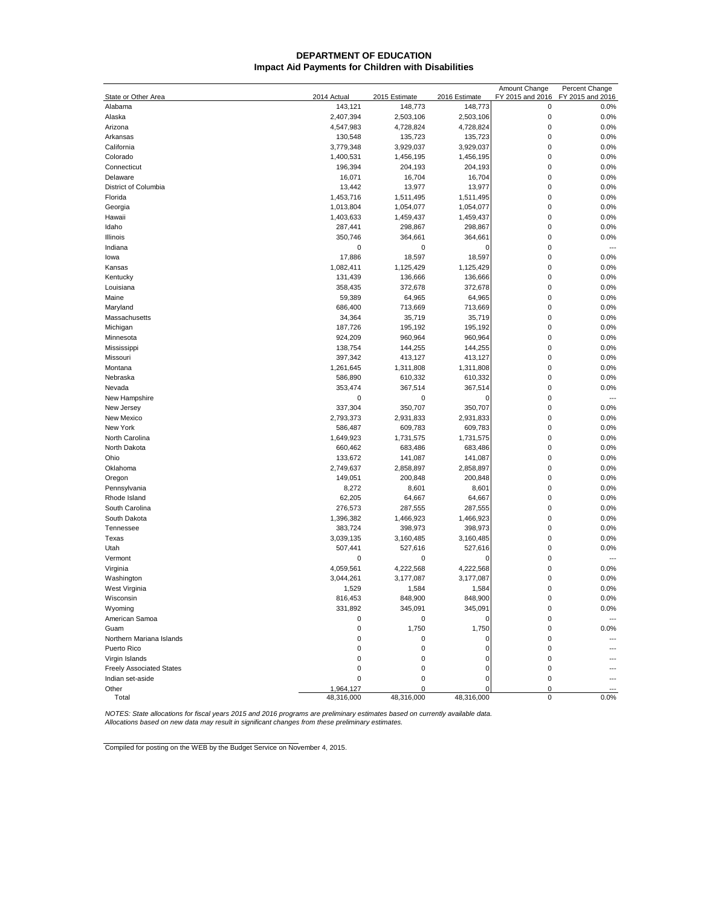# DEPARTMENT OF EDUCATION
## Impact Aid Payments for Children with Disabilities

| State or Other Area | 2014 Actual | 2015 Estimate | 2016 Estimate | Amount Change FY 2015 and 2016 | Percent Change FY 2015 and 2016 |
|---|---|---|---|---|---|
| Alabama | 143,121 | 148,773 | 148,773 | 0 | 0.0% |
| Alaska | 2,407,394 | 2,503,106 | 2,503,106 | 0 | 0.0% |
| Arizona | 4,547,983 | 4,728,824 | 4,728,824 | 0 | 0.0% |
| Arkansas | 130,548 | 135,723 | 135,723 | 0 | 0.0% |
| California | 3,779,348 | 3,929,037 | 3,929,037 | 0 | 0.0% |
| Colorado | 1,400,531 | 1,456,195 | 1,456,195 | 0 | 0.0% |
| Connecticut | 196,394 | 204,193 | 204,193 | 0 | 0.0% |
| Delaware | 16,071 | 16,704 | 16,704 | 0 | 0.0% |
| District of Columbia | 13,442 | 13,977 | 13,977 | 0 | 0.0% |
| Florida | 1,453,716 | 1,511,495 | 1,511,495 | 0 | 0.0% |
| Georgia | 1,013,804 | 1,054,077 | 1,054,077 | 0 | 0.0% |
| Hawaii | 1,403,633 | 1,459,437 | 1,459,437 | 0 | 0.0% |
| Idaho | 287,441 | 298,867 | 298,867 | 0 | 0.0% |
| Illinois | 350,746 | 364,661 | 364,661 | 0 | 0.0% |
| Indiana | 0 | 0 | 0 | 0 | --- |
| Iowa | 17,886 | 18,597 | 18,597 | 0 | 0.0% |
| Kansas | 1,082,411 | 1,125,429 | 1,125,429 | 0 | 0.0% |
| Kentucky | 131,439 | 136,666 | 136,666 | 0 | 0.0% |
| Louisiana | 358,435 | 372,678 | 372,678 | 0 | 0.0% |
| Maine | 59,389 | 64,965 | 64,965 | 0 | 0.0% |
| Maryland | 686,400 | 713,669 | 713,669 | 0 | 0.0% |
| Massachusetts | 34,364 | 35,719 | 35,719 | 0 | 0.0% |
| Michigan | 187,726 | 195,192 | 195,192 | 0 | 0.0% |
| Minnesota | 924,209 | 960,964 | 960,964 | 0 | 0.0% |
| Mississippi | 138,754 | 144,255 | 144,255 | 0 | 0.0% |
| Missouri | 397,342 | 413,127 | 413,127 | 0 | 0.0% |
| Montana | 1,261,645 | 1,311,808 | 1,311,808 | 0 | 0.0% |
| Nebraska | 586,890 | 610,332 | 610,332 | 0 | 0.0% |
| Nevada | 353,474 | 367,514 | 367,514 | 0 | 0.0% |
| New Hampshire | 0 | 0 | 0 | 0 | --- |
| New Jersey | 337,304 | 350,707 | 350,707 | 0 | 0.0% |
| New Mexico | 2,793,373 | 2,931,833 | 2,931,833 | 0 | 0.0% |
| New York | 586,487 | 609,783 | 609,783 | 0 | 0.0% |
| North Carolina | 1,649,923 | 1,731,575 | 1,731,575 | 0 | 0.0% |
| North Dakota | 660,462 | 683,486 | 683,486 | 0 | 0.0% |
| Ohio | 133,672 | 141,087 | 141,087 | 0 | 0.0% |
| Oklahoma | 2,749,637 | 2,858,897 | 2,858,897 | 0 | 0.0% |
| Oregon | 149,051 | 200,848 | 200,848 | 0 | 0.0% |
| Pennsylvania | 8,272 | 8,601 | 8,601 | 0 | 0.0% |
| Rhode Island | 62,205 | 64,667 | 64,667 | 0 | 0.0% |
| South Carolina | 276,573 | 287,555 | 287,555 | 0 | 0.0% |
| South Dakota | 1,396,382 | 1,466,923 | 1,466,923 | 0 | 0.0% |
| Tennessee | 383,724 | 398,973 | 398,973 | 0 | 0.0% |
| Texas | 3,039,135 | 3,160,485 | 3,160,485 | 0 | 0.0% |
| Utah | 507,441 | 527,616 | 527,616 | 0 | 0.0% |
| Vermont | 0 | 0 | 0 | 0 | --- |
| Virginia | 4,059,561 | 4,222,568 | 4,222,568 | 0 | 0.0% |
| Washington | 3,044,261 | 3,177,087 | 3,177,087 | 0 | 0.0% |
| West Virginia | 1,529 | 1,584 | 1,584 | 0 | 0.0% |
| Wisconsin | 816,453 | 848,900 | 848,900 | 0 | 0.0% |
| Wyoming | 331,892 | 345,091 | 345,091 | 0 | 0.0% |
| American Samoa | 0 | 0 | 0 | 0 | --- |
| Guam | 0 | 1,750 | 1,750 | 0 | 0.0% |
| Northern Mariana Islands | 0 | 0 | 0 | 0 | --- |
| Puerto Rico | 0 | 0 | 0 | 0 | --- |
| Virgin Islands | 0 | 0 | 0 | 0 | --- |
| Freely Associated States | 0 | 0 | 0 | 0 | --- |
| Indian set-aside | 0 | 0 | 0 | 0 | --- |
| Other | 1,964,127 | 0 | 0 | 0 | --- |
| Total | 48,316,000 | 48,316,000 | 48,316,000 | 0 | 0.0% |

*NOTES: State allocations for fiscal years 2015 and 2016 programs are preliminary estimates based on currently available data. Allocations based on new data may result in significant changes from these preliminary estimates.*

Compiled for posting on the WEB by the Budget Service on November 4, 2015.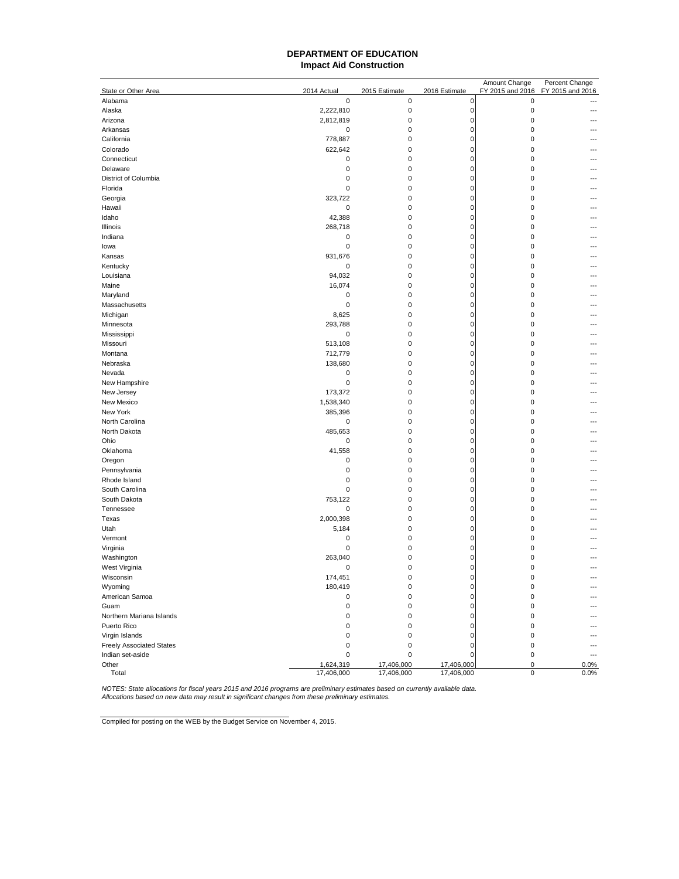# DEPARTMENT OF EDUCATION
## Impact Aid Construction

| State or Other Area | 2014 Actual | 2015 Estimate | 2016 Estimate | Amount Change FY 2015 and 2016 | Percent Change FY 2015 and 2016 |
|---|---|---|---|---|---|
| Alabama | 0 | 0 | 0 | 0 | --- |
| Alaska | 2,222,810 | 0 | 0 | 0 | --- |
| Arizona | 2,812,819 | 0 | 0 | 0 | --- |
| Arkansas | 0 | 0 | 0 | 0 | --- |
| California | 778,887 | 0 | 0 | 0 | --- |
| Colorado | 622,642 | 0 | 0 | 0 | --- |
| Connecticut | 0 | 0 | 0 | 0 | --- |
| Delaware | 0 | 0 | 0 | 0 | --- |
| District of Columbia | 0 | 0 | 0 | 0 | --- |
| Florida | 0 | 0 | 0 | 0 | --- |
| Georgia | 323,722 | 0 | 0 | 0 | --- |
| Hawaii | 0 | 0 | 0 | 0 | --- |
| Idaho | 42,388 | 0 | 0 | 0 | --- |
| Illinois | 268,718 | 0 | 0 | 0 | --- |
| Indiana | 0 | 0 | 0 | 0 | --- |
| Iowa | 0 | 0 | 0 | 0 | --- |
| Kansas | 931,676 | 0 | 0 | 0 | --- |
| Kentucky | 0 | 0 | 0 | 0 | --- |
| Louisiana | 94,032 | 0 | 0 | 0 | --- |
| Maine | 16,074 | 0 | 0 | 0 | --- |
| Maryland | 0 | 0 | 0 | 0 | --- |
| Massachusetts | 0 | 0 | 0 | 0 | --- |
| Michigan | 8,625 | 0 | 0 | 0 | --- |
| Minnesota | 293,788 | 0 | 0 | 0 | --- |
| Mississippi | 0 | 0 | 0 | 0 | --- |
| Missouri | 513,108 | 0 | 0 | 0 | --- |
| Montana | 712,779 | 0 | 0 | 0 | --- |
| Nebraska | 138,680 | 0 | 0 | 0 | --- |
| Nevada | 0 | 0 | 0 | 0 | --- |
| New Hampshire | 0 | 0 | 0 | 0 | --- |
| New Jersey | 173,372 | 0 | 0 | 0 | --- |
| New Mexico | 1,538,340 | 0 | 0 | 0 | --- |
| New York | 385,396 | 0 | 0 | 0 | --- |
| North Carolina | 0 | 0 | 0 | 0 | --- |
| North Dakota | 485,653 | 0 | 0 | 0 | --- |
| Ohio | 0 | 0 | 0 | 0 | --- |
| Oklahoma | 41,558 | 0 | 0 | 0 | --- |
| Oregon | 0 | 0 | 0 | 0 | --- |
| Pennsylvania | 0 | 0 | 0 | 0 | --- |
| Rhode Island | 0 | 0 | 0 | 0 | --- |
| South Carolina | 0 | 0 | 0 | 0 | --- |
| South Dakota | 753,122 | 0 | 0 | 0 | --- |
| Tennessee | 0 | 0 | 0 | 0 | --- |
| Texas | 2,000,398 | 0 | 0 | 0 | --- |
| Utah | 5,184 | 0 | 0 | 0 | --- |
| Vermont | 0 | 0 | 0 | 0 | --- |
| Virginia | 0 | 0 | 0 | 0 | --- |
| Washington | 263,040 | 0 | 0 | 0 | --- |
| West Virginia | 0 | 0 | 0 | 0 | --- |
| Wisconsin | 174,451 | 0 | 0 | 0 | --- |
| Wyoming | 180,419 | 0 | 0 | 0 | --- |
| American Samoa | 0 | 0 | 0 | 0 | --- |
| Guam | 0 | 0 | 0 | 0 | --- |
| Northern Mariana Islands | 0 | 0 | 0 | 0 | --- |
| Puerto Rico | 0 | 0 | 0 | 0 | --- |
| Virgin Islands | 0 | 0 | 0 | 0 | --- |
| Freely Associated States | 0 | 0 | 0 | 0 | --- |
| Indian set-aside | 0 | 0 | 0 | 0 | --- |
| Other | 1,624,319 | 17,406,000 | 17,406,000 | 0 | 0.0% |
| Total | 17,406,000 | 17,406,000 | 17,406,000 | 0 | 0.0% |

*NOTES: State allocations for fiscal years 2015 and 2016 programs are preliminary estimates based on currently available data. Allocations based on new data may result in significant changes from these preliminary estimates.*

Compiled for posting on the WEB by the Budget Service on November 4, 2015.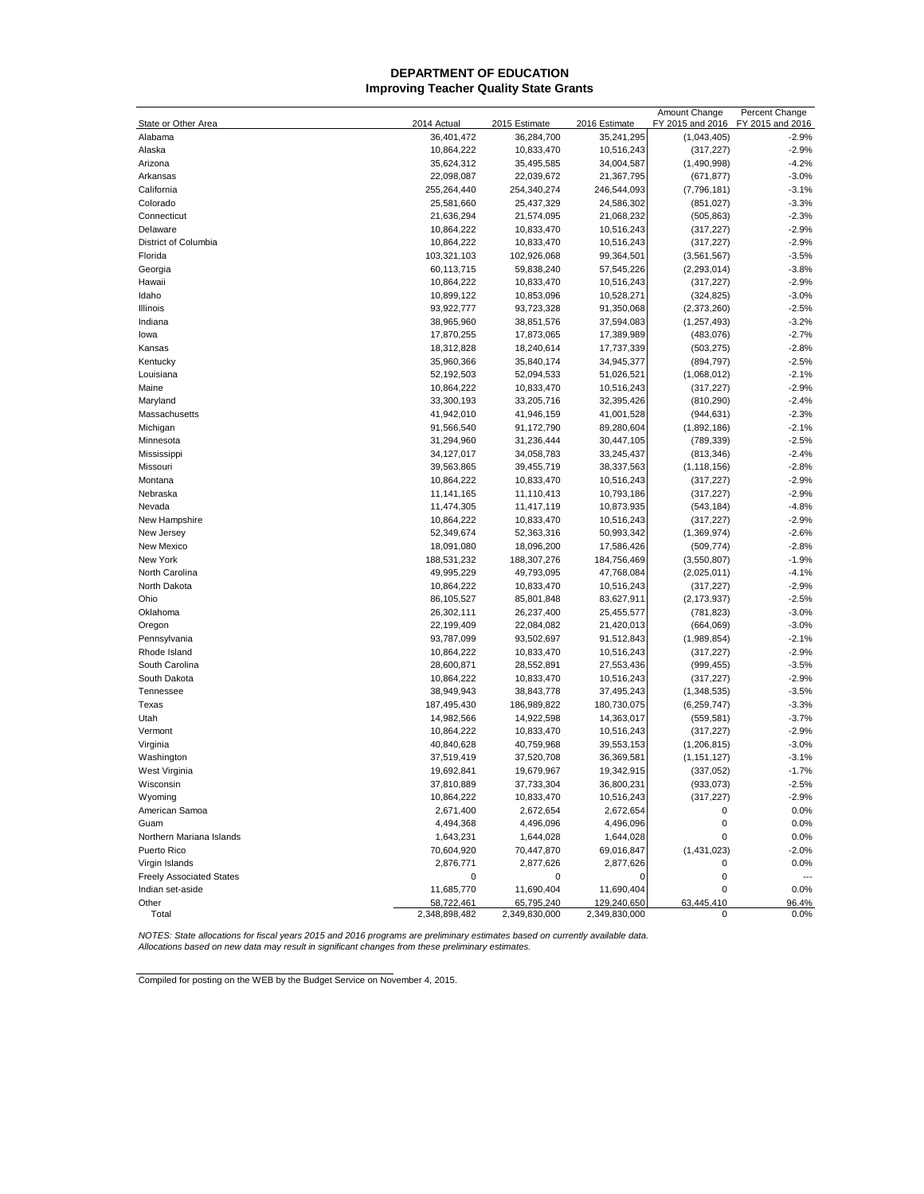# DEPARTMENT OF EDUCATION
## Improving Teacher Quality State Grants

| State or Other Area | 2014 Actual | 2015 Estimate | 2016 Estimate | Amount Change FY 2015 and 2016 | Percent Change FY 2015 and 2016 |
|---|---|---|---|---|---|
| Alabama | 36,401,472 | 36,284,700 | 35,241,295 | (1,043,405) | -2.9% |
| Alaska | 10,864,222 | 10,833,470 | 10,516,243 | (317,227) | -2.9% |
| Arizona | 35,624,312 | 35,495,585 | 34,004,587 | (1,490,998) | -4.2% |
| Arkansas | 22,098,087 | 22,039,672 | 21,367,795 | (671,877) | -3.0% |
| California | 255,264,440 | 254,340,274 | 246,544,093 | (7,796,181) | -3.1% |
| Colorado | 25,581,660 | 25,437,329 | 24,586,302 | (851,027) | -3.3% |
| Connecticut | 21,636,294 | 21,574,095 | 21,068,232 | (505,863) | -2.3% |
| Delaware | 10,864,222 | 10,833,470 | 10,516,243 | (317,227) | -2.9% |
| District of Columbia | 10,864,222 | 10,833,470 | 10,516,243 | (317,227) | -2.9% |
| Florida | 103,321,103 | 102,926,068 | 99,364,501 | (3,561,567) | -3.5% |
| Georgia | 60,113,715 | 59,838,240 | 57,545,226 | (2,293,014) | -3.8% |
| Hawaii | 10,864,222 | 10,833,470 | 10,516,243 | (317,227) | -2.9% |
| Idaho | 10,899,122 | 10,853,096 | 10,528,271 | (324,825) | -3.0% |
| Illinois | 93,922,777 | 93,723,328 | 91,350,068 | (2,373,260) | -2.5% |
| Indiana | 38,965,960 | 38,851,576 | 37,594,083 | (1,257,493) | -3.2% |
| Iowa | 17,870,255 | 17,873,065 | 17,389,989 | (483,076) | -2.7% |
| Kansas | 18,312,828 | 18,240,614 | 17,737,339 | (503,275) | -2.8% |
| Kentucky | 35,960,366 | 35,840,174 | 34,945,377 | (894,797) | -2.5% |
| Louisiana | 52,192,503 | 52,094,533 | 51,026,521 | (1,068,012) | -2.1% |
| Maine | 10,864,222 | 10,833,470 | 10,516,243 | (317,227) | -2.9% |
| Maryland | 33,300,193 | 33,205,716 | 32,395,426 | (810,290) | -2.4% |
| Massachusetts | 41,942,010 | 41,946,159 | 41,001,528 | (944,631) | -2.3% |
| Michigan | 91,566,540 | 91,172,790 | 89,280,604 | (1,892,186) | -2.1% |
| Minnesota | 31,294,960 | 31,236,444 | 30,447,105 | (789,339) | -2.5% |
| Mississippi | 34,127,017 | 34,058,783 | 33,245,437 | (813,346) | -2.4% |
| Missouri | 39,563,865 | 39,455,719 | 38,337,563 | (1,118,156) | -2.8% |
| Montana | 10,864,222 | 10,833,470 | 10,516,243 | (317,227) | -2.9% |
| Nebraska | 11,141,165 | 11,110,413 | 10,793,186 | (317,227) | -2.9% |
| Nevada | 11,474,305 | 11,417,119 | 10,873,935 | (543,184) | -4.8% |
| New Hampshire | 10,864,222 | 10,833,470 | 10,516,243 | (317,227) | -2.9% |
| New Jersey | 52,349,674 | 52,363,316 | 50,993,342 | (1,369,974) | -2.6% |
| New Mexico | 18,091,080 | 18,096,200 | 17,586,426 | (509,774) | -2.8% |
| New York | 188,531,232 | 188,307,276 | 184,756,469 | (3,550,807) | -1.9% |
| North Carolina | 49,995,229 | 49,793,095 | 47,768,084 | (2,025,011) | -4.1% |
| North Dakota | 10,864,222 | 10,833,470 | 10,516,243 | (317,227) | -2.9% |
| Ohio | 86,105,527 | 85,801,848 | 83,627,911 | (2,173,937) | -2.5% |
| Oklahoma | 26,302,111 | 26,237,400 | 25,455,577 | (781,823) | -3.0% |
| Oregon | 22,199,409 | 22,084,082 | 21,420,013 | (664,069) | -3.0% |
| Pennsylvania | 93,787,099 | 93,502,697 | 91,512,843 | (1,989,854) | -2.1% |
| Rhode Island | 10,864,222 | 10,833,470 | 10,516,243 | (317,227) | -2.9% |
| South Carolina | 28,600,871 | 28,552,891 | 27,553,436 | (999,455) | -3.5% |
| South Dakota | 10,864,222 | 10,833,470 | 10,516,243 | (317,227) | -2.9% |
| Tennessee | 38,949,943 | 38,843,778 | 37,495,243 | (1,348,535) | -3.5% |
| Texas | 187,495,430 | 186,989,822 | 180,730,075 | (6,259,747) | -3.3% |
| Utah | 14,982,566 | 14,922,598 | 14,363,017 | (559,581) | -3.7% |
| Vermont | 10,864,222 | 10,833,470 | 10,516,243 | (317,227) | -2.9% |
| Virginia | 40,840,628 | 40,759,968 | 39,553,153 | (1,206,815) | -3.0% |
| Washington | 37,519,419 | 37,520,708 | 36,369,581 | (1,151,127) | -3.1% |
| West Virginia | 19,692,841 | 19,679,967 | 19,342,915 | (337,052) | -1.7% |
| Wisconsin | 37,810,889 | 37,733,304 | 36,800,231 | (933,073) | -2.5% |
| Wyoming | 10,864,222 | 10,833,470 | 10,516,243 | (317,227) | -2.9% |
| American Samoa | 2,671,400 | 2,672,654 | 2,672,654 | 0 | 0.0% |
| Guam | 4,494,368 | 4,496,096 | 4,496,096 | 0 | 0.0% |
| Northern Mariana Islands | 1,643,231 | 1,644,028 | 1,644,028 | 0 | 0.0% |
| Puerto Rico | 70,604,920 | 70,447,870 | 69,016,847 | (1,431,023) | -2.0% |
| Virgin Islands | 2,876,771 | 2,877,626 | 2,877,626 | 0 | 0.0% |
| Freely Associated States | 0 | 0 | 0 | 0 | --- |
| Indian set-aside | 11,685,770 | 11,690,404 | 11,690,404 | 0 | 0.0% |
| Other | 58,722,461 | 65,795,240 | 129,240,650 | 63,445,410 | 96.4% |
| Total | 2,348,898,482 | 2,349,830,000 | 2,349,830,000 | 0 | 0.0% |

*NOTES: State allocations for fiscal years 2015 and 2016 programs are preliminary estimates based on currently available data. Allocations based on new data may result in significant changes from these preliminary estimates.*

Compiled for posting on the WEB by the Budget Service on November 4, 2015.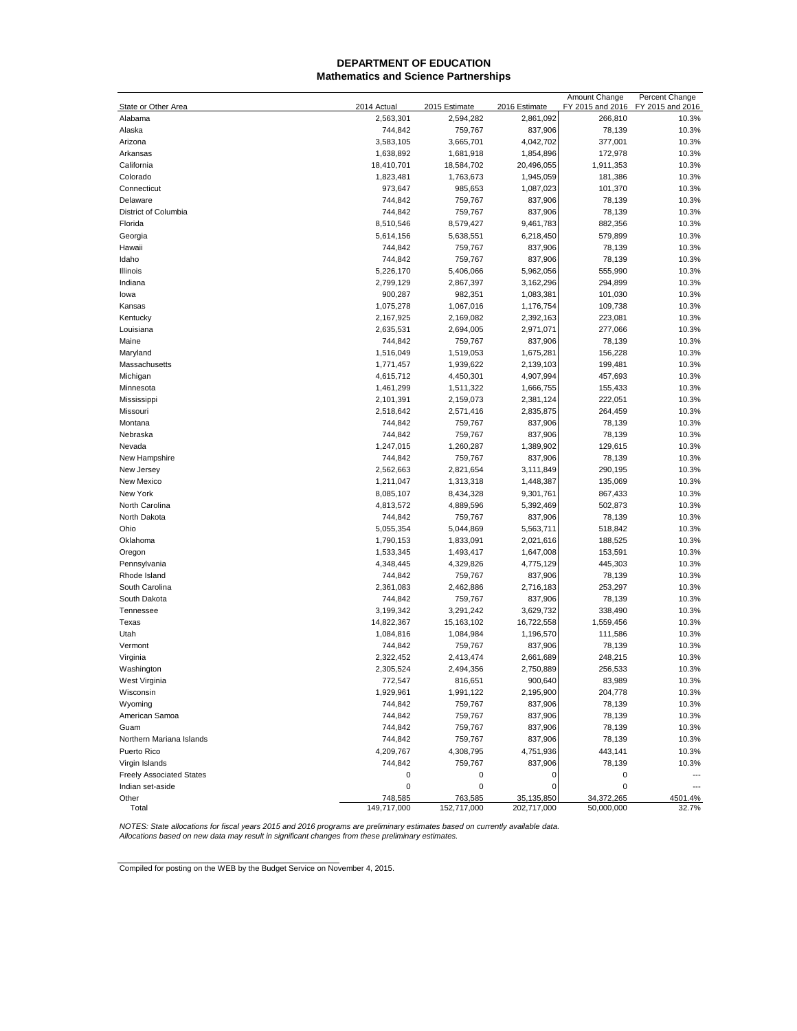# DEPARTMENT OF EDUCATION
## Mathematics and Science Partnerships

| State or Other Area | 2014 Actual | 2015 Estimate | 2016 Estimate | Amount Change FY 2015 and 2016 | Percent Change FY 2015 and 2016 |
|---|---|---|---|---|---|
| Alabama | 2,563,301 | 2,594,282 | 2,861,092 | 266,810 | 10.3% |
| Alaska | 744,842 | 759,767 | 837,906 | 78,139 | 10.3% |
| Arizona | 3,583,105 | 3,665,701 | 4,042,702 | 377,001 | 10.3% |
| Arkansas | 1,638,892 | 1,681,918 | 1,854,896 | 172,978 | 10.3% |
| California | 18,410,701 | 18,584,702 | 20,496,055 | 1,911,353 | 10.3% |
| Colorado | 1,823,481 | 1,763,673 | 1,945,059 | 181,386 | 10.3% |
| Connecticut | 973,647 | 985,653 | 1,087,023 | 101,370 | 10.3% |
| Delaware | 744,842 | 759,767 | 837,906 | 78,139 | 10.3% |
| District of Columbia | 744,842 | 759,767 | 837,906 | 78,139 | 10.3% |
| Florida | 8,510,546 | 8,579,427 | 9,461,783 | 882,356 | 10.3% |
| Georgia | 5,614,156 | 5,638,551 | 6,218,450 | 579,899 | 10.3% |
| Hawaii | 744,842 | 759,767 | 837,906 | 78,139 | 10.3% |
| Idaho | 744,842 | 759,767 | 837,906 | 78,139 | 10.3% |
| Illinois | 5,226,170 | 5,406,066 | 5,962,056 | 555,990 | 10.3% |
| Indiana | 2,799,129 | 2,867,397 | 3,162,296 | 294,899 | 10.3% |
| Iowa | 900,287 | 982,351 | 1,083,381 | 101,030 | 10.3% |
| Kansas | 1,075,278 | 1,067,016 | 1,176,754 | 109,738 | 10.3% |
| Kentucky | 2,167,925 | 2,169,082 | 2,392,163 | 223,081 | 10.3% |
| Louisiana | 2,635,531 | 2,694,005 | 2,971,071 | 277,066 | 10.3% |
| Maine | 744,842 | 759,767 | 837,906 | 78,139 | 10.3% |
| Maryland | 1,516,049 | 1,519,053 | 1,675,281 | 156,228 | 10.3% |
| Massachusetts | 1,771,457 | 1,939,622 | 2,139,103 | 199,481 | 10.3% |
| Michigan | 4,615,712 | 4,450,301 | 4,907,994 | 457,693 | 10.3% |
| Minnesota | 1,461,299 | 1,511,322 | 1,666,755 | 155,433 | 10.3% |
| Mississippi | 2,101,391 | 2,159,073 | 2,381,124 | 222,051 | 10.3% |
| Missouri | 2,518,642 | 2,571,416 | 2,835,875 | 264,459 | 10.3% |
| Montana | 744,842 | 759,767 | 837,906 | 78,139 | 10.3% |
| Nebraska | 744,842 | 759,767 | 837,906 | 78,139 | 10.3% |
| Nevada | 1,247,015 | 1,260,287 | 1,389,902 | 129,615 | 10.3% |
| New Hampshire | 744,842 | 759,767 | 837,906 | 78,139 | 10.3% |
| New Jersey | 2,562,663 | 2,821,654 | 3,111,849 | 290,195 | 10.3% |
| New Mexico | 1,211,047 | 1,313,318 | 1,448,387 | 135,069 | 10.3% |
| New York | 8,085,107 | 8,434,328 | 9,301,761 | 867,433 | 10.3% |
| North Carolina | 4,813,572 | 4,889,596 | 5,392,469 | 502,873 | 10.3% |
| North Dakota | 744,842 | 759,767 | 837,906 | 78,139 | 10.3% |
| Ohio | 5,055,354 | 5,044,869 | 5,563,711 | 518,842 | 10.3% |
| Oklahoma | 1,790,153 | 1,833,091 | 2,021,616 | 188,525 | 10.3% |
| Oregon | 1,533,345 | 1,493,417 | 1,647,008 | 153,591 | 10.3% |
| Pennsylvania | 4,348,445 | 4,329,826 | 4,775,129 | 445,303 | 10.3% |
| Rhode Island | 744,842 | 759,767 | 837,906 | 78,139 | 10.3% |
| South Carolina | 2,361,083 | 2,462,886 | 2,716,183 | 253,297 | 10.3% |
| South Dakota | 744,842 | 759,767 | 837,906 | 78,139 | 10.3% |
| Tennessee | 3,199,342 | 3,291,242 | 3,629,732 | 338,490 | 10.3% |
| Texas | 14,822,367 | 15,163,102 | 16,722,558 | 1,559,456 | 10.3% |
| Utah | 1,084,816 | 1,084,984 | 1,196,570 | 111,586 | 10.3% |
| Vermont | 744,842 | 759,767 | 837,906 | 78,139 | 10.3% |
| Virginia | 2,322,452 | 2,413,474 | 2,661,689 | 248,215 | 10.3% |
| Washington | 2,305,524 | 2,494,356 | 2,750,889 | 256,533 | 10.3% |
| West Virginia | 772,547 | 816,651 | 900,640 | 83,989 | 10.3% |
| Wisconsin | 1,929,961 | 1,991,122 | 2,195,900 | 204,778 | 10.3% |
| Wyoming | 744,842 | 759,767 | 837,906 | 78,139 | 10.3% |
| American Samoa | 744,842 | 759,767 | 837,906 | 78,139 | 10.3% |
| Guam | 744,842 | 759,767 | 837,906 | 78,139 | 10.3% |
| Northern Mariana Islands | 744,842 | 759,767 | 837,906 | 78,139 | 10.3% |
| Puerto Rico | 4,209,767 | 4,308,795 | 4,751,936 | 443,141 | 10.3% |
| Virgin Islands | 744,842 | 759,767 | 837,906 | 78,139 | 10.3% |
| Freely Associated States | 0 | 0 | 0 | 0 | --- |
| Indian set-aside | 0 | 0 | 0 | 0 | --- |
| Other | 748,585 | 763,585 | 35,135,850 | 34,372,265 | 4501.4% |
| Total | 149,717,000 | 152,717,000 | 202,717,000 | 50,000,000 | 32.7% |

*NOTES: State allocations for fiscal years 2015 and 2016 programs are preliminary estimates based on currently available data. Allocations based on new data may result in significant changes from these preliminary estimates.*

Compiled for posting on the WEB by the Budget Service on November 4, 2015.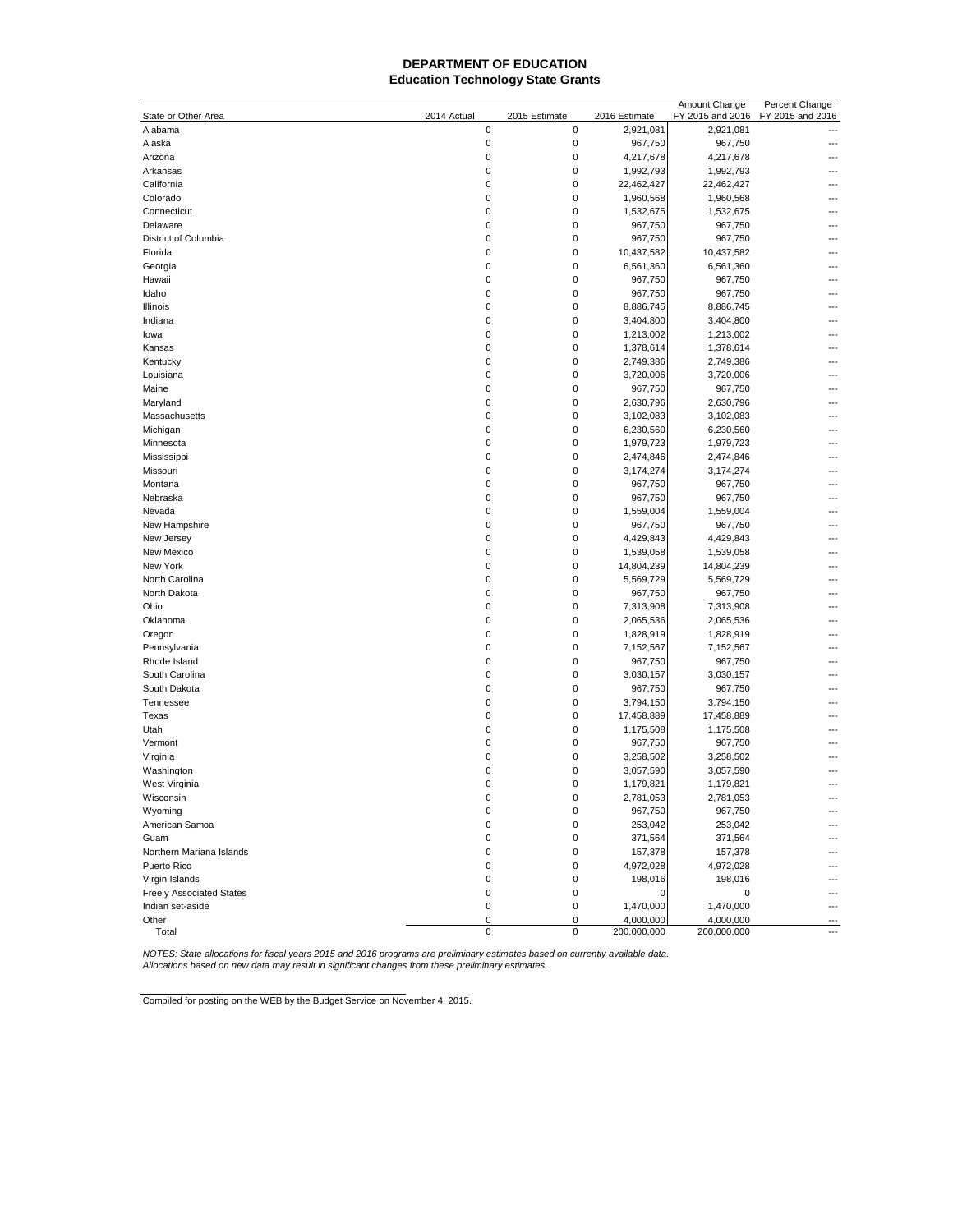**DEPARTMENT OF EDUCATION**
**Education Technology State Grants**

| State or Other Area | 2014 Actual | 2015 Estimate | 2016 Estimate | Amount Change FY 2015 and 2016 | Percent Change FY 2015 and 2016 |
|---|---|---|---|---|---|
| Alabama | 0 | 0 | 2,921,081 | 2,921,081 | --- |
| Alaska | 0 | 0 | 967,750 | 967,750 | --- |
| Arizona | 0 | 0 | 4,217,678 | 4,217,678 | --- |
| Arkansas | 0 | 0 | 1,992,793 | 1,992,793 | --- |
| California | 0 | 0 | 22,462,427 | 22,462,427 | --- |
| Colorado | 0 | 0 | 1,960,568 | 1,960,568 | --- |
| Connecticut | 0 | 0 | 1,532,675 | 1,532,675 | --- |
| Delaware | 0 | 0 | 967,750 | 967,750 | --- |
| District of Columbia | 0 | 0 | 967,750 | 967,750 | --- |
| Florida | 0 | 0 | 10,437,582 | 10,437,582 | --- |
| Georgia | 0 | 0 | 6,561,360 | 6,561,360 | --- |
| Hawaii | 0 | 0 | 967,750 | 967,750 | --- |
| Idaho | 0 | 0 | 967,750 | 967,750 | --- |
| Illinois | 0 | 0 | 8,886,745 | 8,886,745 | --- |
| Indiana | 0 | 0 | 3,404,800 | 3,404,800 | --- |
| Iowa | 0 | 0 | 1,213,002 | 1,213,002 | --- |
| Kansas | 0 | 0 | 1,378,614 | 1,378,614 | --- |
| Kentucky | 0 | 0 | 2,749,386 | 2,749,386 | --- |
| Louisiana | 0 | 0 | 3,720,006 | 3,720,006 | --- |
| Maine | 0 | 0 | 967,750 | 967,750 | --- |
| Maryland | 0 | 0 | 2,630,796 | 2,630,796 | --- |
| Massachusetts | 0 | 0 | 3,102,083 | 3,102,083 | --- |
| Michigan | 0 | 0 | 6,230,560 | 6,230,560 | --- |
| Minnesota | 0 | 0 | 1,979,723 | 1,979,723 | --- |
| Mississippi | 0 | 0 | 2,474,846 | 2,474,846 | --- |
| Missouri | 0 | 0 | 3,174,274 | 3,174,274 | --- |
| Montana | 0 | 0 | 967,750 | 967,750 | --- |
| Nebraska | 0 | 0 | 967,750 | 967,750 | --- |
| Nevada | 0 | 0 | 1,559,004 | 1,559,004 | --- |
| New Hampshire | 0 | 0 | 967,750 | 967,750 | --- |
| New Jersey | 0 | 0 | 4,429,843 | 4,429,843 | --- |
| New Mexico | 0 | 0 | 1,539,058 | 1,539,058 | --- |
| New York | 0 | 0 | 14,804,239 | 14,804,239 | --- |
| North Carolina | 0 | 0 | 5,569,729 | 5,569,729 | --- |
| North Dakota | 0 | 0 | 967,750 | 967,750 | --- |
| Ohio | 0 | 0 | 7,313,908 | 7,313,908 | --- |
| Oklahoma | 0 | 0 | 2,065,536 | 2,065,536 | --- |
| Oregon | 0 | 0 | 1,828,919 | 1,828,919 | --- |
| Pennsylvania | 0 | 0 | 7,152,567 | 7,152,567 | --- |
| Rhode Island | 0 | 0 | 967,750 | 967,750 | --- |
| South Carolina | 0 | 0 | 3,030,157 | 3,030,157 | --- |
| South Dakota | 0 | 0 | 967,750 | 967,750 | --- |
| Tennessee | 0 | 0 | 3,794,150 | 3,794,150 | --- |
| Texas | 0 | 0 | 17,458,889 | 17,458,889 | --- |
| Utah | 0 | 0 | 1,175,508 | 1,175,508 | --- |
| Vermont | 0 | 0 | 967,750 | 967,750 | --- |
| Virginia | 0 | 0 | 3,258,502 | 3,258,502 | --- |
| Washington | 0 | 0 | 3,057,590 | 3,057,590 | --- |
| West Virginia | 0 | 0 | 1,179,821 | 1,179,821 | --- |
| Wisconsin | 0 | 0 | 2,781,053 | 2,781,053 | --- |
| Wyoming | 0 | 0 | 967,750 | 967,750 | --- |
| American Samoa | 0 | 0 | 253,042 | 253,042 | --- |
| Guam | 0 | 0 | 371,564 | 371,564 | --- |
| Northern Mariana Islands | 0 | 0 | 157,378 | 157,378 | --- |
| Puerto Rico | 0 | 0 | 4,972,028 | 4,972,028 | --- |
| Virgin Islands | 0 | 0 | 198,016 | 198,016 | --- |
| Freely Associated States | 0 | 0 | 0 | 0 | --- |
| Indian set-aside | 0 | 0 | 1,470,000 | 1,470,000 | --- |
| Other | 0 | 0 | 4,000,000 | 4,000,000 | --- |
| Total | 0 | 0 | 200,000,000 | 200,000,000 | --- |

*NOTES: State allocations for fiscal years 2015 and 2016 programs are preliminary estimates based on currently available data. Allocations based on new data may result in significant changes from these preliminary estimates.*

Compiled for posting on the WEB by the Budget Service on November 4, 2015.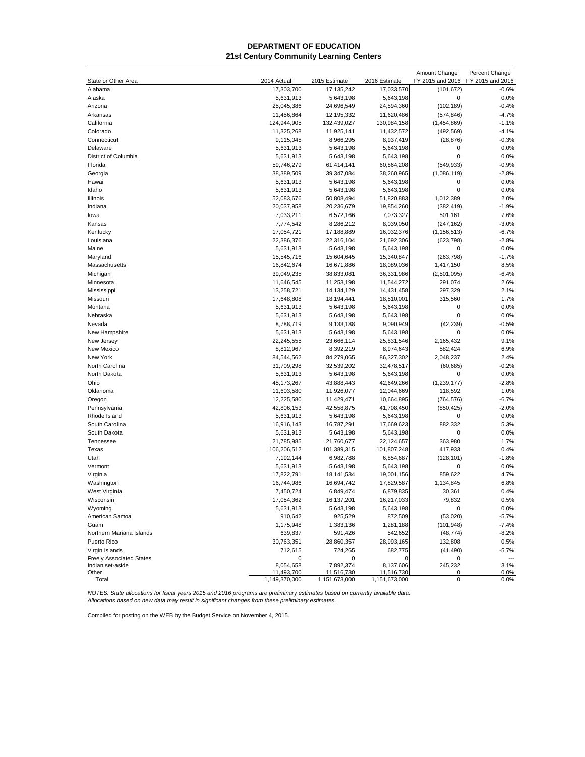# DEPARTMENT OF EDUCATION
## 21st Century Community Learning Centers

| State or Other Area | 2014 Actual | 2015 Estimate | 2016 Estimate | Amount Change FY 2015 and 2016 | Percent Change FY 2015 and 2016 |
|---|---|---|---|---|---|
| Alabama | 17,303,700 | 17,135,242 | 17,033,570 | (101,672) | -0.6% |
| Alaska | 5,631,913 | 5,643,198 | 5,643,198 | 0 | 0.0% |
| Arizona | 25,045,386 | 24,696,549 | 24,594,360 | (102,189) | -0.4% |
| Arkansas | 11,456,864 | 12,195,332 | 11,620,486 | (574,846) | -4.7% |
| California | 124,944,905 | 132,439,027 | 130,984,158 | (1,454,869) | -1.1% |
| Colorado | 11,325,268 | 11,925,141 | 11,432,572 | (492,569) | -4.1% |
| Connecticut | 9,115,045 | 8,966,295 | 8,937,419 | (28,876) | -0.3% |
| Delaware | 5,631,913 | 5,643,198 | 5,643,198 | 0 | 0.0% |
| District of Columbia | 5,631,913 | 5,643,198 | 5,643,198 | 0 | 0.0% |
| Florida | 59,746,279 | 61,414,141 | 60,864,208 | (549,933) | -0.9% |
| Georgia | 38,389,509 | 39,347,084 | 38,260,965 | (1,086,119) | -2.8% |
| Hawaii | 5,631,913 | 5,643,198 | 5,643,198 | 0 | 0.0% |
| Idaho | 5,631,913 | 5,643,198 | 5,643,198 | 0 | 0.0% |
| Illinois | 52,083,676 | 50,808,494 | 51,820,883 | 1,012,389 | 2.0% |
| Indiana | 20,037,958 | 20,236,679 | 19,854,260 | (382,419) | -1.9% |
| Iowa | 7,033,211 | 6,572,166 | 7,073,327 | 501,161 | 7.6% |
| Kansas | 7,774,542 | 8,286,212 | 8,039,050 | (247,162) | -3.0% |
| Kentucky | 17,054,721 | 17,188,889 | 16,032,376 | (1,156,513) | -6.7% |
| Louisiana | 22,386,376 | 22,316,104 | 21,692,306 | (623,798) | -2.8% |
| Maine | 5,631,913 | 5,643,198 | 5,643,198 | 0 | 0.0% |
| Maryland | 15,545,716 | 15,604,645 | 15,340,847 | (263,798) | -1.7% |
| Massachusetts | 16,842,674 | 16,671,886 | 18,089,036 | 1,417,150 | 8.5% |
| Michigan | 39,049,235 | 38,833,081 | 36,331,986 | (2,501,095) | -6.4% |
| Minnesota | 11,646,545 | 11,253,198 | 11,544,272 | 291,074 | 2.6% |
| Mississippi | 13,258,721 | 14,134,129 | 14,431,458 | 297,329 | 2.1% |
| Missouri | 17,648,808 | 18,194,441 | 18,510,001 | 315,560 | 1.7% |
| Montana | 5,631,913 | 5,643,198 | 5,643,198 | 0 | 0.0% |
| Nebraska | 5,631,913 | 5,643,198 | 5,643,198 | 0 | 0.0% |
| Nevada | 8,788,719 | 9,133,188 | 9,090,949 | (42,239) | -0.5% |
| New Hampshire | 5,631,913 | 5,643,198 | 5,643,198 | 0 | 0.0% |
| New Jersey | 22,245,555 | 23,666,114 | 25,831,546 | 2,165,432 | 9.1% |
| New Mexico | 8,812,967 | 8,392,219 | 8,974,643 | 582,424 | 6.9% |
| New York | 84,544,562 | 84,279,065 | 86,327,302 | 2,048,237 | 2.4% |
| North Carolina | 31,709,298 | 32,539,202 | 32,478,517 | (60,685) | -0.2% |
| North Dakota | 5,631,913 | 5,643,198 | 5,643,198 | 0 | 0.0% |
| Ohio | 45,173,267 | 43,888,443 | 42,649,266 | (1,239,177) | -2.8% |
| Oklahoma | 11,603,580 | 11,926,077 | 12,044,669 | 118,592 | 1.0% |
| Oregon | 12,225,580 | 11,429,471 | 10,664,895 | (764,576) | -6.7% |
| Pennsylvania | 42,806,153 | 42,558,875 | 41,708,450 | (850,425) | -2.0% |
| Rhode Island | 5,631,913 | 5,643,198 | 5,643,198 | 0 | 0.0% |
| South Carolina | 16,916,143 | 16,787,291 | 17,669,623 | 882,332 | 5.3% |
| South Dakota | 5,631,913 | 5,643,198 | 5,643,198 | 0 | 0.0% |
| Tennessee | 21,785,985 | 21,760,677 | 22,124,657 | 363,980 | 1.7% |
| Texas | 106,206,512 | 101,389,315 | 101,807,248 | 417,933 | 0.4% |
| Utah | 7,192,144 | 6,982,788 | 6,854,687 | (128,101) | -1.8% |
| Vermont | 5,631,913 | 5,643,198 | 5,643,198 | 0 | 0.0% |
| Virginia | 17,822,791 | 18,141,534 | 19,001,156 | 859,622 | 4.7% |
| Washington | 16,744,986 | 16,694,742 | 17,829,587 | 1,134,845 | 6.8% |
| West Virginia | 7,450,724 | 6,849,474 | 6,879,835 | 30,361 | 0.4% |
| Wisconsin | 17,054,362 | 16,137,201 | 16,217,033 | 79,832 | 0.5% |
| Wyoming | 5,631,913 | 5,643,198 | 5,643,198 | 0 | 0.0% |
| American Samoa | 910,642 | 925,529 | 872,509 | (53,020) | -5.7% |
| Guam | 1,175,948 | 1,383,136 | 1,281,188 | (101,948) | -7.4% |
| Northern Mariana Islands | 639,837 | 591,426 | 542,652 | (48,774) | -8.2% |
| Puerto Rico | 30,763,351 | 28,860,357 | 28,993,165 | 132,808 | 0.5% |
| Virgin Islands | 712,615 | 724,265 | 682,775 | (41,490) | -5.7% |
| Freely Associated States | 0 | 0 | 0 | 0 | --- |
| Indian set-aside | 8,054,658 | 7,892,374 | 8,137,606 | 245,232 | 3.1% |
| Other | 11,493,700 | 11,516,730 | 11,516,730 | 0 | 0.0% |
| Total | 1,149,370,000 | 1,151,673,000 | 1,151,673,000 | 0 | 0.0% |

*NOTES: State allocations for fiscal years 2015 and 2016 programs are preliminary estimates based on currently available data. Allocations based on new data may result in significant changes from these preliminary estimates.*

Compiled for posting on the WEB by the Budget Service on November 4, 2015.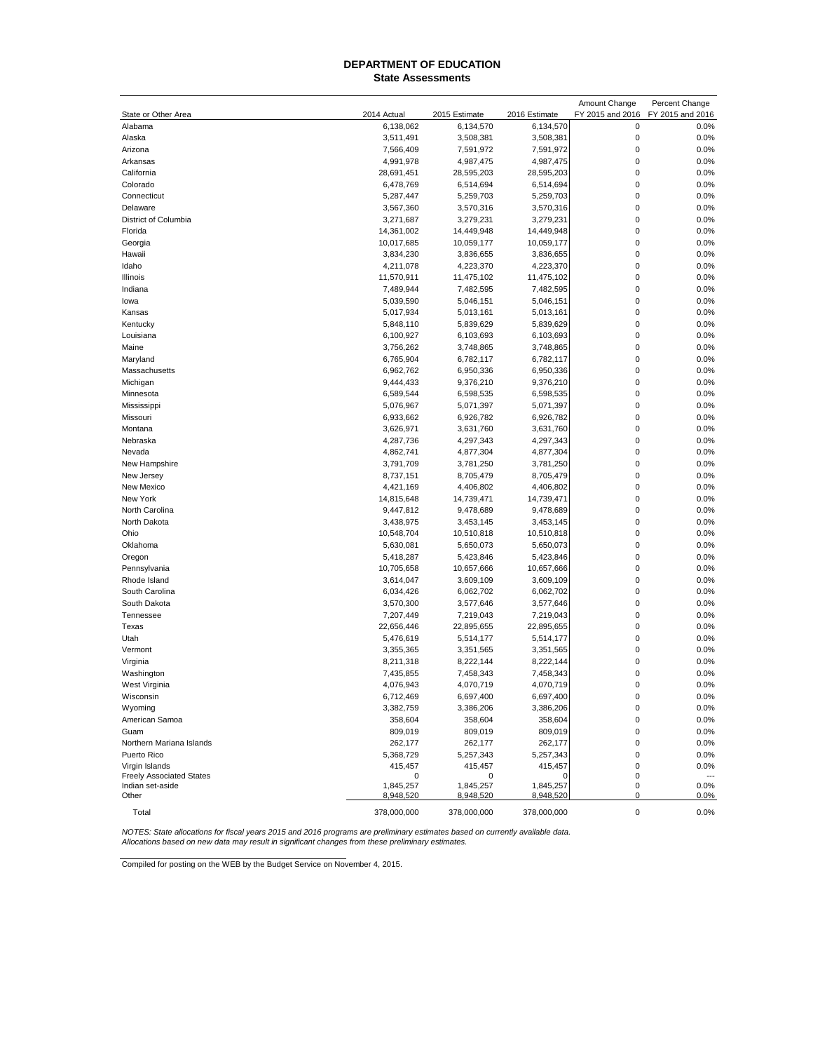# DEPARTMENT OF EDUCATION
## State Assessments

| State or Other Area | 2014 Actual | 2015 Estimate | 2016 Estimate | Amount Change FY 2015 and 2016 | Percent Change FY 2015 and 2016 |
|---|---|---|---|---|---|
| Alabama | 6,138,062 | 6,134,570 | 6,134,570 | 0 | 0.0% |
| Alaska | 3,511,491 | 3,508,381 | 3,508,381 | 0 | 0.0% |
| Arizona | 7,566,409 | 7,591,972 | 7,591,972 | 0 | 0.0% |
| Arkansas | 4,991,978 | 4,987,475 | 4,987,475 | 0 | 0.0% |
| California | 28,691,451 | 28,595,203 | 28,595,203 | 0 | 0.0% |
| Colorado | 6,478,769 | 6,514,694 | 6,514,694 | 0 | 0.0% |
| Connecticut | 5,287,447 | 5,259,703 | 5,259,703 | 0 | 0.0% |
| Delaware | 3,567,360 | 3,570,316 | 3,570,316 | 0 | 0.0% |
| District of Columbia | 3,271,687 | 3,279,231 | 3,279,231 | 0 | 0.0% |
| Florida | 14,361,002 | 14,449,948 | 14,449,948 | 0 | 0.0% |
| Georgia | 10,017,685 | 10,059,177 | 10,059,177 | 0 | 0.0% |
| Hawaii | 3,834,230 | 3,836,655 | 3,836,655 | 0 | 0.0% |
| Idaho | 4,211,078 | 4,223,370 | 4,223,370 | 0 | 0.0% |
| Illinois | 11,570,911 | 11,475,102 | 11,475,102 | 0 | 0.0% |
| Indiana | 7,489,944 | 7,482,595 | 7,482,595 | 0 | 0.0% |
| Iowa | 5,039,590 | 5,046,151 | 5,046,151 | 0 | 0.0% |
| Kansas | 5,017,934 | 5,013,161 | 5,013,161 | 0 | 0.0% |
| Kentucky | 5,848,110 | 5,839,629 | 5,839,629 | 0 | 0.0% |
| Louisiana | 6,100,927 | 6,103,693 | 6,103,693 | 0 | 0.0% |
| Maine | 3,756,262 | 3,748,865 | 3,748,865 | 0 | 0.0% |
| Maryland | 6,765,904 | 6,782,117 | 6,782,117 | 0 | 0.0% |
| Massachusetts | 6,962,762 | 6,950,336 | 6,950,336 | 0 | 0.0% |
| Michigan | 9,444,433 | 9,376,210 | 9,376,210 | 0 | 0.0% |
| Minnesota | 6,589,544 | 6,598,535 | 6,598,535 | 0 | 0.0% |
| Mississippi | 5,076,967 | 5,071,397 | 5,071,397 | 0 | 0.0% |
| Missouri | 6,933,662 | 6,926,782 | 6,926,782 | 0 | 0.0% |
| Montana | 3,626,971 | 3,631,760 | 3,631,760 | 0 | 0.0% |
| Nebraska | 4,287,736 | 4,297,343 | 4,297,343 | 0 | 0.0% |
| Nevada | 4,862,741 | 4,877,304 | 4,877,304 | 0 | 0.0% |
| New Hampshire | 3,791,709 | 3,781,250 | 3,781,250 | 0 | 0.0% |
| New Jersey | 8,737,151 | 8,705,479 | 8,705,479 | 0 | 0.0% |
| New Mexico | 4,421,169 | 4,406,802 | 4,406,802 | 0 | 0.0% |
| New York | 14,815,648 | 14,739,471 | 14,739,471 | 0 | 0.0% |
| North Carolina | 9,447,812 | 9,478,689 | 9,478,689 | 0 | 0.0% |
| North Dakota | 3,438,975 | 3,453,145 | 3,453,145 | 0 | 0.0% |
| Ohio | 10,548,704 | 10,510,818 | 10,510,818 | 0 | 0.0% |
| Oklahoma | 5,630,081 | 5,650,073 | 5,650,073 | 0 | 0.0% |
| Oregon | 5,418,287 | 5,423,846 | 5,423,846 | 0 | 0.0% |
| Pennsylvania | 10,705,658 | 10,657,666 | 10,657,666 | 0 | 0.0% |
| Rhode Island | 3,614,047 | 3,609,109 | 3,609,109 | 0 | 0.0% |
| South Carolina | 6,034,426 | 6,062,702 | 6,062,702 | 0 | 0.0% |
| South Dakota | 3,570,300 | 3,577,646 | 3,577,646 | 0 | 0.0% |
| Tennessee | 7,207,449 | 7,219,043 | 7,219,043 | 0 | 0.0% |
| Texas | 22,656,446 | 22,895,655 | 22,895,655 | 0 | 0.0% |
| Utah | 5,476,619 | 5,514,177 | 5,514,177 | 0 | 0.0% |
| Vermont | 3,355,365 | 3,351,565 | 3,351,565 | 0 | 0.0% |
| Virginia | 8,211,318 | 8,222,144 | 8,222,144 | 0 | 0.0% |
| Washington | 7,435,855 | 7,458,343 | 7,458,343 | 0 | 0.0% |
| West Virginia | 4,076,943 | 4,070,719 | 4,070,719 | 0 | 0.0% |
| Wisconsin | 6,712,469 | 6,697,400 | 6,697,400 | 0 | 0.0% |
| Wyoming | 3,382,759 | 3,386,206 | 3,386,206 | 0 | 0.0% |
| American Samoa | 358,604 | 358,604 | 358,604 | 0 | 0.0% |
| Guam | 809,019 | 809,019 | 809,019 | 0 | 0.0% |
| Northern Mariana Islands | 262,177 | 262,177 | 262,177 | 0 | 0.0% |
| Puerto Rico | 5,368,729 | 5,257,343 | 5,257,343 | 0 | 0.0% |
| Virgin Islands | 415,457 | 415,457 | 415,457 | 0 | 0.0% |
| Freely Associated States | 0 | 0 | 0 | 0 | --- |
| Indian set-aside | 1,845,257 | 1,845,257 | 1,845,257 | 0 | 0.0% |
| Other | 8,948,520 | 8,948,520 | 8,948,520 | 0 | 0.0% |
| Total | 378,000,000 | 378,000,000 | 378,000,000 | 0 | 0.0% |

*NOTES: State allocations for fiscal years 2015 and 2016 programs are preliminary estimates based on currently available data. Allocations based on new data may result in significant changes from these preliminary estimates.*

Compiled for posting on the WEB by the Budget Service on November 4, 2015.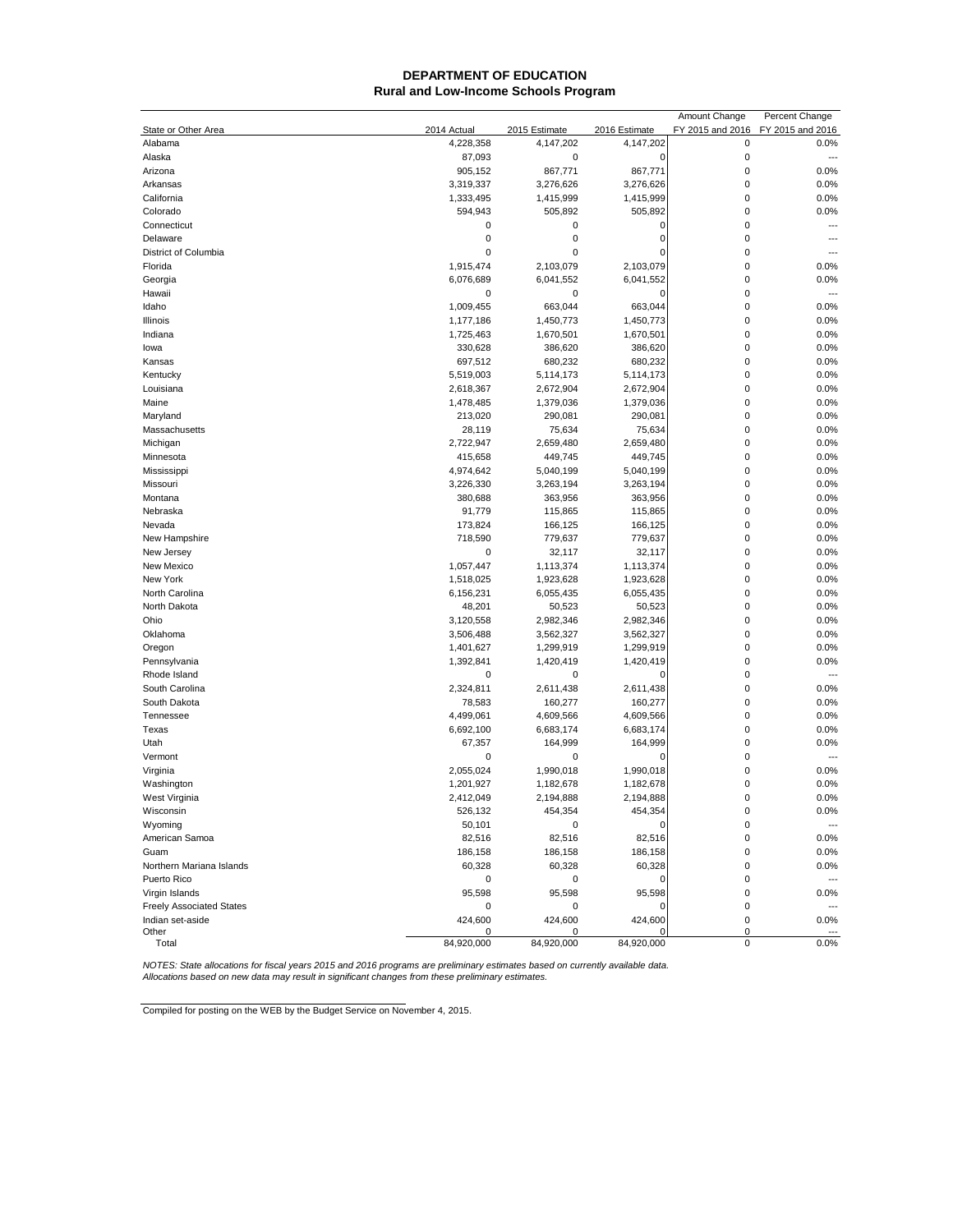# DEPARTMENT OF EDUCATION
## Rural and Low-Income Schools Program

| State or Other Area | 2014 Actual | 2015 Estimate | 2016 Estimate | Amount Change FY 2015 and 2016 | Percent Change FY 2015 and 2016 |
|---|---|---|---|---|---|
| Alabama | 4,228,358 | 4,147,202 | 4,147,202 | 0 | 0.0% |
| Alaska | 87,093 | 0 | 0 | 0 | --- |
| Arizona | 905,152 | 867,771 | 867,771 | 0 | 0.0% |
| Arkansas | 3,319,337 | 3,276,626 | 3,276,626 | 0 | 0.0% |
| California | 1,333,495 | 1,415,999 | 1,415,999 | 0 | 0.0% |
| Colorado | 594,943 | 505,892 | 505,892 | 0 | 0.0% |
| Connecticut | 0 | 0 | 0 | 0 | --- |
| Delaware | 0 | 0 | 0 | 0 | --- |
| District of Columbia | 0 | 0 | 0 | 0 | --- |
| Florida | 1,915,474 | 2,103,079 | 2,103,079 | 0 | 0.0% |
| Georgia | 6,076,689 | 6,041,552 | 6,041,552 | 0 | 0.0% |
| Hawaii | 0 | 0 | 0 | 0 | --- |
| Idaho | 1,009,455 | 663,044 | 663,044 | 0 | 0.0% |
| Illinois | 1,177,186 | 1,450,773 | 1,450,773 | 0 | 0.0% |
| Indiana | 1,725,463 | 1,670,501 | 1,670,501 | 0 | 0.0% |
| Iowa | 330,628 | 386,620 | 386,620 | 0 | 0.0% |
| Kansas | 697,512 | 680,232 | 680,232 | 0 | 0.0% |
| Kentucky | 5,519,003 | 5,114,173 | 5,114,173 | 0 | 0.0% |
| Louisiana | 2,618,367 | 2,672,904 | 2,672,904 | 0 | 0.0% |
| Maine | 1,478,485 | 1,379,036 | 1,379,036 | 0 | 0.0% |
| Maryland | 213,020 | 290,081 | 290,081 | 0 | 0.0% |
| Massachusetts | 28,119 | 75,634 | 75,634 | 0 | 0.0% |
| Michigan | 2,722,947 | 2,659,480 | 2,659,480 | 0 | 0.0% |
| Minnesota | 415,658 | 449,745 | 449,745 | 0 | 0.0% |
| Mississippi | 4,974,642 | 5,040,199 | 5,040,199 | 0 | 0.0% |
| Missouri | 3,226,330 | 3,263,194 | 3,263,194 | 0 | 0.0% |
| Montana | 380,688 | 363,956 | 363,956 | 0 | 0.0% |
| Nebraska | 91,779 | 115,865 | 115,865 | 0 | 0.0% |
| Nevada | 173,824 | 166,125 | 166,125 | 0 | 0.0% |
| New Hampshire | 718,590 | 779,637 | 779,637 | 0 | 0.0% |
| New Jersey | 0 | 32,117 | 32,117 | 0 | 0.0% |
| New Mexico | 1,057,447 | 1,113,374 | 1,113,374 | 0 | 0.0% |
| New York | 1,518,025 | 1,923,628 | 1,923,628 | 0 | 0.0% |
| North Carolina | 6,156,231 | 6,055,435 | 6,055,435 | 0 | 0.0% |
| North Dakota | 48,201 | 50,523 | 50,523 | 0 | 0.0% |
| Ohio | 3,120,558 | 2,982,346 | 2,982,346 | 0 | 0.0% |
| Oklahoma | 3,506,488 | 3,562,327 | 3,562,327 | 0 | 0.0% |
| Oregon | 1,401,627 | 1,299,919 | 1,299,919 | 0 | 0.0% |
| Pennsylvania | 1,392,841 | 1,420,419 | 1,420,419 | 0 | 0.0% |
| Rhode Island | 0 | 0 | 0 | 0 | --- |
| South Carolina | 2,324,811 | 2,611,438 | 2,611,438 | 0 | 0.0% |
| South Dakota | 78,583 | 160,277 | 160,277 | 0 | 0.0% |
| Tennessee | 4,499,061 | 4,609,566 | 4,609,566 | 0 | 0.0% |
| Texas | 6,692,100 | 6,683,174 | 6,683,174 | 0 | 0.0% |
| Utah | 67,357 | 164,999 | 164,999 | 0 | 0.0% |
| Vermont | 0 | 0 | 0 | 0 | --- |
| Virginia | 2,055,024 | 1,990,018 | 1,990,018 | 0 | 0.0% |
| Washington | 1,201,927 | 1,182,678 | 1,182,678 | 0 | 0.0% |
| West Virginia | 2,412,049 | 2,194,888 | 2,194,888 | 0 | 0.0% |
| Wisconsin | 526,132 | 454,354 | 454,354 | 0 | 0.0% |
| Wyoming | 50,101 | 0 | 0 | 0 | --- |
| American Samoa | 82,516 | 82,516 | 82,516 | 0 | 0.0% |
| Guam | 186,158 | 186,158 | 186,158 | 0 | 0.0% |
| Northern Mariana Islands | 60,328 | 60,328 | 60,328 | 0 | 0.0% |
| Puerto Rico | 0 | 0 | 0 | 0 | --- |
| Virgin Islands | 95,598 | 95,598 | 95,598 | 0 | 0.0% |
| Freely Associated States | 0 | 0 | 0 | 0 | --- |
| Indian set-aside | 424,600 | 424,600 | 424,600 | 0 | 0.0% |
| Other | 0 | 0 | 0 | 0 | --- |
| Total | 84,920,000 | 84,920,000 | 84,920,000 | 0 | 0.0% |

*NOTES: State allocations for fiscal years 2015 and 2016 programs are preliminary estimates based on currently available data. Allocations based on new data may result in significant changes from these preliminary estimates.*

Compiled for posting on the WEB by the Budget Service on November 4, 2015.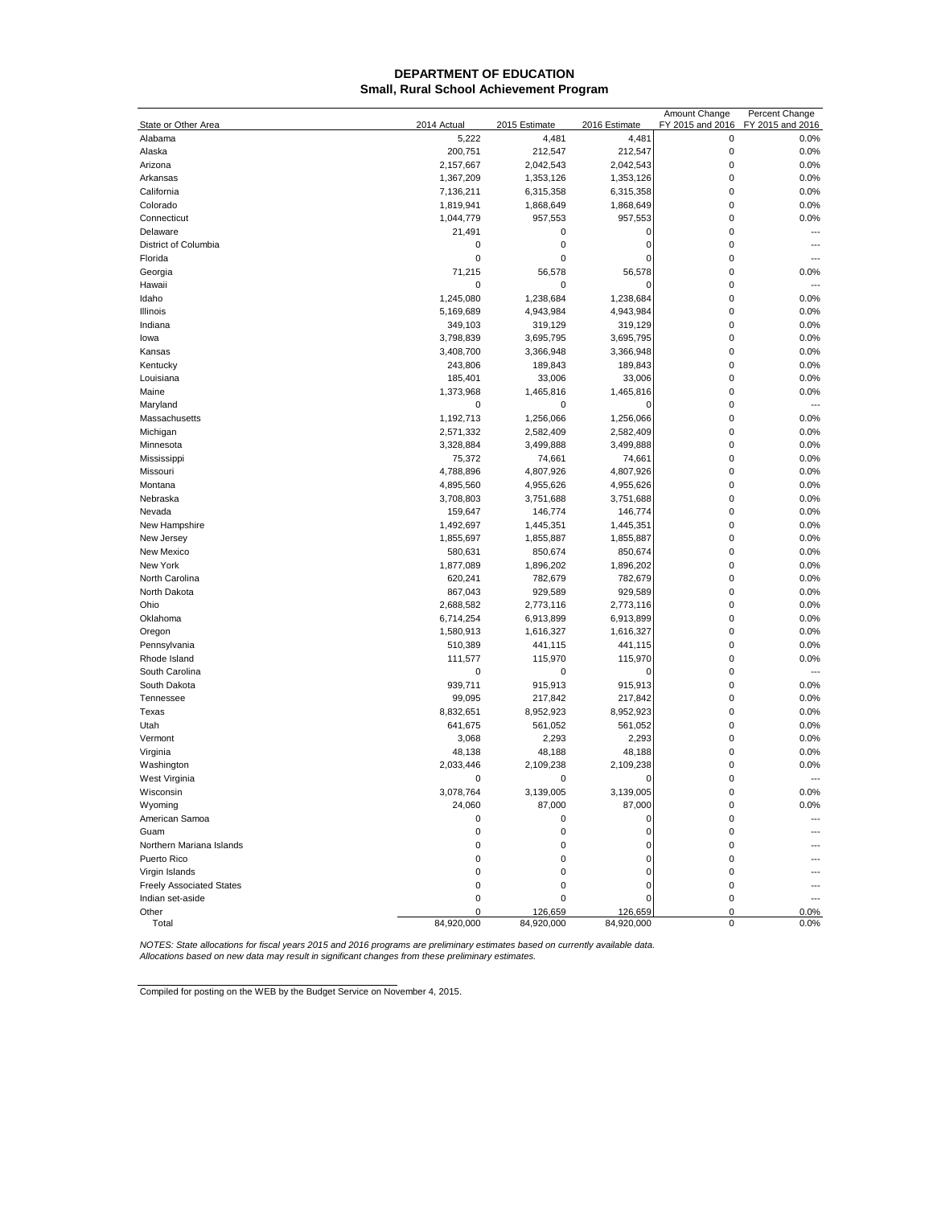# DEPARTMENT OF EDUCATION
## Small, Rural School Achievement Program

| State or Other Area | 2014 Actual | 2015 Estimate | 2016 Estimate | Amount Change FY 2015 and 2016 | Percent Change FY 2015 and 2016 |
|---|---|---|---|---|---|
| Alabama | 5,222 | 4,481 | 4,481 | 0 | 0.0% |
| Alaska | 200,751 | 212,547 | 212,547 | 0 | 0.0% |
| Arizona | 2,157,667 | 2,042,543 | 2,042,543 | 0 | 0.0% |
| Arkansas | 1,367,209 | 1,353,126 | 1,353,126 | 0 | 0.0% |
| California | 7,136,211 | 6,315,358 | 6,315,358 | 0 | 0.0% |
| Colorado | 1,819,941 | 1,868,649 | 1,868,649 | 0 | 0.0% |
| Connecticut | 1,044,779 | 957,553 | 957,553 | 0 | 0.0% |
| Delaware | 21,491 | 0 | 0 | 0 | --- |
| District of Columbia | 0 | 0 | 0 | 0 | --- |
| Florida | 0 | 0 | 0 | 0 | --- |
| Georgia | 71,215 | 56,578 | 56,578 | 0 | 0.0% |
| Hawaii | 0 | 0 | 0 | 0 | --- |
| Idaho | 1,245,080 | 1,238,684 | 1,238,684 | 0 | 0.0% |
| Illinois | 5,169,689 | 4,943,984 | 4,943,984 | 0 | 0.0% |
| Indiana | 349,103 | 319,129 | 319,129 | 0 | 0.0% |
| Iowa | 3,798,839 | 3,695,795 | 3,695,795 | 0 | 0.0% |
| Kansas | 3,408,700 | 3,366,948 | 3,366,948 | 0 | 0.0% |
| Kentucky | 243,806 | 189,843 | 189,843 | 0 | 0.0% |
| Louisiana | 185,401 | 33,006 | 33,006 | 0 | 0.0% |
| Maine | 1,373,968 | 1,465,816 | 1,465,816 | 0 | 0.0% |
| Maryland | 0 | 0 | 0 | 0 | --- |
| Massachusetts | 1,192,713 | 1,256,066 | 1,256,066 | 0 | 0.0% |
| Michigan | 2,571,332 | 2,582,409 | 2,582,409 | 0 | 0.0% |
| Minnesota | 3,328,884 | 3,499,888 | 3,499,888 | 0 | 0.0% |
| Mississippi | 75,372 | 74,661 | 74,661 | 0 | 0.0% |
| Missouri | 4,788,896 | 4,807,926 | 4,807,926 | 0 | 0.0% |
| Montana | 4,895,560 | 4,955,626 | 4,955,626 | 0 | 0.0% |
| Nebraska | 3,708,803 | 3,751,688 | 3,751,688 | 0 | 0.0% |
| Nevada | 159,647 | 146,774 | 146,774 | 0 | 0.0% |
| New Hampshire | 1,492,697 | 1,445,351 | 1,445,351 | 0 | 0.0% |
| New Jersey | 1,855,697 | 1,855,887 | 1,855,887 | 0 | 0.0% |
| New Mexico | 580,631 | 850,674 | 850,674 | 0 | 0.0% |
| New York | 1,877,089 | 1,896,202 | 1,896,202 | 0 | 0.0% |
| North Carolina | 620,241 | 782,679 | 782,679 | 0 | 0.0% |
| North Dakota | 867,043 | 929,589 | 929,589 | 0 | 0.0% |
| Ohio | 2,688,582 | 2,773,116 | 2,773,116 | 0 | 0.0% |
| Oklahoma | 6,714,254 | 6,913,899 | 6,913,899 | 0 | 0.0% |
| Oregon | 1,580,913 | 1,616,327 | 1,616,327 | 0 | 0.0% |
| Pennsylvania | 510,389 | 441,115 | 441,115 | 0 | 0.0% |
| Rhode Island | 111,577 | 115,970 | 115,970 | 0 | 0.0% |
| South Carolina | 0 | 0 | 0 | 0 | --- |
| South Dakota | 939,711 | 915,913 | 915,913 | 0 | 0.0% |
| Tennessee | 99,095 | 217,842 | 217,842 | 0 | 0.0% |
| Texas | 8,832,651 | 8,952,923 | 8,952,923 | 0 | 0.0% |
| Utah | 641,675 | 561,052 | 561,052 | 0 | 0.0% |
| Vermont | 3,068 | 2,293 | 2,293 | 0 | 0.0% |
| Virginia | 48,138 | 48,188 | 48,188 | 0 | 0.0% |
| Washington | 2,033,446 | 2,109,238 | 2,109,238 | 0 | 0.0% |
| West Virginia | 0 | 0 | 0 | 0 | --- |
| Wisconsin | 3,078,764 | 3,139,005 | 3,139,005 | 0 | 0.0% |
| Wyoming | 24,060 | 87,000 | 87,000 | 0 | 0.0% |
| American Samoa | 0 | 0 | 0 | 0 | --- |
| Guam | 0 | 0 | 0 | 0 | --- |
| Northern Mariana Islands | 0 | 0 | 0 | 0 | --- |
| Puerto Rico | 0 | 0 | 0 | 0 | --- |
| Virgin Islands | 0 | 0 | 0 | 0 | --- |
| Freely Associated States | 0 | 0 | 0 | 0 | --- |
| Indian set-aside | 0 | 0 | 0 | 0 | --- |
| Other | 0 | 126,659 | 126,659 | 0 | 0.0% |
| Total | 84,920,000 | 84,920,000 | 84,920,000 | 0 | 0.0% |

*NOTES: State allocations for fiscal years 2015 and 2016 programs are preliminary estimates based on currently available data. Allocations based on new data may result in significant changes from these preliminary estimates.*

Compiled for posting on the WEB by the Budget Service on November 4, 2015.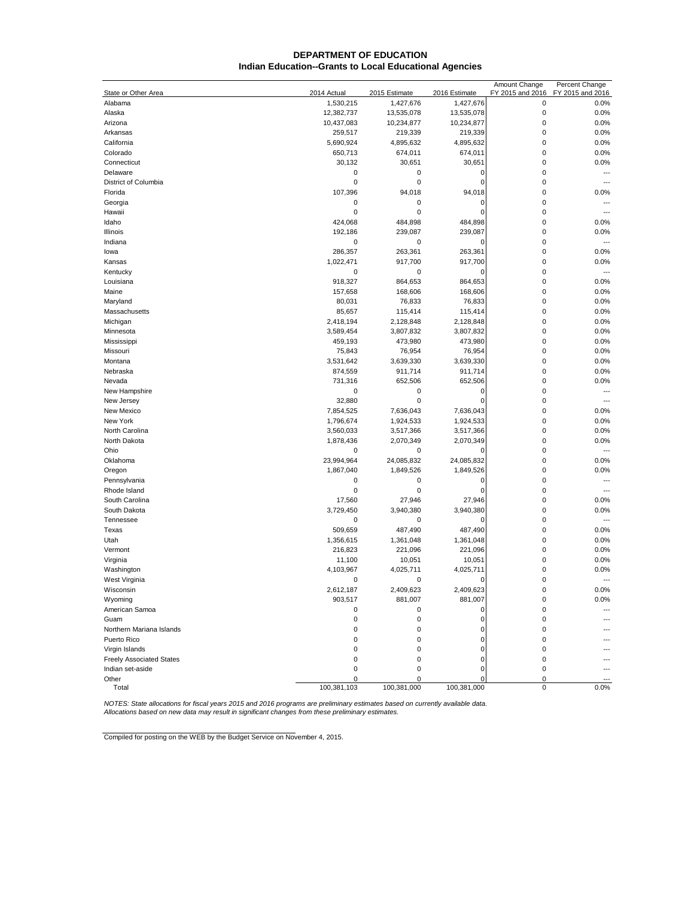**DEPARTMENT OF EDUCATION**
**Indian Education--Grants to Local Educational Agencies**

| State or Other Area | 2014 Actual | 2015 Estimate | 2016 Estimate | Amount Change FY 2015 and 2016 | Percent Change FY 2015 and 2016 |
|---|---|---|---|---|---|
| Alabama | 1,530,215 | 1,427,676 | 1,427,676 | 0 | 0.0% |
| Alaska | 12,382,737 | 13,535,078 | 13,535,078 | 0 | 0.0% |
| Arizona | 10,437,083 | 10,234,877 | 10,234,877 | 0 | 0.0% |
| Arkansas | 259,517 | 219,339 | 219,339 | 0 | 0.0% |
| California | 5,690,924 | 4,895,632 | 4,895,632 | 0 | 0.0% |
| Colorado | 650,713 | 674,011 | 674,011 | 0 | 0.0% |
| Connecticut | 30,132 | 30,651 | 30,651 | 0 | 0.0% |
| Delaware | 0 | 0 | 0 | 0 | --- |
| District of Columbia | 0 | 0 | 0 | 0 | --- |
| Florida | 107,396 | 94,018 | 94,018 | 0 | 0.0% |
| Georgia | 0 | 0 | 0 | 0 | --- |
| Hawaii | 0 | 0 | 0 | 0 | --- |
| Idaho | 424,068 | 484,898 | 484,898 | 0 | 0.0% |
| Illinois | 192,186 | 239,087 | 239,087 | 0 | 0.0% |
| Indiana | 0 | 0 | 0 | 0 | --- |
| Iowa | 286,357 | 263,361 | 263,361 | 0 | 0.0% |
| Kansas | 1,022,471 | 917,700 | 917,700 | 0 | 0.0% |
| Kentucky | 0 | 0 | 0 | 0 | --- |
| Louisiana | 918,327 | 864,653 | 864,653 | 0 | 0.0% |
| Maine | 157,658 | 168,606 | 168,606 | 0 | 0.0% |
| Maryland | 80,031 | 76,833 | 76,833 | 0 | 0.0% |
| Massachusetts | 85,657 | 115,414 | 115,414 | 0 | 0.0% |
| Michigan | 2,418,194 | 2,128,848 | 2,128,848 | 0 | 0.0% |
| Minnesota | 3,589,454 | 3,807,832 | 3,807,832 | 0 | 0.0% |
| Mississippi | 459,193 | 473,980 | 473,980 | 0 | 0.0% |
| Missouri | 75,843 | 76,954 | 76,954 | 0 | 0.0% |
| Montana | 3,531,642 | 3,639,330 | 3,639,330 | 0 | 0.0% |
| Nebraska | 874,559 | 911,714 | 911,714 | 0 | 0.0% |
| Nevada | 731,316 | 652,506 | 652,506 | 0 | 0.0% |
| New Hampshire | 0 | 0 | 0 | 0 | --- |
| New Jersey | 32,880 | 0 | 0 | 0 | --- |
| New Mexico | 7,854,525 | 7,636,043 | 7,636,043 | 0 | 0.0% |
| New York | 1,796,674 | 1,924,533 | 1,924,533 | 0 | 0.0% |
| North Carolina | 3,560,033 | 3,517,366 | 3,517,366 | 0 | 0.0% |
| North Dakota | 1,878,436 | 2,070,349 | 2,070,349 | 0 | 0.0% |
| Ohio | 0 | 0 | 0 | 0 | --- |
| Oklahoma | 23,994,964 | 24,085,832 | 24,085,832 | 0 | 0.0% |
| Oregon | 1,867,040 | 1,849,526 | 1,849,526 | 0 | 0.0% |
| Pennsylvania | 0 | 0 | 0 | 0 | --- |
| Rhode Island | 0 | 0 | 0 | 0 | --- |
| South Carolina | 17,560 | 27,946 | 27,946 | 0 | 0.0% |
| South Dakota | 3,729,450 | 3,940,380 | 3,940,380 | 0 | 0.0% |
| Tennessee | 0 | 0 | 0 | 0 | --- |
| Texas | 509,659 | 487,490 | 487,490 | 0 | 0.0% |
| Utah | 1,356,615 | 1,361,048 | 1,361,048 | 0 | 0.0% |
| Vermont | 216,823 | 221,096 | 221,096 | 0 | 0.0% |
| Virginia | 11,100 | 10,051 | 10,051 | 0 | 0.0% |
| Washington | 4,103,967 | 4,025,711 | 4,025,711 | 0 | 0.0% |
| West Virginia | 0 | 0 | 0 | 0 | --- |
| Wisconsin | 2,612,187 | 2,409,623 | 2,409,623 | 0 | 0.0% |
| Wyoming | 903,517 | 881,007 | 881,007 | 0 | 0.0% |
| American Samoa | 0 | 0 | 0 | 0 | --- |
| Guam | 0 | 0 | 0 | 0 | --- |
| Northern Mariana Islands | 0 | 0 | 0 | 0 | --- |
| Puerto Rico | 0 | 0 | 0 | 0 | --- |
| Virgin Islands | 0 | 0 | 0 | 0 | --- |
| Freely Associated States | 0 | 0 | 0 | 0 | --- |
| Indian set-aside | 0 | 0 | 0 | 0 | --- |
| Other | 0 | 0 | 0 | 0 | --- |
| Total | 100,381,103 | 100,381,000 | 100,381,000 | 0 | 0.0% |

*NOTES: State allocations for fiscal years 2015 and 2016 programs are preliminary estimates based on currently available data. Allocations based on new data may result in significant changes from these preliminary estimates.*

Compiled for posting on the WEB by the Budget Service on November 4, 2015.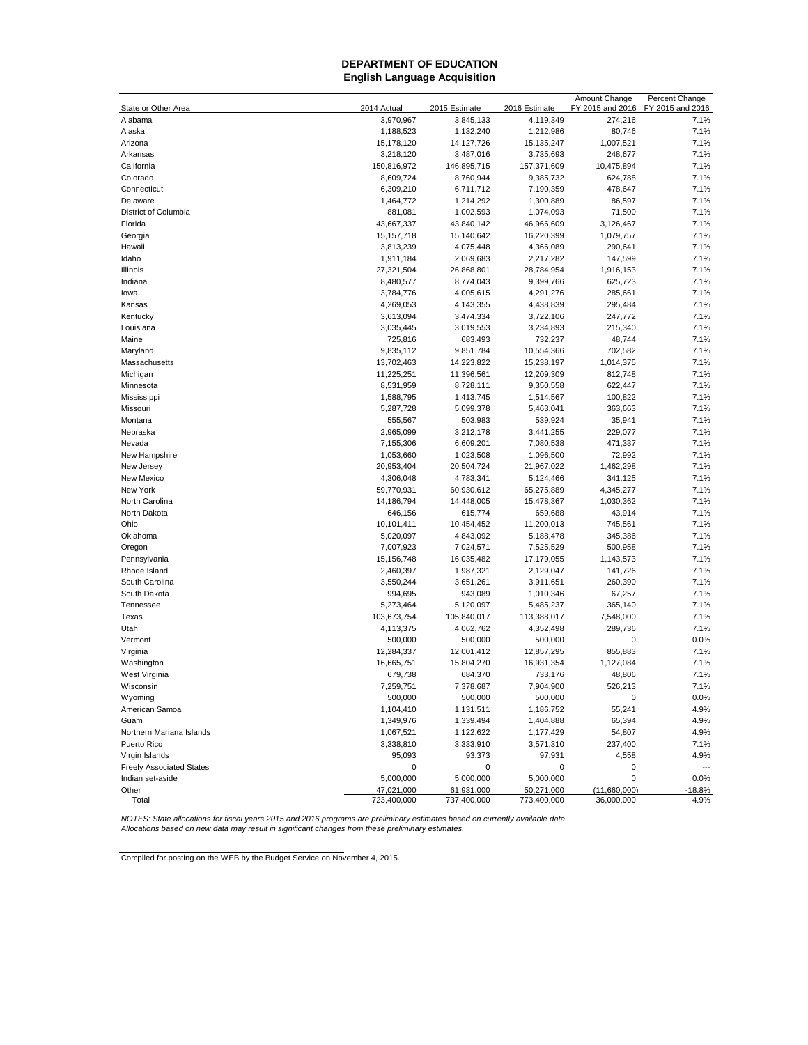# DEPARTMENT OF EDUCATION
## English Language Acquisition

| State or Other Area | 2014 Actual | 2015 Estimate | 2016 Estimate | Amount Change FY 2015 and 2016 | Percent Change FY 2015 and 2016 |
|---|---|---|---|---|---|
| Alabama | 3,970,967 | 3,845,133 | 4,119,349 | 274,216 | 7.1% |
| Alaska | 1,188,523 | 1,132,240 | 1,212,986 | 80,746 | 7.1% |
| Arizona | 15,178,120 | 14,127,726 | 15,135,247 | 1,007,521 | 7.1% |
| Arkansas | 3,218,120 | 3,487,016 | 3,735,693 | 248,677 | 7.1% |
| California | 150,816,972 | 146,895,715 | 157,371,609 | 10,475,894 | 7.1% |
| Colorado | 8,609,724 | 8,760,944 | 9,385,732 | 624,788 | 7.1% |
| Connecticut | 6,309,210 | 6,711,712 | 7,190,359 | 478,647 | 7.1% |
| Delaware | 1,464,772 | 1,214,292 | 1,300,889 | 86,597 | 7.1% |
| District of Columbia | 881,081 | 1,002,593 | 1,074,093 | 71,500 | 7.1% |
| Florida | 43,667,337 | 43,840,142 | 46,966,609 | 3,126,467 | 7.1% |
| Georgia | 15,157,718 | 15,140,642 | 16,220,399 | 1,079,757 | 7.1% |
| Hawaii | 3,813,239 | 4,075,448 | 4,366,089 | 290,641 | 7.1% |
| Idaho | 1,911,184 | 2,069,683 | 2,217,282 | 147,599 | 7.1% |
| Illinois | 27,321,504 | 26,868,801 | 28,784,954 | 1,916,153 | 7.1% |
| Indiana | 8,480,577 | 8,774,043 | 9,399,766 | 625,723 | 7.1% |
| Iowa | 3,784,776 | 4,005,615 | 4,291,276 | 285,661 | 7.1% |
| Kansas | 4,269,053 | 4,143,355 | 4,438,839 | 295,484 | 7.1% |
| Kentucky | 3,613,094 | 3,474,334 | 3,722,106 | 247,772 | 7.1% |
| Louisiana | 3,035,445 | 3,019,553 | 3,234,893 | 215,340 | 7.1% |
| Maine | 725,816 | 683,493 | 732,237 | 48,744 | 7.1% |
| Maryland | 9,835,112 | 9,851,784 | 10,554,366 | 702,582 | 7.1% |
| Massachusetts | 13,702,463 | 14,223,822 | 15,238,197 | 1,014,375 | 7.1% |
| Michigan | 11,225,251 | 11,396,561 | 12,209,309 | 812,748 | 7.1% |
| Minnesota | 8,531,959 | 8,728,111 | 9,350,558 | 622,447 | 7.1% |
| Mississippi | 1,588,795 | 1,413,745 | 1,514,567 | 100,822 | 7.1% |
| Missouri | 5,287,728 | 5,099,378 | 5,463,041 | 363,663 | 7.1% |
| Montana | 555,567 | 503,983 | 539,924 | 35,941 | 7.1% |
| Nebraska | 2,965,099 | 3,212,178 | 3,441,255 | 229,077 | 7.1% |
| Nevada | 7,155,306 | 6,609,201 | 7,080,538 | 471,337 | 7.1% |
| New Hampshire | 1,053,660 | 1,023,508 | 1,096,500 | 72,992 | 7.1% |
| New Jersey | 20,953,404 | 20,504,724 | 21,967,022 | 1,462,298 | 7.1% |
| New Mexico | 4,306,048 | 4,783,341 | 5,124,466 | 341,125 | 7.1% |
| New York | 59,770,931 | 60,930,612 | 65,275,889 | 4,345,277 | 7.1% |
| North Carolina | 14,186,794 | 14,448,005 | 15,478,367 | 1,030,362 | 7.1% |
| North Dakota | 646,156 | 615,774 | 659,688 | 43,914 | 7.1% |
| Ohio | 10,101,411 | 10,454,452 | 11,200,013 | 745,561 | 7.1% |
| Oklahoma | 5,020,097 | 4,843,092 | 5,188,478 | 345,386 | 7.1% |
| Oregon | 7,007,923 | 7,024,571 | 7,525,529 | 500,958 | 7.1% |
| Pennsylvania | 15,156,748 | 16,035,482 | 17,179,055 | 1,143,573 | 7.1% |
| Rhode Island | 2,460,397 | 1,987,321 | 2,129,047 | 141,726 | 7.1% |
| South Carolina | 3,550,244 | 3,651,261 | 3,911,651 | 260,390 | 7.1% |
| South Dakota | 994,695 | 943,089 | 1,010,346 | 67,257 | 7.1% |
| Tennessee | 5,273,464 | 5,120,097 | 5,485,237 | 365,140 | 7.1% |
| Texas | 103,673,754 | 105,840,017 | 113,388,017 | 7,548,000 | 7.1% |
| Utah | 4,113,375 | 4,062,762 | 4,352,498 | 289,736 | 7.1% |
| Vermont | 500,000 | 500,000 | 500,000 | 0 | 0.0% |
| Virginia | 12,284,337 | 12,001,412 | 12,857,295 | 855,883 | 7.1% |
| Washington | 16,665,751 | 15,804,270 | 16,931,354 | 1,127,084 | 7.1% |
| West Virginia | 679,738 | 684,370 | 733,176 | 48,806 | 7.1% |
| Wisconsin | 7,259,751 | 7,378,687 | 7,904,900 | 526,213 | 7.1% |
| Wyoming | 500,000 | 500,000 | 500,000 | 0 | 0.0% |
| American Samoa | 1,104,410 | 1,131,511 | 1,186,752 | 55,241 | 4.9% |
| Guam | 1,349,976 | 1,339,494 | 1,404,888 | 65,394 | 4.9% |
| Northern Mariana Islands | 1,067,521 | 1,122,622 | 1,177,429 | 54,807 | 4.9% |
| Puerto Rico | 3,338,810 | 3,333,910 | 3,571,310 | 237,400 | 7.1% |
| Virgin Islands | 95,093 | 93,373 | 97,931 | 4,558 | 4.9% |
| Freely Associated States | 0 | 0 | 0 | 0 | --- |
| Indian set-aside | 5,000,000 | 5,000,000 | 5,000,000 | 0 | 0.0% |
| Other | 47,021,000 | 61,931,000 | 50,271,000 | (11,660,000) | -18.8% |
| Total | 723,400,000 | 737,400,000 | 773,400,000 | 36,000,000 | 4.9% |

*NOTES: State allocations for fiscal years 2015 and 2016 programs are preliminary estimates based on currently available data. Allocations based on new data may result in significant changes from these preliminary estimates.*

Compiled for posting on the WEB by the Budget Service on November 4, 2015.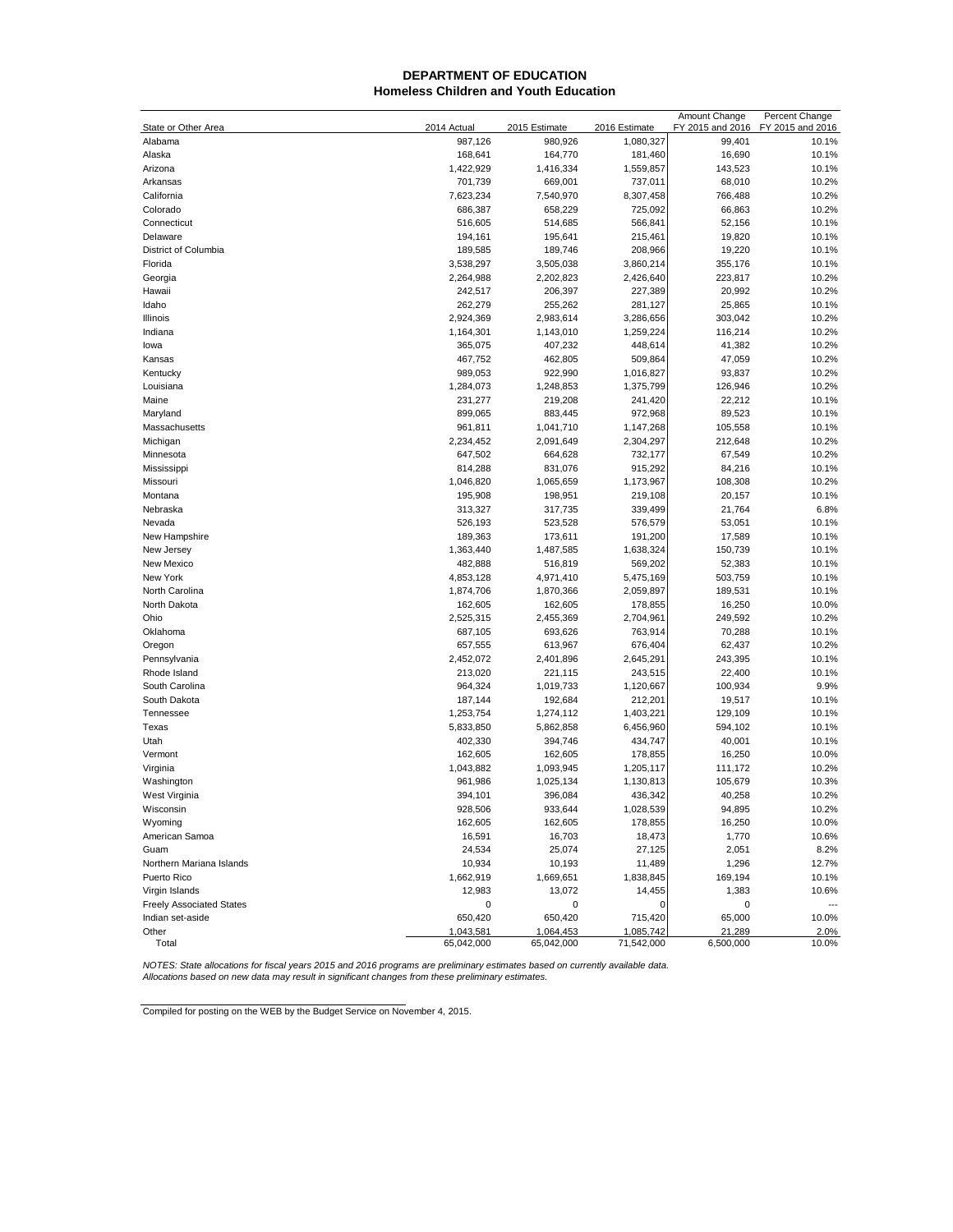## DEPARTMENT OF EDUCATION
## Homeless Children and Youth Education

| State or Other Area | 2014 Actual | 2015 Estimate | 2016 Estimate | Amount Change FY 2015 and 2016 | Percent Change FY 2015 and 2016 |
|---|---|---|---|---|---|
| Alabama | 987,126 | 980,926 | 1,080,327 | 99,401 | 10.1% |
| Alaska | 168,641 | 164,770 | 181,460 | 16,690 | 10.1% |
| Arizona | 1,422,929 | 1,416,334 | 1,559,857 | 143,523 | 10.1% |
| Arkansas | 701,739 | 669,001 | 737,011 | 68,010 | 10.2% |
| California | 7,623,234 | 7,540,970 | 8,307,458 | 766,488 | 10.2% |
| Colorado | 686,387 | 658,229 | 725,092 | 66,863 | 10.2% |
| Connecticut | 516,605 | 514,685 | 566,841 | 52,156 | 10.1% |
| Delaware | 194,161 | 195,641 | 215,461 | 19,820 | 10.1% |
| District of Columbia | 189,585 | 189,746 | 208,966 | 19,220 | 10.1% |
| Florida | 3,538,297 | 3,505,038 | 3,860,214 | 355,176 | 10.1% |
| Georgia | 2,264,988 | 2,202,823 | 2,426,640 | 223,817 | 10.2% |
| Hawaii | 242,517 | 206,397 | 227,389 | 20,992 | 10.2% |
| Idaho | 262,279 | 255,262 | 281,127 | 25,865 | 10.1% |
| Illinois | 2,924,369 | 2,983,614 | 3,286,656 | 303,042 | 10.2% |
| Indiana | 1,164,301 | 1,143,010 | 1,259,224 | 116,214 | 10.2% |
| Iowa | 365,075 | 407,232 | 448,614 | 41,382 | 10.2% |
| Kansas | 467,752 | 462,805 | 509,864 | 47,059 | 10.2% |
| Kentucky | 989,053 | 922,990 | 1,016,827 | 93,837 | 10.2% |
| Louisiana | 1,284,073 | 1,248,853 | 1,375,799 | 126,946 | 10.2% |
| Maine | 231,277 | 219,208 | 241,420 | 22,212 | 10.1% |
| Maryland | 899,065 | 883,445 | 972,968 | 89,523 | 10.1% |
| Massachusetts | 961,811 | 1,041,710 | 1,147,268 | 105,558 | 10.1% |
| Michigan | 2,234,452 | 2,091,649 | 2,304,297 | 212,648 | 10.2% |
| Minnesota | 647,502 | 664,628 | 732,177 | 67,549 | 10.2% |
| Mississippi | 814,288 | 831,076 | 915,292 | 84,216 | 10.1% |
| Missouri | 1,046,820 | 1,065,659 | 1,173,967 | 108,308 | 10.2% |
| Montana | 195,908 | 198,951 | 219,108 | 20,157 | 10.1% |
| Nebraska | 313,327 | 317,735 | 339,499 | 21,764 | 6.8% |
| Nevada | 526,193 | 523,528 | 576,579 | 53,051 | 10.1% |
| New Hampshire | 189,363 | 173,611 | 191,200 | 17,589 | 10.1% |
| New Jersey | 1,363,440 | 1,487,585 | 1,638,324 | 150,739 | 10.1% |
| New Mexico | 482,888 | 516,819 | 569,202 | 52,383 | 10.1% |
| New York | 4,853,128 | 4,971,410 | 5,475,169 | 503,759 | 10.1% |
| North Carolina | 1,874,706 | 1,870,366 | 2,059,897 | 189,531 | 10.1% |
| North Dakota | 162,605 | 162,605 | 178,855 | 16,250 | 10.0% |
| Ohio | 2,525,315 | 2,455,369 | 2,704,961 | 249,592 | 10.2% |
| Oklahoma | 687,105 | 693,626 | 763,914 | 70,288 | 10.1% |
| Oregon | 657,555 | 613,967 | 676,404 | 62,437 | 10.2% |
| Pennsylvania | 2,452,072 | 2,401,896 | 2,645,291 | 243,395 | 10.1% |
| Rhode Island | 213,020 | 221,115 | 243,515 | 22,400 | 10.1% |
| South Carolina | 964,324 | 1,019,733 | 1,120,667 | 100,934 | 9.9% |
| South Dakota | 187,144 | 192,684 | 212,201 | 19,517 | 10.1% |
| Tennessee | 1,253,754 | 1,274,112 | 1,403,221 | 129,109 | 10.1% |
| Texas | 5,833,850 | 5,862,858 | 6,456,960 | 594,102 | 10.1% |
| Utah | 402,330 | 394,746 | 434,747 | 40,001 | 10.1% |
| Vermont | 162,605 | 162,605 | 178,855 | 16,250 | 10.0% |
| Virginia | 1,043,882 | 1,093,945 | 1,205,117 | 111,172 | 10.2% |
| Washington | 961,986 | 1,025,134 | 1,130,813 | 105,679 | 10.3% |
| West Virginia | 394,101 | 396,084 | 436,342 | 40,258 | 10.2% |
| Wisconsin | 928,506 | 933,644 | 1,028,539 | 94,895 | 10.2% |
| Wyoming | 162,605 | 162,605 | 178,855 | 16,250 | 10.0% |
| American Samoa | 16,591 | 16,703 | 18,473 | 1,770 | 10.6% |
| Guam | 24,534 | 25,074 | 27,125 | 2,051 | 8.2% |
| Northern Mariana Islands | 10,934 | 10,193 | 11,489 | 1,296 | 12.7% |
| Puerto Rico | 1,662,919 | 1,669,651 | 1,838,845 | 169,194 | 10.1% |
| Virgin Islands | 12,983 | 13,072 | 14,455 | 1,383 | 10.6% |
| Freely Associated States | 0 | 0 | 0 | 0 | --- |
| Indian set-aside | 650,420 | 650,420 | 715,420 | 65,000 | 10.0% |
| Other | 1,043,581 | 1,064,453 | 1,085,742 | 21,289 | 2.0% |
| Total | 65,042,000 | 65,042,000 | 71,542,000 | 6,500,000 | 10.0% |

*NOTES: State allocations for fiscal years 2015 and 2016 programs are preliminary estimates based on currently available data.*
*Allocations based on new data may result in significant changes from these preliminary estimates.*

Compiled for posting on the WEB by the Budget Service on November 4, 2015.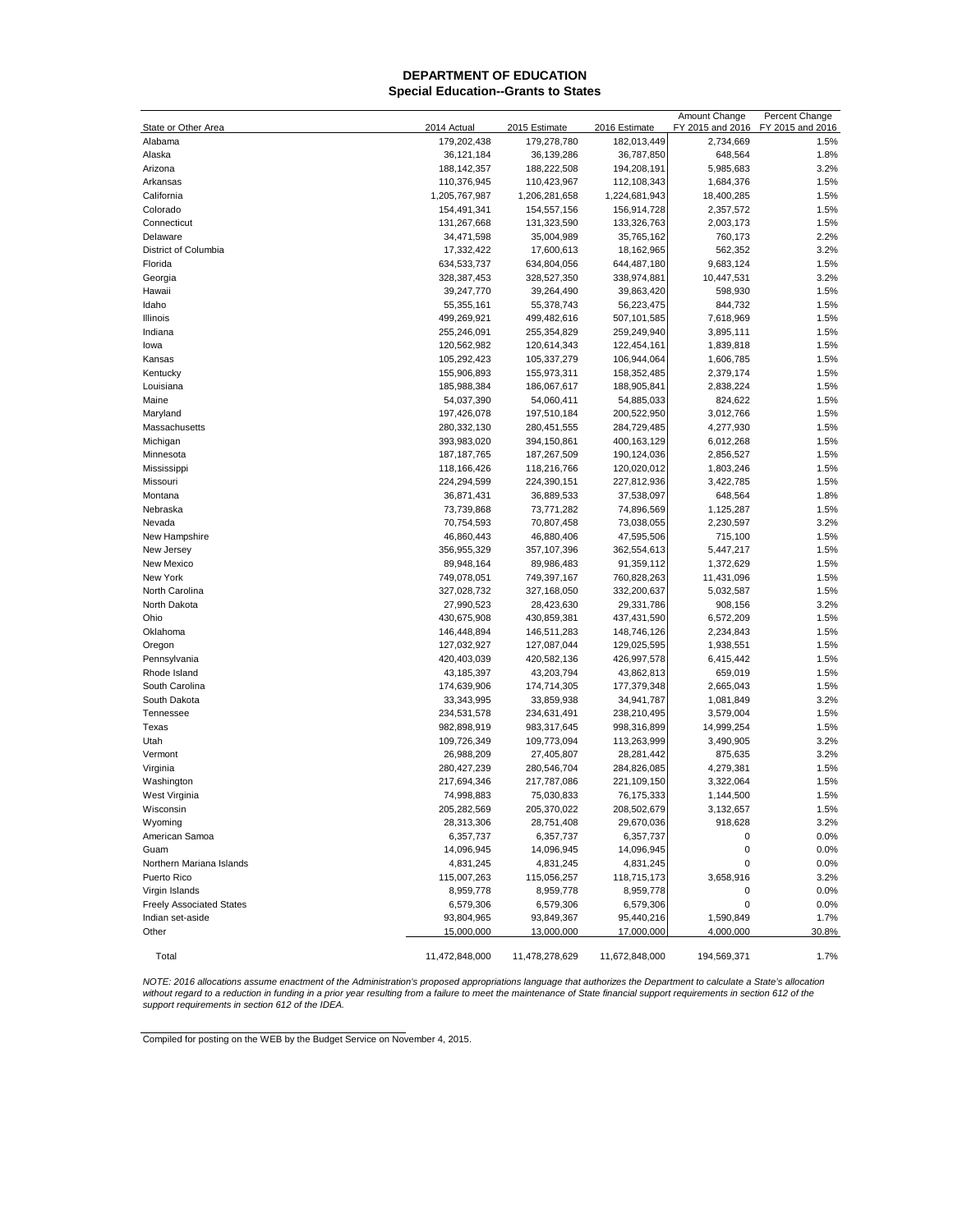# DEPARTMENT OF EDUCATION
## Special Education--Grants to States

| State or Other Area | 2014 Actual | 2015 Estimate | 2016 Estimate | Amount Change FY 2015 and 2016 | Percent Change FY 2015 and 2016 |
|---|---|---|---|---|---|
| Alabama | 179,202,438 | 179,278,780 | 182,013,449 | 2,734,669 | 1.5% |
| Alaska | 36,121,184 | 36,139,286 | 36,787,850 | 648,564 | 1.8% |
| Arizona | 188,142,357 | 188,222,508 | 194,208,191 | 5,985,683 | 3.2% |
| Arkansas | 110,376,945 | 110,423,967 | 112,108,343 | 1,684,376 | 1.5% |
| California | 1,205,767,987 | 1,206,281,658 | 1,224,681,943 | 18,400,285 | 1.5% |
| Colorado | 154,491,341 | 154,557,156 | 156,914,728 | 2,357,572 | 1.5% |
| Connecticut | 131,267,668 | 131,323,590 | 133,326,763 | 2,003,173 | 1.5% |
| Delaware | 34,471,598 | 35,004,989 | 35,765,162 | 760,173 | 2.2% |
| District of Columbia | 17,332,422 | 17,600,613 | 18,162,965 | 562,352 | 3.2% |
| Florida | 634,533,737 | 634,804,056 | 644,487,180 | 9,683,124 | 1.5% |
| Georgia | 328,387,453 | 328,527,350 | 338,974,881 | 10,447,531 | 3.2% |
| Hawaii | 39,247,770 | 39,264,490 | 39,863,420 | 598,930 | 1.5% |
| Idaho | 55,355,161 | 55,378,743 | 56,223,475 | 844,732 | 1.5% |
| Illinois | 499,269,921 | 499,482,616 | 507,101,585 | 7,618,969 | 1.5% |
| Indiana | 255,246,091 | 255,354,829 | 259,249,940 | 3,895,111 | 1.5% |
| Iowa | 120,562,982 | 120,614,343 | 122,454,161 | 1,839,818 | 1.5% |
| Kansas | 105,292,423 | 105,337,279 | 106,944,064 | 1,606,785 | 1.5% |
| Kentucky | 155,906,893 | 155,973,311 | 158,352,485 | 2,379,174 | 1.5% |
| Louisiana | 185,988,384 | 186,067,617 | 188,905,841 | 2,838,224 | 1.5% |
| Maine | 54,037,390 | 54,060,411 | 54,885,033 | 824,622 | 1.5% |
| Maryland | 197,426,078 | 197,510,184 | 200,522,950 | 3,012,766 | 1.5% |
| Massachusetts | 280,332,130 | 280,451,555 | 284,729,485 | 4,277,930 | 1.5% |
| Michigan | 393,983,020 | 394,150,861 | 400,163,129 | 6,012,268 | 1.5% |
| Minnesota | 187,187,765 | 187,267,509 | 190,124,036 | 2,856,527 | 1.5% |
| Mississippi | 118,166,426 | 118,216,766 | 120,020,012 | 1,803,246 | 1.5% |
| Missouri | 224,294,599 | 224,390,151 | 227,812,936 | 3,422,785 | 1.5% |
| Montana | 36,871,431 | 36,889,533 | 37,538,097 | 648,564 | 1.8% |
| Nebraska | 73,739,868 | 73,771,282 | 74,896,569 | 1,125,287 | 1.5% |
| Nevada | 70,754,593 | 70,807,458 | 73,038,055 | 2,230,597 | 3.2% |
| New Hampshire | 46,860,443 | 46,880,406 | 47,595,506 | 715,100 | 1.5% |
| New Jersey | 356,955,329 | 357,107,396 | 362,554,613 | 5,447,217 | 1.5% |
| New Mexico | 89,948,164 | 89,986,483 | 91,359,112 | 1,372,629 | 1.5% |
| New York | 749,078,051 | 749,397,167 | 760,828,263 | 11,431,096 | 1.5% |
| North Carolina | 327,028,732 | 327,168,050 | 332,200,637 | 5,032,587 | 1.5% |
| North Dakota | 27,990,523 | 28,423,630 | 29,331,786 | 908,156 | 3.2% |
| Ohio | 430,675,908 | 430,859,381 | 437,431,590 | 6,572,209 | 1.5% |
| Oklahoma | 146,448,894 | 146,511,283 | 148,746,126 | 2,234,843 | 1.5% |
| Oregon | 127,032,927 | 127,087,044 | 129,025,595 | 1,938,551 | 1.5% |
| Pennsylvania | 420,403,039 | 420,582,136 | 426,997,578 | 6,415,442 | 1.5% |
| Rhode Island | 43,185,397 | 43,203,794 | 43,862,813 | 659,019 | 1.5% |
| South Carolina | 174,639,906 | 174,714,305 | 177,379,348 | 2,665,043 | 1.5% |
| South Dakota | 33,343,995 | 33,859,938 | 34,941,787 | 1,081,849 | 3.2% |
| Tennessee | 234,531,578 | 234,631,491 | 238,210,495 | 3,579,004 | 1.5% |
| Texas | 982,898,919 | 983,317,645 | 998,316,899 | 14,999,254 | 1.5% |
| Utah | 109,726,349 | 109,773,094 | 113,263,999 | 3,490,905 | 3.2% |
| Vermont | 26,988,209 | 27,405,807 | 28,281,442 | 875,635 | 3.2% |
| Virginia | 280,427,239 | 280,546,704 | 284,826,085 | 4,279,381 | 1.5% |
| Washington | 217,694,346 | 217,787,086 | 221,109,150 | 3,322,064 | 1.5% |
| West Virginia | 74,998,883 | 75,030,833 | 76,175,333 | 1,144,500 | 1.5% |
| Wisconsin | 205,282,569 | 205,370,022 | 208,502,679 | 3,132,657 | 1.5% |
| Wyoming | 28,313,306 | 28,751,408 | 29,670,036 | 918,628 | 3.2% |
| American Samoa | 6,357,737 | 6,357,737 | 6,357,737 | 0 | 0.0% |
| Guam | 14,096,945 | 14,096,945 | 14,096,945 | 0 | 0.0% |
| Northern Mariana Islands | 4,831,245 | 4,831,245 | 4,831,245 | 0 | 0.0% |
| Puerto Rico | 115,007,263 | 115,056,257 | 118,715,173 | 3,658,916 | 3.2% |
| Virgin Islands | 8,959,778 | 8,959,778 | 8,959,778 | 0 | 0.0% |
| Freely Associated States | 6,579,306 | 6,579,306 | 6,579,306 | 0 | 0.0% |
| Indian set-aside | 93,804,965 | 93,849,367 | 95,440,216 | 1,590,849 | 1.7% |
| Other | 15,000,000 | 13,000,000 | 17,000,000 | 4,000,000 | 30.8% |
| Total | 11,472,848,000 | 11,478,278,629 | 11,672,848,000 | 194,569,371 | 1.7% |

*NOTE: 2016 allocations assume enactment of the Administration's proposed appropriations language that authorizes the Department to calculate a State's allocation without regard to a reduction in funding in a prior year resulting from a failure to meet the maintenance of State financial support requirements in section 612 of the support requirements in section 612 of the IDEA.*

Compiled for posting on the WEB by the Budget Service on November 4, 2015.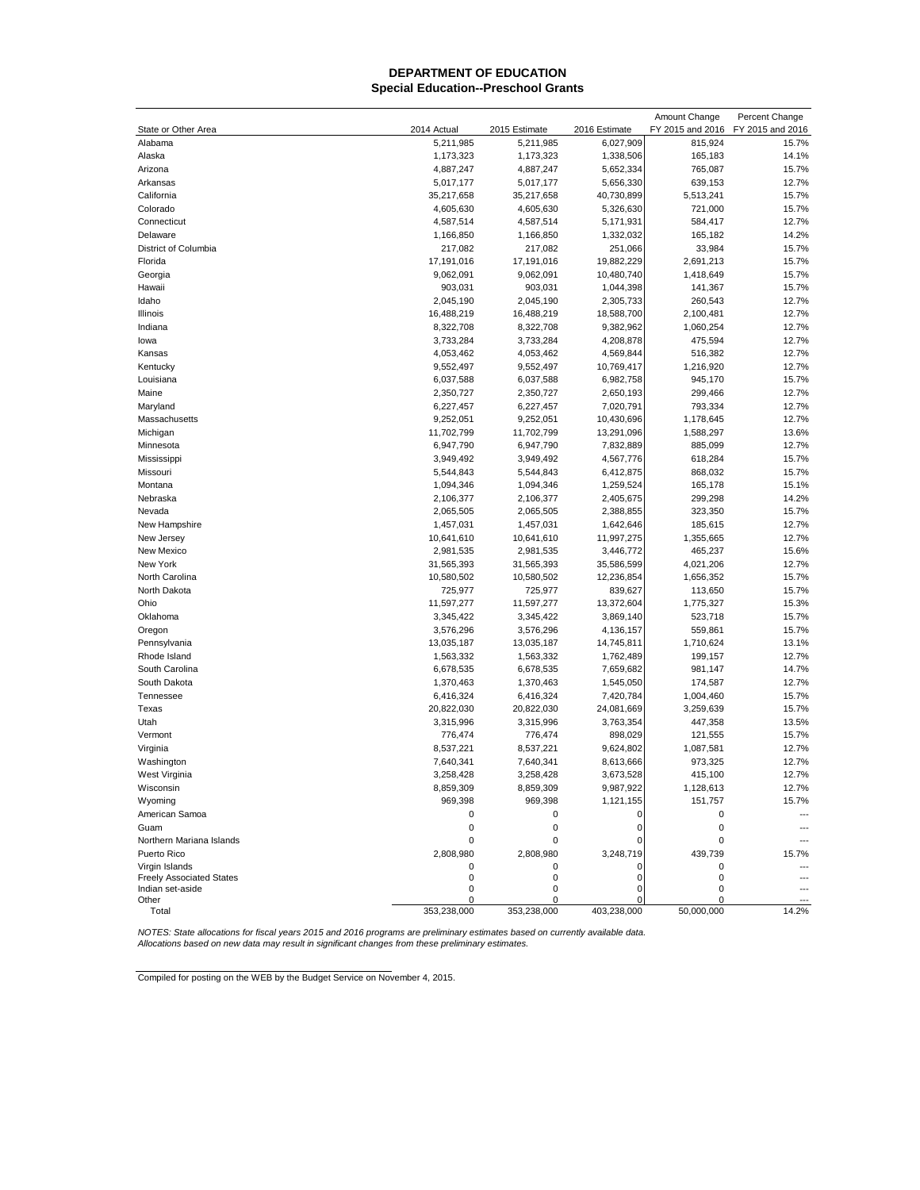# DEPARTMENT OF EDUCATION
## Special Education--Preschool Grants

| State or Other Area | 2014 Actual | 2015 Estimate | 2016 Estimate | Amount Change FY 2015 and 2016 | Percent Change FY 2015 and 2016 |
|---|---|---|---|---|---|
| Alabama | 5,211,985 | 5,211,985 | 6,027,909 | 815,924 | 15.7% |
| Alaska | 1,173,323 | 1,173,323 | 1,338,506 | 165,183 | 14.1% |
| Arizona | 4,887,247 | 4,887,247 | 5,652,334 | 765,087 | 15.7% |
| Arkansas | 5,017,177 | 5,017,177 | 5,656,330 | 639,153 | 12.7% |
| California | 35,217,658 | 35,217,658 | 40,730,899 | 5,513,241 | 15.7% |
| Colorado | 4,605,630 | 4,605,630 | 5,326,630 | 721,000 | 15.7% |
| Connecticut | 4,587,514 | 4,587,514 | 5,171,931 | 584,417 | 12.7% |
| Delaware | 1,166,850 | 1,166,850 | 1,332,032 | 165,182 | 14.2% |
| District of Columbia | 217,082 | 217,082 | 251,066 | 33,984 | 15.7% |
| Florida | 17,191,016 | 17,191,016 | 19,882,229 | 2,691,213 | 15.7% |
| Georgia | 9,062,091 | 9,062,091 | 10,480,740 | 1,418,649 | 15.7% |
| Hawaii | 903,031 | 903,031 | 1,044,398 | 141,367 | 15.7% |
| Idaho | 2,045,190 | 2,045,190 | 2,305,733 | 260,543 | 12.7% |
| Illinois | 16,488,219 | 16,488,219 | 18,588,700 | 2,100,481 | 12.7% |
| Indiana | 8,322,708 | 8,322,708 | 9,382,962 | 1,060,254 | 12.7% |
| Iowa | 3,733,284 | 3,733,284 | 4,208,878 | 475,594 | 12.7% |
| Kansas | 4,053,462 | 4,053,462 | 4,569,844 | 516,382 | 12.7% |
| Kentucky | 9,552,497 | 9,552,497 | 10,769,417 | 1,216,920 | 12.7% |
| Louisiana | 6,037,588 | 6,037,588 | 6,982,758 | 945,170 | 15.7% |
| Maine | 2,350,727 | 2,350,727 | 2,650,193 | 299,466 | 12.7% |
| Maryland | 6,227,457 | 6,227,457 | 7,020,791 | 793,334 | 12.7% |
| Massachusetts | 9,252,051 | 9,252,051 | 10,430,696 | 1,178,645 | 12.7% |
| Michigan | 11,702,799 | 11,702,799 | 13,291,096 | 1,588,297 | 13.6% |
| Minnesota | 6,947,790 | 6,947,790 | 7,832,889 | 885,099 | 12.7% |
| Mississippi | 3,949,492 | 3,949,492 | 4,567,776 | 618,284 | 15.7% |
| Missouri | 5,544,843 | 5,544,843 | 6,412,875 | 868,032 | 15.7% |
| Montana | 1,094,346 | 1,094,346 | 1,259,524 | 165,178 | 15.1% |
| Nebraska | 2,106,377 | 2,106,377 | 2,405,675 | 299,298 | 14.2% |
| Nevada | 2,065,505 | 2,065,505 | 2,388,855 | 323,350 | 15.7% |
| New Hampshire | 1,457,031 | 1,457,031 | 1,642,646 | 185,615 | 12.7% |
| New Jersey | 10,641,610 | 10,641,610 | 11,997,275 | 1,355,665 | 12.7% |
| New Mexico | 2,981,535 | 2,981,535 | 3,446,772 | 465,237 | 15.6% |
| New York | 31,565,393 | 31,565,393 | 35,586,599 | 4,021,206 | 12.7% |
| North Carolina | 10,580,502 | 10,580,502 | 12,236,854 | 1,656,352 | 15.7% |
| North Dakota | 725,977 | 725,977 | 839,627 | 113,650 | 15.7% |
| Ohio | 11,597,277 | 11,597,277 | 13,372,604 | 1,775,327 | 15.3% |
| Oklahoma | 3,345,422 | 3,345,422 | 3,869,140 | 523,718 | 15.7% |
| Oregon | 3,576,296 | 3,576,296 | 4,136,157 | 559,861 | 15.7% |
| Pennsylvania | 13,035,187 | 13,035,187 | 14,745,811 | 1,710,624 | 13.1% |
| Rhode Island | 1,563,332 | 1,563,332 | 1,762,489 | 199,157 | 12.7% |
| South Carolina | 6,678,535 | 6,678,535 | 7,659,682 | 981,147 | 14.7% |
| South Dakota | 1,370,463 | 1,370,463 | 1,545,050 | 174,587 | 12.7% |
| Tennessee | 6,416,324 | 6,416,324 | 7,420,784 | 1,004,460 | 15.7% |
| Texas | 20,822,030 | 20,822,030 | 24,081,669 | 3,259,639 | 15.7% |
| Utah | 3,315,996 | 3,315,996 | 3,763,354 | 447,358 | 13.5% |
| Vermont | 776,474 | 776,474 | 898,029 | 121,555 | 15.7% |
| Virginia | 8,537,221 | 8,537,221 | 9,624,802 | 1,087,581 | 12.7% |
| Washington | 7,640,341 | 7,640,341 | 8,613,666 | 973,325 | 12.7% |
| West Virginia | 3,258,428 | 3,258,428 | 3,673,528 | 415,100 | 12.7% |
| Wisconsin | 8,859,309 | 8,859,309 | 9,987,922 | 1,128,613 | 12.7% |
| Wyoming | 969,398 | 969,398 | 1,121,155 | 151,757 | 15.7% |
| American Samoa | 0 | 0 | 0 | 0 | --- |
| Guam | 0 | 0 | 0 | 0 | --- |
| Northern Mariana Islands | 0 | 0 | 0 | 0 | --- |
| Puerto Rico | 2,808,980 | 2,808,980 | 3,248,719 | 439,739 | 15.7% |
| Virgin Islands | 0 | 0 | 0 | 0 | --- |
| Freely Associated States | 0 | 0 | 0 | 0 | --- |
| Indian set-aside | 0 | 0 | 0 | 0 | --- |
| Other | 0 | 0 | 0 | 0 | --- |
| Total | 353,238,000 | 353,238,000 | 403,238,000 | 50,000,000 | 14.2% |

*NOTES: State allocations for fiscal years 2015 and 2016 programs are preliminary estimates based on currently available data. Allocations based on new data may result in significant changes from these preliminary estimates.*

Compiled for posting on the WEB by the Budget Service on November 4, 2015.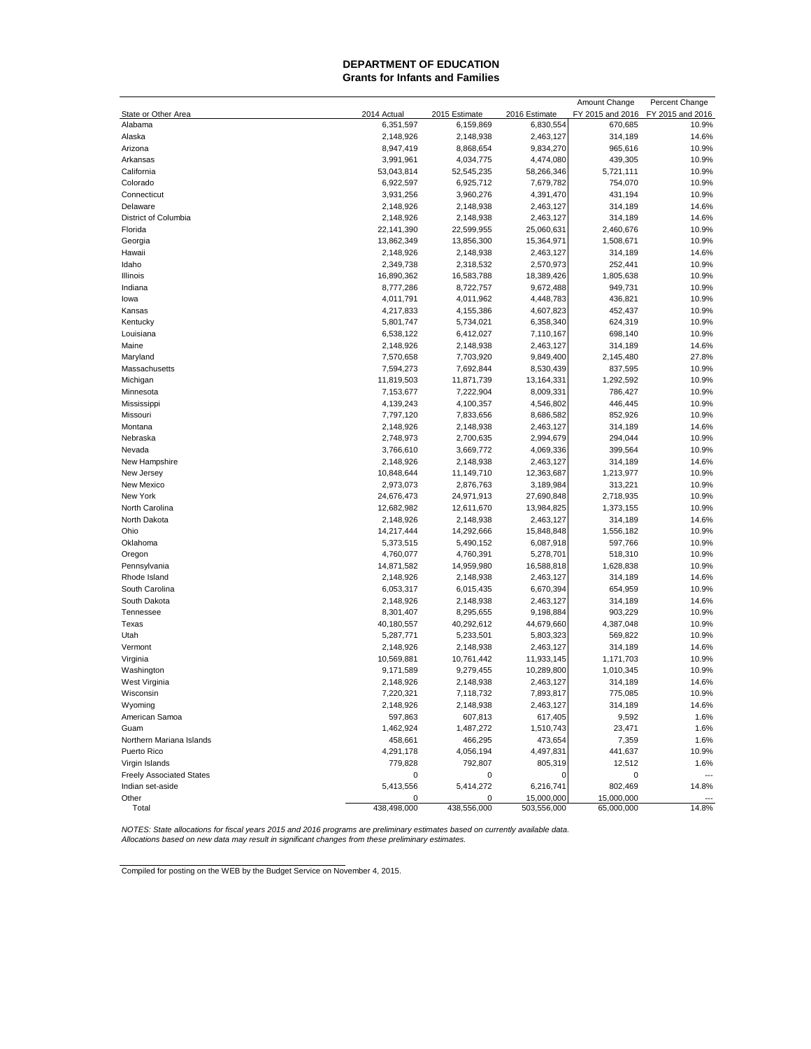# DEPARTMENT OF EDUCATION
## Grants for Infants and Families

| State or Other Area | 2014 Actual | 2015 Estimate | 2016 Estimate | Amount Change FY 2015 and 2016 | Percent Change FY 2015 and 2016 |
|---|---|---|---|---|---|
| Alabama | 6,351,597 | 6,159,869 | 6,830,554 | 670,685 | 10.9% |
| Alaska | 2,148,926 | 2,148,938 | 2,463,127 | 314,189 | 14.6% |
| Arizona | 8,947,419 | 8,868,654 | 9,834,270 | 965,616 | 10.9% |
| Arkansas | 3,991,961 | 4,034,775 | 4,474,080 | 439,305 | 10.9% |
| California | 53,043,814 | 52,545,235 | 58,266,346 | 5,721,111 | 10.9% |
| Colorado | 6,922,597 | 6,925,712 | 7,679,782 | 754,070 | 10.9% |
| Connecticut | 3,931,256 | 3,960,276 | 4,391,470 | 431,194 | 10.9% |
| Delaware | 2,148,926 | 2,148,938 | 2,463,127 | 314,189 | 14.6% |
| District of Columbia | 2,148,926 | 2,148,938 | 2,463,127 | 314,189 | 14.6% |
| Florida | 22,141,390 | 22,599,955 | 25,060,631 | 2,460,676 | 10.9% |
| Georgia | 13,862,349 | 13,856,300 | 15,364,971 | 1,508,671 | 10.9% |
| Hawaii | 2,148,926 | 2,148,938 | 2,463,127 | 314,189 | 14.6% |
| Idaho | 2,349,738 | 2,318,532 | 2,570,973 | 252,441 | 10.9% |
| Illinois | 16,890,362 | 16,583,788 | 18,389,426 | 1,805,638 | 10.9% |
| Indiana | 8,777,286 | 8,722,757 | 9,672,488 | 949,731 | 10.9% |
| Iowa | 4,011,791 | 4,011,962 | 4,448,783 | 436,821 | 10.9% |
| Kansas | 4,217,833 | 4,155,386 | 4,607,823 | 452,437 | 10.9% |
| Kentucky | 5,801,747 | 5,734,021 | 6,358,340 | 624,319 | 10.9% |
| Louisiana | 6,538,122 | 6,412,027 | 7,110,167 | 698,140 | 10.9% |
| Maine | 2,148,926 | 2,148,938 | 2,463,127 | 314,189 | 14.6% |
| Maryland | 7,570,658 | 7,703,920 | 9,849,400 | 2,145,480 | 27.8% |
| Massachusetts | 7,594,273 | 7,692,844 | 8,530,439 | 837,595 | 10.9% |
| Michigan | 11,819,503 | 11,871,739 | 13,164,331 | 1,292,592 | 10.9% |
| Minnesota | 7,153,677 | 7,222,904 | 8,009,331 | 786,427 | 10.9% |
| Mississippi | 4,139,243 | 4,100,357 | 4,546,802 | 446,445 | 10.9% |
| Missouri | 7,797,120 | 7,833,656 | 8,686,582 | 852,926 | 10.9% |
| Montana | 2,148,926 | 2,148,938 | 2,463,127 | 314,189 | 14.6% |
| Nebraska | 2,748,973 | 2,700,635 | 2,994,679 | 294,044 | 10.9% |
| Nevada | 3,766,610 | 3,669,772 | 4,069,336 | 399,564 | 10.9% |
| New Hampshire | 2,148,926 | 2,148,938 | 2,463,127 | 314,189 | 14.6% |
| New Jersey | 10,848,644 | 11,149,710 | 12,363,687 | 1,213,977 | 10.9% |
| New Mexico | 2,973,073 | 2,876,763 | 3,189,984 | 313,221 | 10.9% |
| New York | 24,676,473 | 24,971,913 | 27,690,848 | 2,718,935 | 10.9% |
| North Carolina | 12,682,982 | 12,611,670 | 13,984,825 | 1,373,155 | 10.9% |
| North Dakota | 2,148,926 | 2,148,938 | 2,463,127 | 314,189 | 14.6% |
| Ohio | 14,217,444 | 14,292,666 | 15,848,848 | 1,556,182 | 10.9% |
| Oklahoma | 5,373,515 | 5,490,152 | 6,087,918 | 597,766 | 10.9% |
| Oregon | 4,760,077 | 4,760,391 | 5,278,701 | 518,310 | 10.9% |
| Pennsylvania | 14,871,582 | 14,959,980 | 16,588,818 | 1,628,838 | 10.9% |
| Rhode Island | 2,148,926 | 2,148,938 | 2,463,127 | 314,189 | 14.6% |
| South Carolina | 6,053,317 | 6,015,435 | 6,670,394 | 654,959 | 10.9% |
| South Dakota | 2,148,926 | 2,148,938 | 2,463,127 | 314,189 | 14.6% |
| Tennessee | 8,301,407 | 8,295,655 | 9,198,884 | 903,229 | 10.9% |
| Texas | 40,180,557 | 40,292,612 | 44,679,660 | 4,387,048 | 10.9% |
| Utah | 5,287,771 | 5,233,501 | 5,803,323 | 569,822 | 10.9% |
| Vermont | 2,148,926 | 2,148,938 | 2,463,127 | 314,189 | 14.6% |
| Virginia | 10,569,881 | 10,761,442 | 11,933,145 | 1,171,703 | 10.9% |
| Washington | 9,171,589 | 9,279,455 | 10,289,800 | 1,010,345 | 10.9% |
| West Virginia | 2,148,926 | 2,148,938 | 2,463,127 | 314,189 | 14.6% |
| Wisconsin | 7,220,321 | 7,118,732 | 7,893,817 | 775,085 | 10.9% |
| Wyoming | 2,148,926 | 2,148,938 | 2,463,127 | 314,189 | 14.6% |
| American Samoa | 597,863 | 607,813 | 617,405 | 9,592 | 1.6% |
| Guam | 1,462,924 | 1,487,272 | 1,510,743 | 23,471 | 1.6% |
| Northern Mariana Islands | 458,661 | 466,295 | 473,654 | 7,359 | 1.6% |
| Puerto Rico | 4,291,178 | 4,056,194 | 4,497,831 | 441,637 | 10.9% |
| Virgin Islands | 779,828 | 792,807 | 805,319 | 12,512 | 1.6% |
| Freely Associated States | 0 | 0 | 0 | 0 | --- |
| Indian set-aside | 5,413,556 | 5,414,272 | 6,216,741 | 802,469 | 14.8% |
| Other | 0 | 0 | 15,000,000 | 15,000,000 | --- |
| Total | 438,498,000 | 438,556,000 | 503,556,000 | 65,000,000 | 14.8% |

*NOTES: State allocations for fiscal years 2015 and 2016 programs are preliminary estimates based on currently available data. Allocations based on new data may result in significant changes from these preliminary estimates.*

Compiled for posting on the WEB by the Budget Service on November 4, 2015.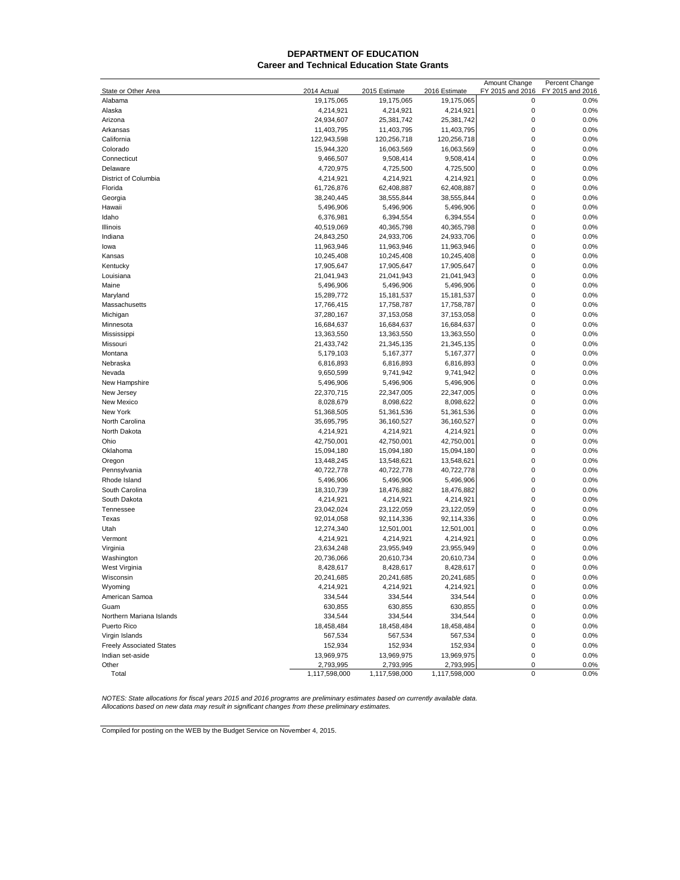# DEPARTMENT OF EDUCATION
## Career and Technical Education State Grants

| State or Other Area | 2014 Actual | 2015 Estimate | 2016 Estimate | Amount Change FY 2015 and 2016 | Percent Change FY 2015 and 2016 |
|---|---|---|---|---|---|
| Alabama | 19,175,065 | 19,175,065 | 19,175,065 | 0 | 0.0% |
| Alaska | 4,214,921 | 4,214,921 | 4,214,921 | 0 | 0.0% |
| Arizona | 24,934,607 | 25,381,742 | 25,381,742 | 0 | 0.0% |
| Arkansas | 11,403,795 | 11,403,795 | 11,403,795 | 0 | 0.0% |
| California | 122,943,598 | 120,256,718 | 120,256,718 | 0 | 0.0% |
| Colorado | 15,944,320 | 16,063,569 | 16,063,569 | 0 | 0.0% |
| Connecticut | 9,466,507 | 9,508,414 | 9,508,414 | 0 | 0.0% |
| Delaware | 4,720,975 | 4,725,500 | 4,725,500 | 0 | 0.0% |
| District of Columbia | 4,214,921 | 4,214,921 | 4,214,921 | 0 | 0.0% |
| Florida | 61,726,876 | 62,408,887 | 62,408,887 | 0 | 0.0% |
| Georgia | 38,240,445 | 38,555,844 | 38,555,844 | 0 | 0.0% |
| Hawaii | 5,496,906 | 5,496,906 | 5,496,906 | 0 | 0.0% |
| Idaho | 6,376,981 | 6,394,554 | 6,394,554 | 0 | 0.0% |
| Illinois | 40,519,069 | 40,365,798 | 40,365,798 | 0 | 0.0% |
| Indiana | 24,843,250 | 24,933,706 | 24,933,706 | 0 | 0.0% |
| Iowa | 11,963,946 | 11,963,946 | 11,963,946 | 0 | 0.0% |
| Kansas | 10,245,408 | 10,245,408 | 10,245,408 | 0 | 0.0% |
| Kentucky | 17,905,647 | 17,905,647 | 17,905,647 | 0 | 0.0% |
| Louisiana | 21,041,943 | 21,041,943 | 21,041,943 | 0 | 0.0% |
| Maine | 5,496,906 | 5,496,906 | 5,496,906 | 0 | 0.0% |
| Maryland | 15,289,772 | 15,181,537 | 15,181,537 | 0 | 0.0% |
| Massachusetts | 17,766,415 | 17,758,787 | 17,758,787 | 0 | 0.0% |
| Michigan | 37,280,167 | 37,153,058 | 37,153,058 | 0 | 0.0% |
| Minnesota | 16,684,637 | 16,684,637 | 16,684,637 | 0 | 0.0% |
| Mississippi | 13,363,550 | 13,363,550 | 13,363,550 | 0 | 0.0% |
| Missouri | 21,433,742 | 21,345,135 | 21,345,135 | 0 | 0.0% |
| Montana | 5,179,103 | 5,167,377 | 5,167,377 | 0 | 0.0% |
| Nebraska | 6,816,893 | 6,816,893 | 6,816,893 | 0 | 0.0% |
| Nevada | 9,650,599 | 9,741,942 | 9,741,942 | 0 | 0.0% |
| New Hampshire | 5,496,906 | 5,496,906 | 5,496,906 | 0 | 0.0% |
| New Jersey | 22,370,715 | 22,347,005 | 22,347,005 | 0 | 0.0% |
| New Mexico | 8,028,679 | 8,098,622 | 8,098,622 | 0 | 0.0% |
| New York | 51,368,505 | 51,361,536 | 51,361,536 | 0 | 0.0% |
| North Carolina | 35,695,795 | 36,160,527 | 36,160,527 | 0 | 0.0% |
| North Dakota | 4,214,921 | 4,214,921 | 4,214,921 | 0 | 0.0% |
| Ohio | 42,750,001 | 42,750,001 | 42,750,001 | 0 | 0.0% |
| Oklahoma | 15,094,180 | 15,094,180 | 15,094,180 | 0 | 0.0% |
| Oregon | 13,448,245 | 13,548,621 | 13,548,621 | 0 | 0.0% |
| Pennsylvania | 40,722,778 | 40,722,778 | 40,722,778 | 0 | 0.0% |
| Rhode Island | 5,496,906 | 5,496,906 | 5,496,906 | 0 | 0.0% |
| South Carolina | 18,310,739 | 18,476,882 | 18,476,882 | 0 | 0.0% |
| South Dakota | 4,214,921 | 4,214,921 | 4,214,921 | 0 | 0.0% |
| Tennessee | 23,042,024 | 23,122,059 | 23,122,059 | 0 | 0.0% |
| Texas | 92,014,058 | 92,114,336 | 92,114,336 | 0 | 0.0% |
| Utah | 12,274,340 | 12,501,001 | 12,501,001 | 0 | 0.0% |
| Vermont | 4,214,921 | 4,214,921 | 4,214,921 | 0 | 0.0% |
| Virginia | 23,634,248 | 23,955,949 | 23,955,949 | 0 | 0.0% |
| Washington | 20,736,066 | 20,610,734 | 20,610,734 | 0 | 0.0% |
| West Virginia | 8,428,617 | 8,428,617 | 8,428,617 | 0 | 0.0% |
| Wisconsin | 20,241,685 | 20,241,685 | 20,241,685 | 0 | 0.0% |
| Wyoming | 4,214,921 | 4,214,921 | 4,214,921 | 0 | 0.0% |
| American Samoa | 334,544 | 334,544 | 334,544 | 0 | 0.0% |
| Guam | 630,855 | 630,855 | 630,855 | 0 | 0.0% |
| Northern Mariana Islands | 334,544 | 334,544 | 334,544 | 0 | 0.0% |
| Puerto Rico | 18,458,484 | 18,458,484 | 18,458,484 | 0 | 0.0% |
| Virgin Islands | 567,534 | 567,534 | 567,534 | 0 | 0.0% |
| Freely Associated States | 152,934 | 152,934 | 152,934 | 0 | 0.0% |
| Indian set-aside | 13,969,975 | 13,969,975 | 13,969,975 | 0 | 0.0% |
| Other | 2,793,995 | 2,793,995 | 2,793,995 | 0 | 0.0% |
| Total | 1,117,598,000 | 1,117,598,000 | 1,117,598,000 | 0 | 0.0% |

*NOTES: State allocations for fiscal years 2015 and 2016 programs are preliminary estimates based on currently available data. Allocations based on new data may result in significant changes from these preliminary estimates.*

Compiled for posting on the WEB by the Budget Service on November 4, 2015.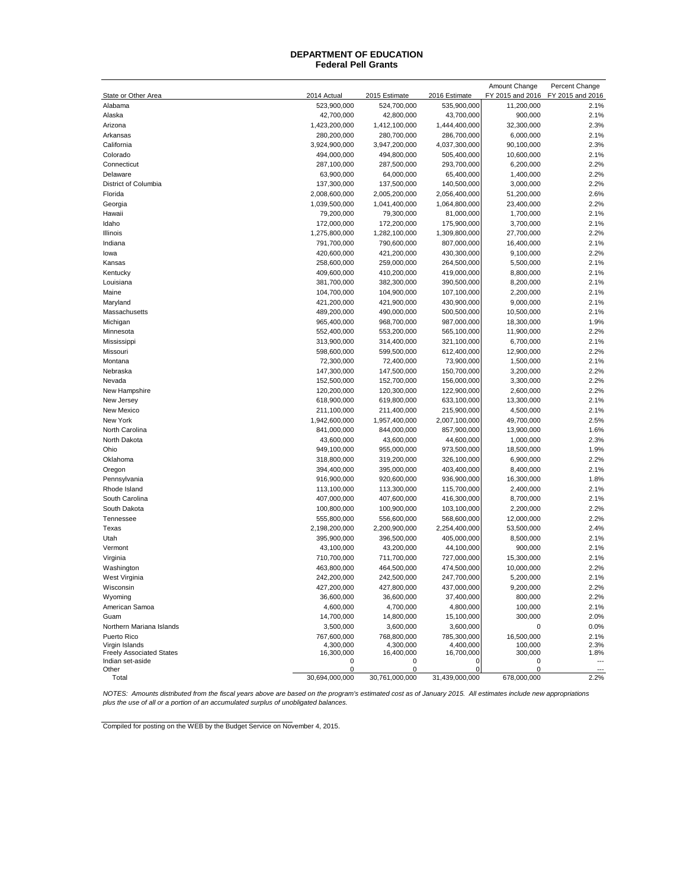# DEPARTMENT OF EDUCATION
## Federal Pell Grants

| State or Other Area | 2014 Actual | 2015 Estimate | 2016 Estimate | Amount Change FY 2015 and 2016 | Percent Change FY 2015 and 2016 |
|---|---|---|---|---|---|
| Alabama | 523,900,000 | 524,700,000 | 535,900,000 | 11,200,000 | 2.1% |
| Alaska | 42,700,000 | 42,800,000 | 43,700,000 | 900,000 | 2.1% |
| Arizona | 1,423,200,000 | 1,412,100,000 | 1,444,400,000 | 32,300,000 | 2.3% |
| Arkansas | 280,200,000 | 280,700,000 | 286,700,000 | 6,000,000 | 2.1% |
| California | 3,924,900,000 | 3,947,200,000 | 4,037,300,000 | 90,100,000 | 2.3% |
| Colorado | 494,000,000 | 494,800,000 | 505,400,000 | 10,600,000 | 2.1% |
| Connecticut | 287,100,000 | 287,500,000 | 293,700,000 | 6,200,000 | 2.2% |
| Delaware | 63,900,000 | 64,000,000 | 65,400,000 | 1,400,000 | 2.2% |
| District of Columbia | 137,300,000 | 137,500,000 | 140,500,000 | 3,000,000 | 2.2% |
| Florida | 2,008,600,000 | 2,005,200,000 | 2,056,400,000 | 51,200,000 | 2.6% |
| Georgia | 1,039,500,000 | 1,041,400,000 | 1,064,800,000 | 23,400,000 | 2.2% |
| Hawaii | 79,200,000 | 79,300,000 | 81,000,000 | 1,700,000 | 2.1% |
| Idaho | 172,000,000 | 172,200,000 | 175,900,000 | 3,700,000 | 2.1% |
| Illinois | 1,275,800,000 | 1,282,100,000 | 1,309,800,000 | 27,700,000 | 2.2% |
| Indiana | 791,700,000 | 790,600,000 | 807,000,000 | 16,400,000 | 2.1% |
| Iowa | 420,600,000 | 421,200,000 | 430,300,000 | 9,100,000 | 2.2% |
| Kansas | 258,600,000 | 259,000,000 | 264,500,000 | 5,500,000 | 2.1% |
| Kentucky | 409,600,000 | 410,200,000 | 419,000,000 | 8,800,000 | 2.1% |
| Louisiana | 381,700,000 | 382,300,000 | 390,500,000 | 8,200,000 | 2.1% |
| Maine | 104,700,000 | 104,900,000 | 107,100,000 | 2,200,000 | 2.1% |
| Maryland | 421,200,000 | 421,900,000 | 430,900,000 | 9,000,000 | 2.1% |
| Massachusetts | 489,200,000 | 490,000,000 | 500,500,000 | 10,500,000 | 2.1% |
| Michigan | 965,400,000 | 968,700,000 | 987,000,000 | 18,300,000 | 1.9% |
| Minnesota | 552,400,000 | 553,200,000 | 565,100,000 | 11,900,000 | 2.2% |
| Mississippi | 313,900,000 | 314,400,000 | 321,100,000 | 6,700,000 | 2.1% |
| Missouri | 598,600,000 | 599,500,000 | 612,400,000 | 12,900,000 | 2.2% |
| Montana | 72,300,000 | 72,400,000 | 73,900,000 | 1,500,000 | 2.1% |
| Nebraska | 147,300,000 | 147,500,000 | 150,700,000 | 3,200,000 | 2.2% |
| Nevada | 152,500,000 | 152,700,000 | 156,000,000 | 3,300,000 | 2.2% |
| New Hampshire | 120,200,000 | 120,300,000 | 122,900,000 | 2,600,000 | 2.2% |
| New Jersey | 618,900,000 | 619,800,000 | 633,100,000 | 13,300,000 | 2.1% |
| New Mexico | 211,100,000 | 211,400,000 | 215,900,000 | 4,500,000 | 2.1% |
| New York | 1,942,600,000 | 1,957,400,000 | 2,007,100,000 | 49,700,000 | 2.5% |
| North Carolina | 841,000,000 | 844,000,000 | 857,900,000 | 13,900,000 | 1.6% |
| North Dakota | 43,600,000 | 43,600,000 | 44,600,000 | 1,000,000 | 2.3% |
| Ohio | 949,100,000 | 955,000,000 | 973,500,000 | 18,500,000 | 1.9% |
| Oklahoma | 318,800,000 | 319,200,000 | 326,100,000 | 6,900,000 | 2.2% |
| Oregon | 394,400,000 | 395,000,000 | 403,400,000 | 8,400,000 | 2.1% |
| Pennsylvania | 916,900,000 | 920,600,000 | 936,900,000 | 16,300,000 | 1.8% |
| Rhode Island | 113,100,000 | 113,300,000 | 115,700,000 | 2,400,000 | 2.1% |
| South Carolina | 407,000,000 | 407,600,000 | 416,300,000 | 8,700,000 | 2.1% |
| South Dakota | 100,800,000 | 100,900,000 | 103,100,000 | 2,200,000 | 2.2% |
| Tennessee | 555,800,000 | 556,600,000 | 568,600,000 | 12,000,000 | 2.2% |
| Texas | 2,198,200,000 | 2,200,900,000 | 2,254,400,000 | 53,500,000 | 2.4% |
| Utah | 395,900,000 | 396,500,000 | 405,000,000 | 8,500,000 | 2.1% |
| Vermont | 43,100,000 | 43,200,000 | 44,100,000 | 900,000 | 2.1% |
| Virginia | 710,700,000 | 711,700,000 | 727,000,000 | 15,300,000 | 2.1% |
| Washington | 463,800,000 | 464,500,000 | 474,500,000 | 10,000,000 | 2.2% |
| West Virginia | 242,200,000 | 242,500,000 | 247,700,000 | 5,200,000 | 2.1% |
| Wisconsin | 427,200,000 | 427,800,000 | 437,000,000 | 9,200,000 | 2.2% |
| Wyoming | 36,600,000 | 36,600,000 | 37,400,000 | 800,000 | 2.2% |
| American Samoa | 4,600,000 | 4,700,000 | 4,800,000 | 100,000 | 2.1% |
| Guam | 14,700,000 | 14,800,000 | 15,100,000 | 300,000 | 2.0% |
| Northern Mariana Islands | 3,500,000 | 3,600,000 | 3,600,000 | 0 | 0.0% |
| Puerto Rico | 767,600,000 | 768,800,000 | 785,300,000 | 16,500,000 | 2.1% |
| Virgin Islands | 4,300,000 | 4,300,000 | 4,400,000 | 100,000 | 2.3% |
| Freely Associated States | 16,300,000 | 16,400,000 | 16,700,000 | 300,000 | 1.8% |
| Indian set-aside | 0 | 0 | 0 | 0 | --- |
| Other | 0 | 0 | 0 | 0 | --- |
| Total | 30,694,000,000 | 30,761,000,000 | 31,439,000,000 | 678,000,000 | 2.2% |

*NOTES: Amounts distributed from the fiscal years above are based on the program's estimated cost as of January 2015. All estimates include new appropriations plus the use of all or a portion of an accumulated surplus of unobligated balances.*

Compiled for posting on the WEB by the Budget Service on November 4, 2015.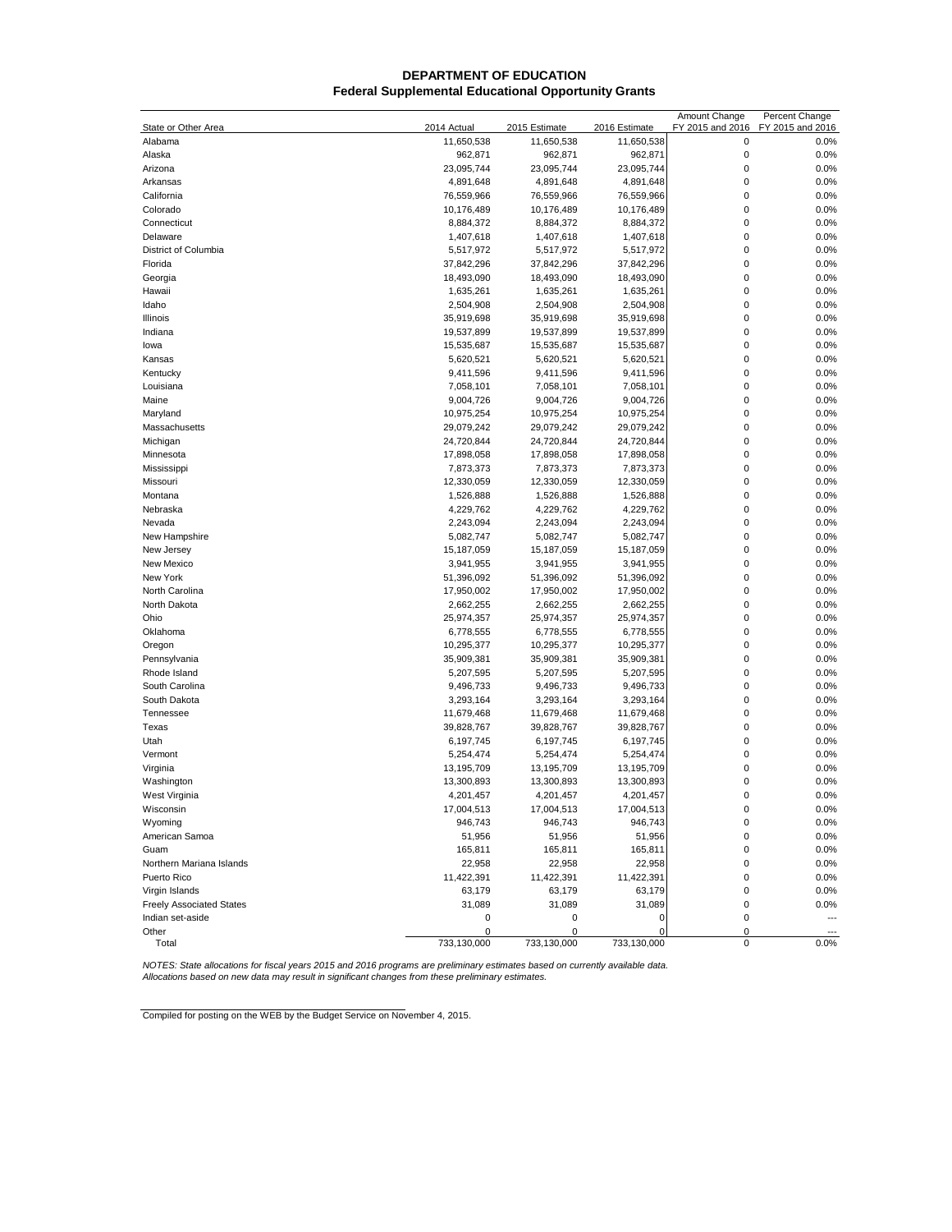**DEPARTMENT OF EDUCATION**
**Federal Supplemental Educational Opportunity Grants**

| State or Other Area | 2014 Actual | 2015 Estimate | 2016 Estimate | Amount Change FY 2015 and 2016 | Percent Change FY 2015 and 2016 |
|---|---|---|---|---|---|
| Alabama | 11,650,538 | 11,650,538 | 11,650,538 | 0 | 0.0% |
| Alaska | 962,871 | 962,871 | 962,871 | 0 | 0.0% |
| Arizona | 23,095,744 | 23,095,744 | 23,095,744 | 0 | 0.0% |
| Arkansas | 4,891,648 | 4,891,648 | 4,891,648 | 0 | 0.0% |
| California | 76,559,966 | 76,559,966 | 76,559,966 | 0 | 0.0% |
| Colorado | 10,176,489 | 10,176,489 | 10,176,489 | 0 | 0.0% |
| Connecticut | 8,884,372 | 8,884,372 | 8,884,372 | 0 | 0.0% |
| Delaware | 1,407,618 | 1,407,618 | 1,407,618 | 0 | 0.0% |
| District of Columbia | 5,517,972 | 5,517,972 | 5,517,972 | 0 | 0.0% |
| Florida | 37,842,296 | 37,842,296 | 37,842,296 | 0 | 0.0% |
| Georgia | 18,493,090 | 18,493,090 | 18,493,090 | 0 | 0.0% |
| Hawaii | 1,635,261 | 1,635,261 | 1,635,261 | 0 | 0.0% |
| Idaho | 2,504,908 | 2,504,908 | 2,504,908 | 0 | 0.0% |
| Illinois | 35,919,698 | 35,919,698 | 35,919,698 | 0 | 0.0% |
| Indiana | 19,537,899 | 19,537,899 | 19,537,899 | 0 | 0.0% |
| Iowa | 15,535,687 | 15,535,687 | 15,535,687 | 0 | 0.0% |
| Kansas | 5,620,521 | 5,620,521 | 5,620,521 | 0 | 0.0% |
| Kentucky | 9,411,596 | 9,411,596 | 9,411,596 | 0 | 0.0% |
| Louisiana | 7,058,101 | 7,058,101 | 7,058,101 | 0 | 0.0% |
| Maine | 9,004,726 | 9,004,726 | 9,004,726 | 0 | 0.0% |
| Maryland | 10,975,254 | 10,975,254 | 10,975,254 | 0 | 0.0% |
| Massachusetts | 29,079,242 | 29,079,242 | 29,079,242 | 0 | 0.0% |
| Michigan | 24,720,844 | 24,720,844 | 24,720,844 | 0 | 0.0% |
| Minnesota | 17,898,058 | 17,898,058 | 17,898,058 | 0 | 0.0% |
| Mississippi | 7,873,373 | 7,873,373 | 7,873,373 | 0 | 0.0% |
| Missouri | 12,330,059 | 12,330,059 | 12,330,059 | 0 | 0.0% |
| Montana | 1,526,888 | 1,526,888 | 1,526,888 | 0 | 0.0% |
| Nebraska | 4,229,762 | 4,229,762 | 4,229,762 | 0 | 0.0% |
| Nevada | 2,243,094 | 2,243,094 | 2,243,094 | 0 | 0.0% |
| New Hampshire | 5,082,747 | 5,082,747 | 5,082,747 | 0 | 0.0% |
| New Jersey | 15,187,059 | 15,187,059 | 15,187,059 | 0 | 0.0% |
| New Mexico | 3,941,955 | 3,941,955 | 3,941,955 | 0 | 0.0% |
| New York | 51,396,092 | 51,396,092 | 51,396,092 | 0 | 0.0% |
| North Carolina | 17,950,002 | 17,950,002 | 17,950,002 | 0 | 0.0% |
| North Dakota | 2,662,255 | 2,662,255 | 2,662,255 | 0 | 0.0% |
| Ohio | 25,974,357 | 25,974,357 | 25,974,357 | 0 | 0.0% |
| Oklahoma | 6,778,555 | 6,778,555 | 6,778,555 | 0 | 0.0% |
| Oregon | 10,295,377 | 10,295,377 | 10,295,377 | 0 | 0.0% |
| Pennsylvania | 35,909,381 | 35,909,381 | 35,909,381 | 0 | 0.0% |
| Rhode Island | 5,207,595 | 5,207,595 | 5,207,595 | 0 | 0.0% |
| South Carolina | 9,496,733 | 9,496,733 | 9,496,733 | 0 | 0.0% |
| South Dakota | 3,293,164 | 3,293,164 | 3,293,164 | 0 | 0.0% |
| Tennessee | 11,679,468 | 11,679,468 | 11,679,468 | 0 | 0.0% |
| Texas | 39,828,767 | 39,828,767 | 39,828,767 | 0 | 0.0% |
| Utah | 6,197,745 | 6,197,745 | 6,197,745 | 0 | 0.0% |
| Vermont | 5,254,474 | 5,254,474 | 5,254,474 | 0 | 0.0% |
| Virginia | 13,195,709 | 13,195,709 | 13,195,709 | 0 | 0.0% |
| Washington | 13,300,893 | 13,300,893 | 13,300,893 | 0 | 0.0% |
| West Virginia | 4,201,457 | 4,201,457 | 4,201,457 | 0 | 0.0% |
| Wisconsin | 17,004,513 | 17,004,513 | 17,004,513 | 0 | 0.0% |
| Wyoming | 946,743 | 946,743 | 946,743 | 0 | 0.0% |
| American Samoa | 51,956 | 51,956 | 51,956 | 0 | 0.0% |
| Guam | 165,811 | 165,811 | 165,811 | 0 | 0.0% |
| Northern Mariana Islands | 22,958 | 22,958 | 22,958 | 0 | 0.0% |
| Puerto Rico | 11,422,391 | 11,422,391 | 11,422,391 | 0 | 0.0% |
| Virgin Islands | 63,179 | 63,179 | 63,179 | 0 | 0.0% |
| Freely Associated States | 31,089 | 31,089 | 31,089 | 0 | 0.0% |
| Indian set-aside | 0 | 0 | 0 | 0 | --- |
| Other | 0 | 0 | 0 | 0 | --- |
| Total | 733,130,000 | 733,130,000 | 733,130,000 | 0 | 0.0% |

*NOTES: State allocations for fiscal years 2015 and 2016 programs are preliminary estimates based on currently available data. Allocations based on new data may result in significant changes from these preliminary estimates.*

Compiled for posting on the WEB by the Budget Service on November 4, 2015.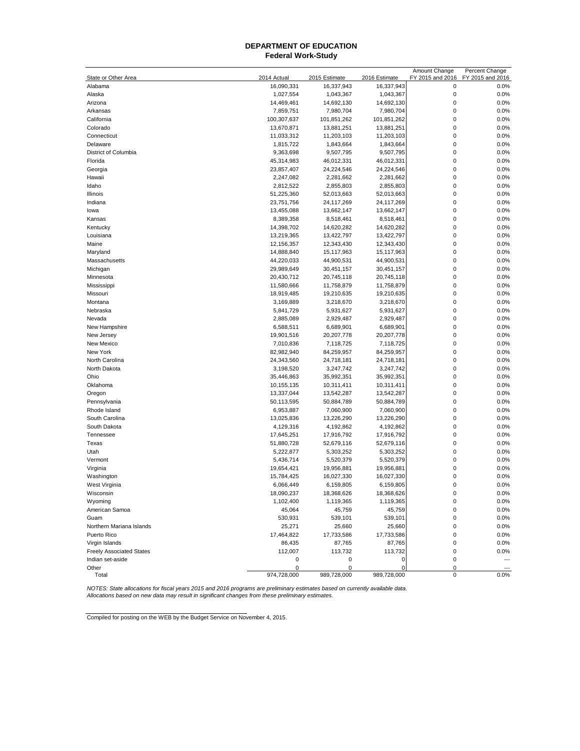**DEPARTMENT OF EDUCATION**
**Federal Work-Study**

| State or Other Area | 2014 Actual | 2015 Estimate | 2016 Estimate | Amount Change FY 2015 and 2016 | Percent Change FY 2015 and 2016 |
|---|---|---|---|---|---|
| Alabama | 16,090,331 | 16,337,943 | 16,337,943 | 0 | 0.0% |
| Alaska | 1,027,554 | 1,043,367 | 1,043,367 | 0 | 0.0% |
| Arizona | 14,469,461 | 14,692,130 | 14,692,130 | 0 | 0.0% |
| Arkansas | 7,859,751 | 7,980,704 | 7,980,704 | 0 | 0.0% |
| California | 100,307,637 | 101,851,262 | 101,851,262 | 0 | 0.0% |
| Colorado | 13,670,871 | 13,881,251 | 13,881,251 | 0 | 0.0% |
| Connecticut | 11,033,312 | 11,203,103 | 11,203,103 | 0 | 0.0% |
| Delaware | 1,815,722 | 1,843,664 | 1,843,664 | 0 | 0.0% |
| District of Columbia | 9,363,698 | 9,507,795 | 9,507,795 | 0 | 0.0% |
| Florida | 45,314,983 | 46,012,331 | 46,012,331 | 0 | 0.0% |
| Georgia | 23,857,407 | 24,224,546 | 24,224,546 | 0 | 0.0% |
| Hawaii | 2,247,082 | 2,281,662 | 2,281,662 | 0 | 0.0% |
| Idaho | 2,812,522 | 2,855,803 | 2,855,803 | 0 | 0.0% |
| Illinois | 51,225,360 | 52,013,663 | 52,013,663 | 0 | 0.0% |
| Indiana | 23,751,756 | 24,117,269 | 24,117,269 | 0 | 0.0% |
| Iowa | 13,455,088 | 13,662,147 | 13,662,147 | 0 | 0.0% |
| Kansas | 8,389,358 | 8,518,461 | 8,518,461 | 0 | 0.0% |
| Kentucky | 14,398,702 | 14,620,282 | 14,620,282 | 0 | 0.0% |
| Louisiana | 13,219,365 | 13,422,797 | 13,422,797 | 0 | 0.0% |
| Maine | 12,156,357 | 12,343,430 | 12,343,430 | 0 | 0.0% |
| Maryland | 14,888,840 | 15,117,963 | 15,117,963 | 0 | 0.0% |
| Massachusetts | 44,220,033 | 44,900,531 | 44,900,531 | 0 | 0.0% |
| Michigan | 29,989,649 | 30,451,157 | 30,451,157 | 0 | 0.0% |
| Minnesota | 20,430,712 | 20,745,118 | 20,745,118 | 0 | 0.0% |
| Mississippi | 11,580,666 | 11,758,879 | 11,758,879 | 0 | 0.0% |
| Missouri | 18,919,485 | 19,210,635 | 19,210,635 | 0 | 0.0% |
| Montana | 3,169,889 | 3,218,670 | 3,218,670 | 0 | 0.0% |
| Nebraska | 5,841,729 | 5,931,627 | 5,931,627 | 0 | 0.0% |
| Nevada | 2,885,089 | 2,929,487 | 2,929,487 | 0 | 0.0% |
| New Hampshire | 6,588,511 | 6,689,901 | 6,689,901 | 0 | 0.0% |
| New Jersey | 19,901,516 | 20,207,778 | 20,207,778 | 0 | 0.0% |
| New Mexico | 7,010,836 | 7,118,725 | 7,118,725 | 0 | 0.0% |
| New York | 82,982,940 | 84,259,957 | 84,259,957 | 0 | 0.0% |
| North Carolina | 24,343,560 | 24,718,181 | 24,718,181 | 0 | 0.0% |
| North Dakota | 3,198,520 | 3,247,742 | 3,247,742 | 0 | 0.0% |
| Ohio | 35,446,863 | 35,992,351 | 35,992,351 | 0 | 0.0% |
| Oklahoma | 10,155,135 | 10,311,411 | 10,311,411 | 0 | 0.0% |
| Oregon | 13,337,044 | 13,542,287 | 13,542,287 | 0 | 0.0% |
| Pennsylvania | 50,113,595 | 50,884,789 | 50,884,789 | 0 | 0.0% |
| Rhode Island | 6,953,887 | 7,060,900 | 7,060,900 | 0 | 0.0% |
| South Carolina | 13,025,836 | 13,226,290 | 13,226,290 | 0 | 0.0% |
| South Dakota | 4,129,316 | 4,192,862 | 4,192,862 | 0 | 0.0% |
| Tennessee | 17,645,251 | 17,916,792 | 17,916,792 | 0 | 0.0% |
| Texas | 51,880,728 | 52,679,116 | 52,679,116 | 0 | 0.0% |
| Utah | 5,222,877 | 5,303,252 | 5,303,252 | 0 | 0.0% |
| Vermont | 5,436,714 | 5,520,379 | 5,520,379 | 0 | 0.0% |
| Virginia | 19,654,421 | 19,956,881 | 19,956,881 | 0 | 0.0% |
| Washington | 15,784,425 | 16,027,330 | 16,027,330 | 0 | 0.0% |
| West Virginia | 6,066,449 | 6,159,805 | 6,159,805 | 0 | 0.0% |
| Wisconsin | 18,090,237 | 18,368,626 | 18,368,626 | 0 | 0.0% |
| Wyoming | 1,102,400 | 1,119,365 | 1,119,365 | 0 | 0.0% |
| American Samoa | 45,064 | 45,759 | 45,759 | 0 | 0.0% |
| Guam | 530,931 | 539,101 | 539,101 | 0 | 0.0% |
| Northern Mariana Islands | 25,271 | 25,660 | 25,660 | 0 | 0.0% |
| Puerto Rico | 17,464,822 | 17,733,586 | 17,733,586 | 0 | 0.0% |
| Virgin Islands | 86,435 | 87,765 | 87,765 | 0 | 0.0% |
| Freely Associated States | 112,007 | 113,732 | 113,732 | 0 | 0.0% |
| Indian set-aside | 0 | 0 | 0 | 0 | --- |
| Other | 0 | 0 | 0 | 0 | --- |
| Total | 974,728,000 | 989,728,000 | 989,728,000 | 0 | 0.0% |

*NOTES: State allocations for fiscal years 2015 and 2016 programs are preliminary estimates based on currently available data. Allocations based on new data may result in significant changes from these preliminary estimates.*

Compiled for posting on the WEB by the Budget Service on November 4, 2015.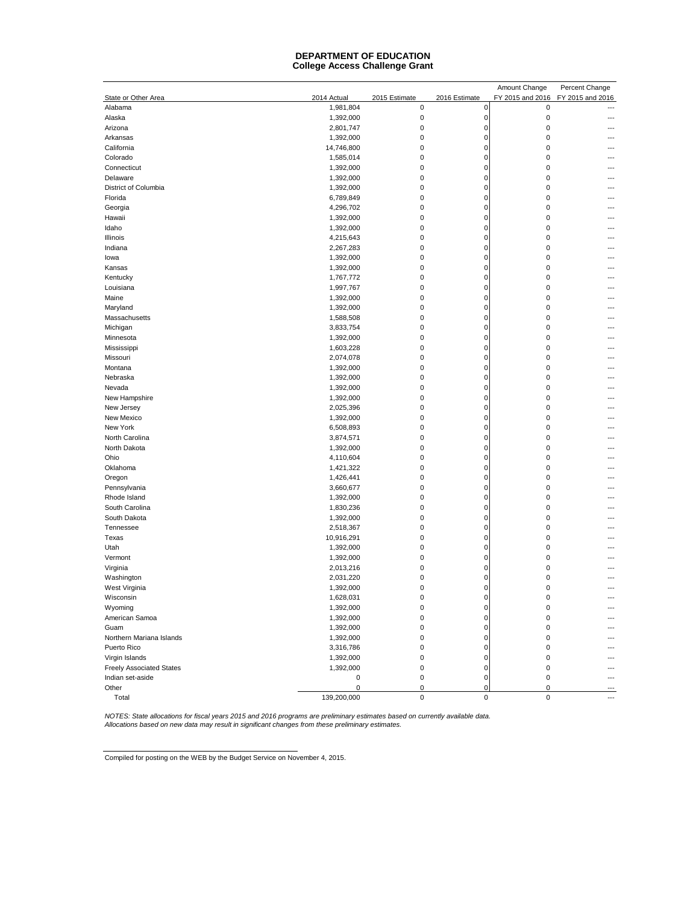# DEPARTMENT OF EDUCATION
## College Access Challenge Grant

| State or Other Area | 2014 Actual | 2015 Estimate | 2016 Estimate | Amount Change FY 2015 and 2016 | Percent Change FY 2015 and 2016 |
|---|---|---|---|---|---|
| Alabama | 1,981,804 | 0 | 0 | 0 | --- |
| Alaska | 1,392,000 | 0 | 0 | 0 | --- |
| Arizona | 2,801,747 | 0 | 0 | 0 | --- |
| Arkansas | 1,392,000 | 0 | 0 | 0 | --- |
| California | 14,746,800 | 0 | 0 | 0 | --- |
| Colorado | 1,585,014 | 0 | 0 | 0 | --- |
| Connecticut | 1,392,000 | 0 | 0 | 0 | --- |
| Delaware | 1,392,000 | 0 | 0 | 0 | --- |
| District of Columbia | 1,392,000 | 0 | 0 | 0 | --- |
| Florida | 6,789,849 | 0 | 0 | 0 | --- |
| Georgia | 4,296,702 | 0 | 0 | 0 | --- |
| Hawaii | 1,392,000 | 0 | 0 | 0 | --- |
| Idaho | 1,392,000 | 0 | 0 | 0 | --- |
| Illinois | 4,215,643 | 0 | 0 | 0 | --- |
| Indiana | 2,267,283 | 0 | 0 | 0 | --- |
| Iowa | 1,392,000 | 0 | 0 | 0 | --- |
| Kansas | 1,392,000 | 0 | 0 | 0 | --- |
| Kentucky | 1,767,772 | 0 | 0 | 0 | --- |
| Louisiana | 1,997,767 | 0 | 0 | 0 | --- |
| Maine | 1,392,000 | 0 | 0 | 0 | --- |
| Maryland | 1,392,000 | 0 | 0 | 0 | --- |
| Massachusetts | 1,588,508 | 0 | 0 | 0 | --- |
| Michigan | 3,833,754 | 0 | 0 | 0 | --- |
| Minnesota | 1,392,000 | 0 | 0 | 0 | --- |
| Mississippi | 1,603,228 | 0 | 0 | 0 | --- |
| Missouri | 2,074,078 | 0 | 0 | 0 | --- |
| Montana | 1,392,000 | 0 | 0 | 0 | --- |
| Nebraska | 1,392,000 | 0 | 0 | 0 | --- |
| Nevada | 1,392,000 | 0 | 0 | 0 | --- |
| New Hampshire | 1,392,000 | 0 | 0 | 0 | --- |
| New Jersey | 2,025,396 | 0 | 0 | 0 | --- |
| New Mexico | 1,392,000 | 0 | 0 | 0 | --- |
| New York | 6,508,893 | 0 | 0 | 0 | --- |
| North Carolina | 3,874,571 | 0 | 0 | 0 | --- |
| North Dakota | 1,392,000 | 0 | 0 | 0 | --- |
| Ohio | 4,110,604 | 0 | 0 | 0 | --- |
| Oklahoma | 1,421,322 | 0 | 0 | 0 | --- |
| Oregon | 1,426,441 | 0 | 0 | 0 | --- |
| Pennsylvania | 3,660,677 | 0 | 0 | 0 | --- |
| Rhode Island | 1,392,000 | 0 | 0 | 0 | --- |
| South Carolina | 1,830,236 | 0 | 0 | 0 | --- |
| South Dakota | 1,392,000 | 0 | 0 | 0 | --- |
| Tennessee | 2,518,367 | 0 | 0 | 0 | --- |
| Texas | 10,916,291 | 0 | 0 | 0 | --- |
| Utah | 1,392,000 | 0 | 0 | 0 | --- |
| Vermont | 1,392,000 | 0 | 0 | 0 | --- |
| Virginia | 2,013,216 | 0 | 0 | 0 | --- |
| Washington | 2,031,220 | 0 | 0 | 0 | --- |
| West Virginia | 1,392,000 | 0 | 0 | 0 | --- |
| Wisconsin | 1,628,031 | 0 | 0 | 0 | --- |
| Wyoming | 1,392,000 | 0 | 0 | 0 | --- |
| American Samoa | 1,392,000 | 0 | 0 | 0 | --- |
| Guam | 1,392,000 | 0 | 0 | 0 | --- |
| Northern Mariana Islands | 1,392,000 | 0 | 0 | 0 | --- |
| Puerto Rico | 3,316,786 | 0 | 0 | 0 | --- |
| Virgin Islands | 1,392,000 | 0 | 0 | 0 | --- |
| Freely Associated States | 1,392,000 | 0 | 0 | 0 | --- |
| Indian set-aside | 0 | 0 | 0 | 0 | --- |
| Other | 0 | 0 | 0 | 0 | --- |
| Total | 139,200,000 | 0 | 0 | 0 | --- |

*NOTES: State allocations for fiscal years 2015 and 2016 programs are preliminary estimates based on currently available data. Allocations based on new data may result in significant changes from these preliminary estimates.*

Compiled for posting on the WEB by the Budget Service on November 4, 2015.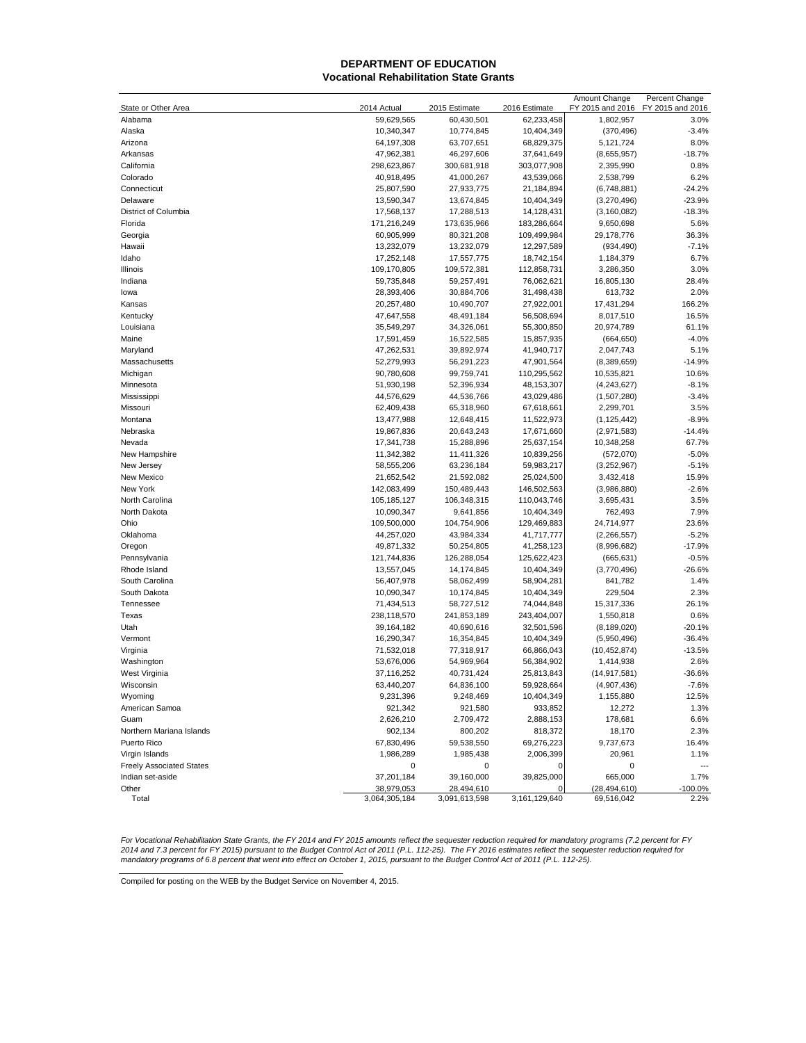**DEPARTMENT OF EDUCATION**
**Vocational Rehabilitation State Grants**

| State or Other Area | 2014 Actual | 2015 Estimate | 2016 Estimate | Amount Change FY 2015 and 2016 | Percent Change FY 2015 and 2016 |
|---|---|---|---|---|---|
| Alabama | 59,629,565 | 60,430,501 | 62,233,458 | 1,802,957 | 3.0% |
| Alaska | 10,340,347 | 10,774,845 | 10,404,349 | (370,496) | -3.4% |
| Arizona | 64,197,308 | 63,707,651 | 68,829,375 | 5,121,724 | 8.0% |
| Arkansas | 47,962,381 | 46,297,606 | 37,641,649 | (8,655,957) | -18.7% |
| California | 298,623,867 | 300,681,918 | 303,077,908 | 2,395,990 | 0.8% |
| Colorado | 40,918,495 | 41,000,267 | 43,539,066 | 2,538,799 | 6.2% |
| Connecticut | 25,807,590 | 27,933,775 | 21,184,894 | (6,748,881) | -24.2% |
| Delaware | 13,590,347 | 13,674,845 | 10,404,349 | (3,270,496) | -23.9% |
| District of Columbia | 17,568,137 | 17,288,513 | 14,128,431 | (3,160,082) | -18.3% |
| Florida | 171,216,249 | 173,635,966 | 183,286,664 | 9,650,698 | 5.6% |
| Georgia | 60,905,999 | 80,321,208 | 109,499,984 | 29,178,776 | 36.3% |
| Hawaii | 13,232,079 | 13,232,079 | 12,297,589 | (934,490) | -7.1% |
| Idaho | 17,252,148 | 17,557,775 | 18,742,154 | 1,184,379 | 6.7% |
| Illinois | 109,170,805 | 109,572,381 | 112,858,731 | 3,286,350 | 3.0% |
| Indiana | 59,735,848 | 59,257,491 | 76,062,621 | 16,805,130 | 28.4% |
| Iowa | 28,393,406 | 30,884,706 | 31,498,438 | 613,732 | 2.0% |
| Kansas | 20,257,480 | 10,490,707 | 27,922,001 | 17,431,294 | 166.2% |
| Kentucky | 47,647,558 | 48,491,184 | 56,508,694 | 8,017,510 | 16.5% |
| Louisiana | 35,549,297 | 34,326,061 | 55,300,850 | 20,974,789 | 61.1% |
| Maine | 17,591,459 | 16,522,585 | 15,857,935 | (664,650) | -4.0% |
| Maryland | 47,262,531 | 39,892,974 | 41,940,717 | 2,047,743 | 5.1% |
| Massachusetts | 52,279,993 | 56,291,223 | 47,901,564 | (8,389,659) | -14.9% |
| Michigan | 90,780,608 | 99,759,741 | 110,295,562 | 10,535,821 | 10.6% |
| Minnesota | 51,930,198 | 52,396,934 | 48,153,307 | (4,243,627) | -8.1% |
| Mississippi | 44,576,629 | 44,536,766 | 43,029,486 | (1,507,280) | -3.4% |
| Missouri | 62,409,438 | 65,318,960 | 67,618,661 | 2,299,701 | 3.5% |
| Montana | 13,477,988 | 12,648,415 | 11,522,973 | (1,125,442) | -8.9% |
| Nebraska | 19,867,836 | 20,643,243 | 17,671,660 | (2,971,583) | -14.4% |
| Nevada | 17,341,738 | 15,288,896 | 25,637,154 | 10,348,258 | 67.7% |
| New Hampshire | 11,342,382 | 11,411,326 | 10,839,256 | (572,070) | -5.0% |
| New Jersey | 58,555,206 | 63,236,184 | 59,983,217 | (3,252,967) | -5.1% |
| New Mexico | 21,652,542 | 21,592,082 | 25,024,500 | 3,432,418 | 15.9% |
| New York | 142,083,499 | 150,489,443 | 146,502,563 | (3,986,880) | -2.6% |
| North Carolina | 105,185,127 | 106,348,315 | 110,043,746 | 3,695,431 | 3.5% |
| North Dakota | 10,090,347 | 9,641,856 | 10,404,349 | 762,493 | 7.9% |
| Ohio | 109,500,000 | 104,754,906 | 129,469,883 | 24,714,977 | 23.6% |
| Oklahoma | 44,257,020 | 43,984,334 | 41,717,777 | (2,266,557) | -5.2% |
| Oregon | 49,871,332 | 50,254,805 | 41,258,123 | (8,996,682) | -17.9% |
| Pennsylvania | 121,744,836 | 126,288,054 | 125,622,423 | (665,631) | -0.5% |
| Rhode Island | 13,557,045 | 14,174,845 | 10,404,349 | (3,770,496) | -26.6% |
| South Carolina | 56,407,978 | 58,062,499 | 58,904,281 | 841,782 | 1.4% |
| South Dakota | 10,090,347 | 10,174,845 | 10,404,349 | 229,504 | 2.3% |
| Tennessee | 71,434,513 | 58,727,512 | 74,044,848 | 15,317,336 | 26.1% |
| Texas | 238,118,570 | 241,853,189 | 243,404,007 | 1,550,818 | 0.6% |
| Utah | 39,164,182 | 40,690,616 | 32,501,596 | (8,189,020) | -20.1% |
| Vermont | 16,290,347 | 16,354,845 | 10,404,349 | (5,950,496) | -36.4% |
| Virginia | 71,532,018 | 77,318,917 | 66,866,043 | (10,452,874) | -13.5% |
| Washington | 53,676,006 | 54,969,964 | 56,384,902 | 1,414,938 | 2.6% |
| West Virginia | 37,116,252 | 40,731,424 | 25,813,843 | (14,917,581) | -36.6% |
| Wisconsin | 63,440,207 | 64,836,100 | 59,928,664 | (4,907,436) | -7.6% |
| Wyoming | 9,231,396 | 9,248,469 | 10,404,349 | 1,155,880 | 12.5% |
| American Samoa | 921,342 | 921,580 | 933,852 | 12,272 | 1.3% |
| Guam | 2,626,210 | 2,709,472 | 2,888,153 | 178,681 | 6.6% |
| Northern Mariana Islands | 902,134 | 800,202 | 818,372 | 18,170 | 2.3% |
| Puerto Rico | 67,830,496 | 59,538,550 | 69,276,223 | 9,737,673 | 16.4% |
| Virgin Islands | 1,986,289 | 1,985,438 | 2,006,399 | 20,961 | 1.1% |
| Freely Associated States | 0 | 0 | 0 | 0 | --- |
| Indian set-aside | 37,201,184 | 39,160,000 | 39,825,000 | 665,000 | 1.7% |
| Other | 38,979,053 | 28,494,610 | 0 | (28,494,610) | -100.0% |
| Total | 3,064,305,184 | 3,091,613,598 | 3,161,129,640 | 69,516,042 | 2.2% |

*For Vocational Rehabilitation State Grants, the FY 2014 and FY 2015 amounts reflect the sequester reduction required for mandatory programs (7.2 percent for FY 2014 and 7.3 percent for FY 2015) pursuant to the Budget Control Act of 2011 (P.L. 112-25). The FY 2016 estimates reflect the sequester reduction required for mandatory programs of 6.8 percent that went into effect on October 1, 2015, pursuant to the Budget Control Act of 2011 (P.L. 112-25).*

Compiled for posting on the WEB by the Budget Service on November 4, 2015.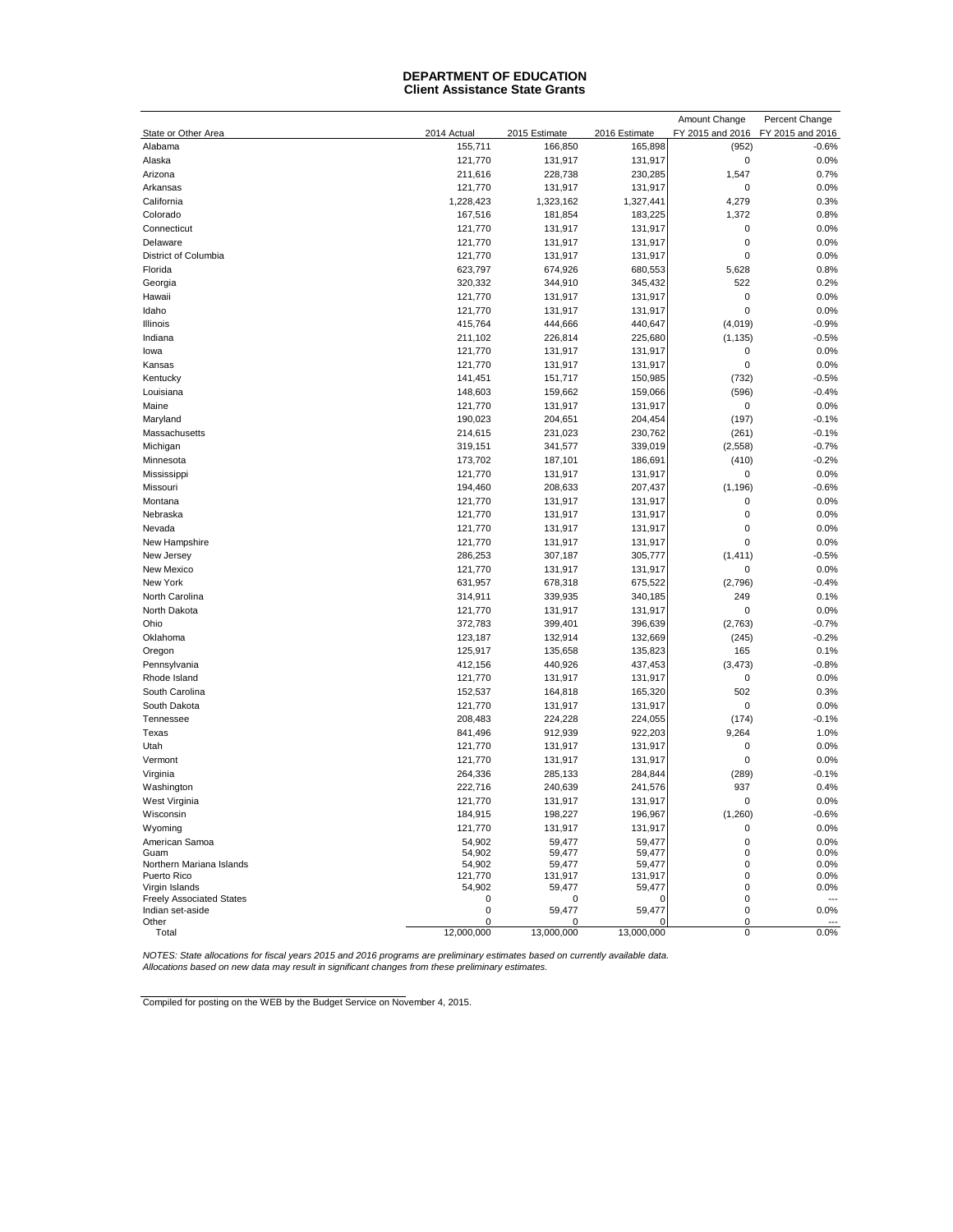# DEPARTMENT OF EDUCATION
## Client Assistance State Grants

| State or Other Area | 2014 Actual | 2015 Estimate | 2016 Estimate | Amount Change FY 2015 and 2016 | Percent Change FY 2015 and 2016 |
|---|---|---|---|---|---|
| Alabama | 155,711 | 166,850 | 165,898 | (952) | -0.6% |
| Alaska | 121,770 | 131,917 | 131,917 | 0 | 0.0% |
| Arizona | 211,616 | 228,738 | 230,285 | 1,547 | 0.7% |
| Arkansas | 121,770 | 131,917 | 131,917 | 0 | 0.0% |
| California | 1,228,423 | 1,323,162 | 1,327,441 | 4,279 | 0.3% |
| Colorado | 167,516 | 181,854 | 183,225 | 1,372 | 0.8% |
| Connecticut | 121,770 | 131,917 | 131,917 | 0 | 0.0% |
| Delaware | 121,770 | 131,917 | 131,917 | 0 | 0.0% |
| District of Columbia | 121,770 | 131,917 | 131,917 | 0 | 0.0% |
| Florida | 623,797 | 674,926 | 680,553 | 5,628 | 0.8% |
| Georgia | 320,332 | 344,910 | 345,432 | 522 | 0.2% |
| Hawaii | 121,770 | 131,917 | 131,917 | 0 | 0.0% |
| Idaho | 121,770 | 131,917 | 131,917 | 0 | 0.0% |
| Illinois | 415,764 | 444,666 | 440,647 | (4,019) | -0.9% |
| Indiana | 211,102 | 226,814 | 225,680 | (1,135) | -0.5% |
| Iowa | 121,770 | 131,917 | 131,917 | 0 | 0.0% |
| Kansas | 121,770 | 131,917 | 131,917 | 0 | 0.0% |
| Kentucky | 141,451 | 151,717 | 150,985 | (732) | -0.5% |
| Louisiana | 148,603 | 159,662 | 159,066 | (596) | -0.4% |
| Maine | 121,770 | 131,917 | 131,917 | 0 | 0.0% |
| Maryland | 190,023 | 204,651 | 204,454 | (197) | -0.1% |
| Massachusetts | 214,615 | 231,023 | 230,762 | (261) | -0.1% |
| Michigan | 319,151 | 341,577 | 339,019 | (2,558) | -0.7% |
| Minnesota | 173,702 | 187,101 | 186,691 | (410) | -0.2% |
| Mississippi | 121,770 | 131,917 | 131,917 | 0 | 0.0% |
| Missouri | 194,460 | 208,633 | 207,437 | (1,196) | -0.6% |
| Montana | 121,770 | 131,917 | 131,917 | 0 | 0.0% |
| Nebraska | 121,770 | 131,917 | 131,917 | 0 | 0.0% |
| Nevada | 121,770 | 131,917 | 131,917 | 0 | 0.0% |
| New Hampshire | 121,770 | 131,917 | 131,917 | 0 | 0.0% |
| New Jersey | 286,253 | 307,187 | 305,777 | (1,411) | -0.5% |
| New Mexico | 121,770 | 131,917 | 131,917 | 0 | 0.0% |
| New York | 631,957 | 678,318 | 675,522 | (2,796) | -0.4% |
| North Carolina | 314,911 | 339,935 | 340,185 | 249 | 0.1% |
| North Dakota | 121,770 | 131,917 | 131,917 | 0 | 0.0% |
| Ohio | 372,783 | 399,401 | 396,639 | (2,763) | -0.7% |
| Oklahoma | 123,187 | 132,914 | 132,669 | (245) | -0.2% |
| Oregon | 125,917 | 135,658 | 135,823 | 165 | 0.1% |
| Pennsylvania | 412,156 | 440,926 | 437,453 | (3,473) | -0.8% |
| Rhode Island | 121,770 | 131,917 | 131,917 | 0 | 0.0% |
| South Carolina | 152,537 | 164,818 | 165,320 | 502 | 0.3% |
| South Dakota | 121,770 | 131,917 | 131,917 | 0 | 0.0% |
| Tennessee | 208,483 | 224,228 | 224,055 | (174) | -0.1% |
| Texas | 841,496 | 912,939 | 922,203 | 9,264 | 1.0% |
| Utah | 121,770 | 131,917 | 131,917 | 0 | 0.0% |
| Vermont | 121,770 | 131,917 | 131,917 | 0 | 0.0% |
| Virginia | 264,336 | 285,133 | 284,844 | (289) | -0.1% |
| Washington | 222,716 | 240,639 | 241,576 | 937 | 0.4% |
| West Virginia | 121,770 | 131,917 | 131,917 | 0 | 0.0% |
| Wisconsin | 184,915 | 198,227 | 196,967 | (1,260) | -0.6% |
| Wyoming | 121,770 | 131,917 | 131,917 | 0 | 0.0% |
| American Samoa | 54,902 | 59,477 | 59,477 | 0 | 0.0% |
| Guam | 54,902 | 59,477 | 59,477 | 0 | 0.0% |
| Northern Mariana Islands | 54,902 | 59,477 | 59,477 | 0 | 0.0% |
| Puerto Rico | 121,770 | 131,917 | 131,917 | 0 | 0.0% |
| Virgin Islands | 54,902 | 59,477 | 59,477 | 0 | 0.0% |
| Freely Associated States | 0 | 0 | 0 | 0 | --- |
| Indian set-aside | 0 | 59,477 | 59,477 | 0 | 0.0% |
| Other | 0 | 0 | 0 | 0 | --- |
| Total | 12,000,000 | 13,000,000 | 13,000,000 | 0 | 0.0% |

*NOTES: State allocations for fiscal years 2015 and 2016 programs are preliminary estimates based on currently available data. Allocations based on new data may result in significant changes from these preliminary estimates.*

Compiled for posting on the WEB by the Budget Service on November 4, 2015.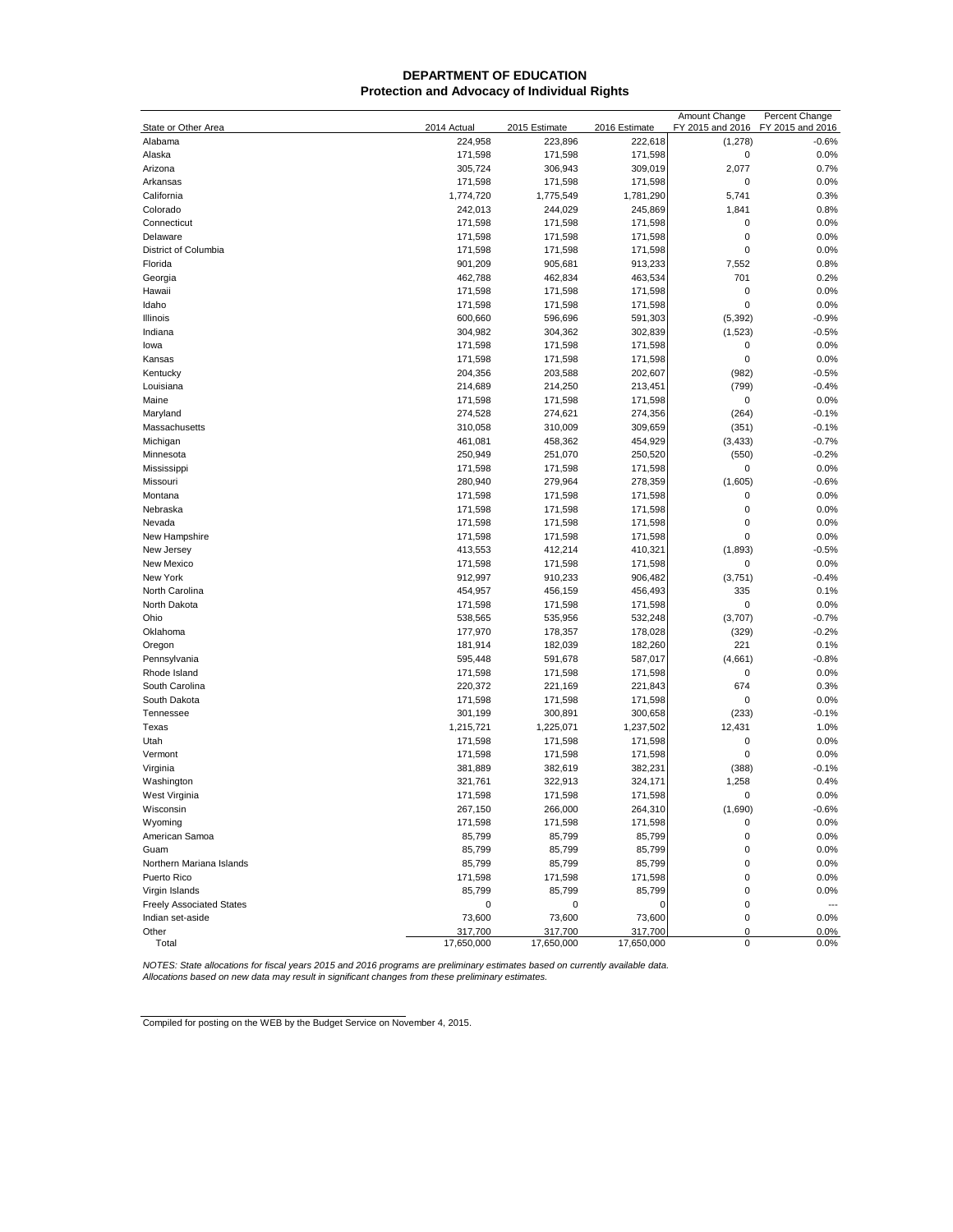# DEPARTMENT OF EDUCATION
## Protection and Advocacy of Individual Rights

| State or Other Area | 2014 Actual | 2015 Estimate | 2016 Estimate | Amount Change FY 2015 and 2016 | Percent Change FY 2015 and 2016 |
|---|---|---|---|---|---|
| Alabama | 224,958 | 223,896 | 222,618 | (1,278) | -0.6% |
| Alaska | 171,598 | 171,598 | 171,598 | 0 | 0.0% |
| Arizona | 305,724 | 306,943 | 309,019 | 2,077 | 0.7% |
| Arkansas | 171,598 | 171,598 | 171,598 | 0 | 0.0% |
| California | 1,774,720 | 1,775,549 | 1,781,290 | 5,741 | 0.3% |
| Colorado | 242,013 | 244,029 | 245,869 | 1,841 | 0.8% |
| Connecticut | 171,598 | 171,598 | 171,598 | 0 | 0.0% |
| Delaware | 171,598 | 171,598 | 171,598 | 0 | 0.0% |
| District of Columbia | 171,598 | 171,598 | 171,598 | 0 | 0.0% |
| Florida | 901,209 | 905,681 | 913,233 | 7,552 | 0.8% |
| Georgia | 462,788 | 462,834 | 463,534 | 701 | 0.2% |
| Hawaii | 171,598 | 171,598 | 171,598 | 0 | 0.0% |
| Idaho | 171,598 | 171,598 | 171,598 | 0 | 0.0% |
| Illinois | 600,660 | 596,696 | 591,303 | (5,392) | -0.9% |
| Indiana | 304,982 | 304,362 | 302,839 | (1,523) | -0.5% |
| Iowa | 171,598 | 171,598 | 171,598 | 0 | 0.0% |
| Kansas | 171,598 | 171,598 | 171,598 | 0 | 0.0% |
| Kentucky | 204,356 | 203,588 | 202,607 | (982) | -0.5% |
| Louisiana | 214,689 | 214,250 | 213,451 | (799) | -0.4% |
| Maine | 171,598 | 171,598 | 171,598 | 0 | 0.0% |
| Maryland | 274,528 | 274,621 | 274,356 | (264) | -0.1% |
| Massachusetts | 310,058 | 310,009 | 309,659 | (351) | -0.1% |
| Michigan | 461,081 | 458,362 | 454,929 | (3,433) | -0.7% |
| Minnesota | 250,949 | 251,070 | 250,520 | (550) | -0.2% |
| Mississippi | 171,598 | 171,598 | 171,598 | 0 | 0.0% |
| Missouri | 280,940 | 279,964 | 278,359 | (1,605) | -0.6% |
| Montana | 171,598 | 171,598 | 171,598 | 0 | 0.0% |
| Nebraska | 171,598 | 171,598 | 171,598 | 0 | 0.0% |
| Nevada | 171,598 | 171,598 | 171,598 | 0 | 0.0% |
| New Hampshire | 171,598 | 171,598 | 171,598 | 0 | 0.0% |
| New Jersey | 413,553 | 412,214 | 410,321 | (1,893) | -0.5% |
| New Mexico | 171,598 | 171,598 | 171,598 | 0 | 0.0% |
| New York | 912,997 | 910,233 | 906,482 | (3,751) | -0.4% |
| North Carolina | 454,957 | 456,159 | 456,493 | 335 | 0.1% |
| North Dakota | 171,598 | 171,598 | 171,598 | 0 | 0.0% |
| Ohio | 538,565 | 535,956 | 532,248 | (3,707) | -0.7% |
| Oklahoma | 177,970 | 178,357 | 178,028 | (329) | -0.2% |
| Oregon | 181,914 | 182,039 | 182,260 | 221 | 0.1% |
| Pennsylvania | 595,448 | 591,678 | 587,017 | (4,661) | -0.8% |
| Rhode Island | 171,598 | 171,598 | 171,598 | 0 | 0.0% |
| South Carolina | 220,372 | 221,169 | 221,843 | 674 | 0.3% |
| South Dakota | 171,598 | 171,598 | 171,598 | 0 | 0.0% |
| Tennessee | 301,199 | 300,891 | 300,658 | (233) | -0.1% |
| Texas | 1,215,721 | 1,225,071 | 1,237,502 | 12,431 | 1.0% |
| Utah | 171,598 | 171,598 | 171,598 | 0 | 0.0% |
| Vermont | 171,598 | 171,598 | 171,598 | 0 | 0.0% |
| Virginia | 381,889 | 382,619 | 382,231 | (388) | -0.1% |
| Washington | 321,761 | 322,913 | 324,171 | 1,258 | 0.4% |
| West Virginia | 171,598 | 171,598 | 171,598 | 0 | 0.0% |
| Wisconsin | 267,150 | 266,000 | 264,310 | (1,690) | -0.6% |
| Wyoming | 171,598 | 171,598 | 171,598 | 0 | 0.0% |
| American Samoa | 85,799 | 85,799 | 85,799 | 0 | 0.0% |
| Guam | 85,799 | 85,799 | 85,799 | 0 | 0.0% |
| Northern Mariana Islands | 85,799 | 85,799 | 85,799 | 0 | 0.0% |
| Puerto Rico | 171,598 | 171,598 | 171,598 | 0 | 0.0% |
| Virgin Islands | 85,799 | 85,799 | 85,799 | 0 | 0.0% |
| Freely Associated States | 0 | 0 | 0 | 0 | --- |
| Indian set-aside | 73,600 | 73,600 | 73,600 | 0 | 0.0% |
| Other | 317,700 | 317,700 | 317,700 | 0 | 0.0% |
| Total | 17,650,000 | 17,650,000 | 17,650,000 | 0 | 0.0% |

*NOTES: State allocations for fiscal years 2015 and 2016 programs are preliminary estimates based on currently available data. Allocations based on new data may result in significant changes from these preliminary estimates.*

Compiled for posting on the WEB by the Budget Service on November 4, 2015.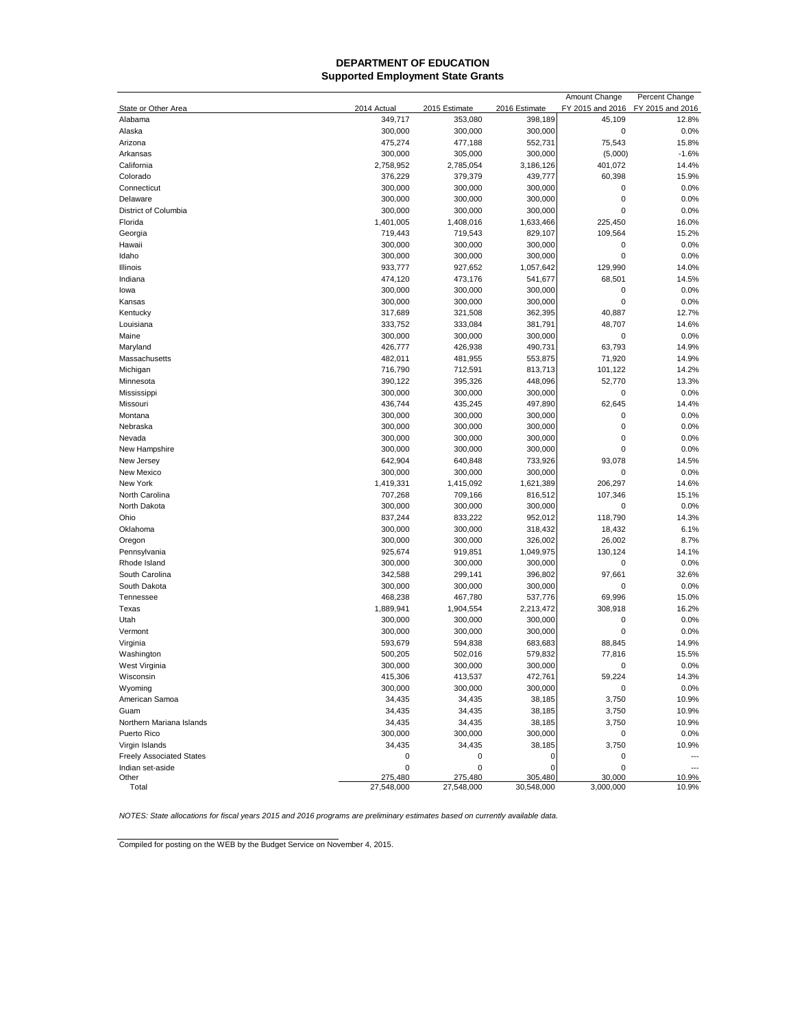# DEPARTMENT OF EDUCATION
## Supported Employment State Grants

| State or Other Area | 2014 Actual | 2015 Estimate | 2016 Estimate | Amount Change FY 2015 and 2016 | Percent Change FY 2015 and 2016 |
|---|---|---|---|---|---|
| Alabama | 349,717 | 353,080 | 398,189 | 45,109 | 12.8% |
| Alaska | 300,000 | 300,000 | 300,000 | 0 | 0.0% |
| Arizona | 475,274 | 477,188 | 552,731 | 75,543 | 15.8% |
| Arkansas | 300,000 | 305,000 | 300,000 | (5,000) | -1.6% |
| California | 2,758,952 | 2,785,054 | 3,186,126 | 401,072 | 14.4% |
| Colorado | 376,229 | 379,379 | 439,777 | 60,398 | 15.9% |
| Connecticut | 300,000 | 300,000 | 300,000 | 0 | 0.0% |
| Delaware | 300,000 | 300,000 | 300,000 | 0 | 0.0% |
| District of Columbia | 300,000 | 300,000 | 300,000 | 0 | 0.0% |
| Florida | 1,401,005 | 1,408,016 | 1,633,466 | 225,450 | 16.0% |
| Georgia | 719,443 | 719,543 | 829,107 | 109,564 | 15.2% |
| Hawaii | 300,000 | 300,000 | 300,000 | 0 | 0.0% |
| Idaho | 300,000 | 300,000 | 300,000 | 0 | 0.0% |
| Illinois | 933,777 | 927,652 | 1,057,642 | 129,990 | 14.0% |
| Indiana | 474,120 | 473,176 | 541,677 | 68,501 | 14.5% |
| Iowa | 300,000 | 300,000 | 300,000 | 0 | 0.0% |
| Kansas | 300,000 | 300,000 | 300,000 | 0 | 0.0% |
| Kentucky | 317,689 | 321,508 | 362,395 | 40,887 | 12.7% |
| Louisiana | 333,752 | 333,084 | 381,791 | 48,707 | 14.6% |
| Maine | 300,000 | 300,000 | 300,000 | 0 | 0.0% |
| Maryland | 426,777 | 426,938 | 490,731 | 63,793 | 14.9% |
| Massachusetts | 482,011 | 481,955 | 553,875 | 71,920 | 14.9% |
| Michigan | 716,790 | 712,591 | 813,713 | 101,122 | 14.2% |
| Minnesota | 390,122 | 395,326 | 448,096 | 52,770 | 13.3% |
| Mississippi | 300,000 | 300,000 | 300,000 | 0 | 0.0% |
| Missouri | 436,744 | 435,245 | 497,890 | 62,645 | 14.4% |
| Montana | 300,000 | 300,000 | 300,000 | 0 | 0.0% |
| Nebraska | 300,000 | 300,000 | 300,000 | 0 | 0.0% |
| Nevada | 300,000 | 300,000 | 300,000 | 0 | 0.0% |
| New Hampshire | 300,000 | 300,000 | 300,000 | 0 | 0.0% |
| New Jersey | 642,904 | 640,848 | 733,926 | 93,078 | 14.5% |
| New Mexico | 300,000 | 300,000 | 300,000 | 0 | 0.0% |
| New York | 1,419,331 | 1,415,092 | 1,621,389 | 206,297 | 14.6% |
| North Carolina | 707,268 | 709,166 | 816,512 | 107,346 | 15.1% |
| North Dakota | 300,000 | 300,000 | 300,000 | 0 | 0.0% |
| Ohio | 837,244 | 833,222 | 952,012 | 118,790 | 14.3% |
| Oklahoma | 300,000 | 300,000 | 318,432 | 18,432 | 6.1% |
| Oregon | 300,000 | 300,000 | 326,002 | 26,002 | 8.7% |
| Pennsylvania | 925,674 | 919,851 | 1,049,975 | 130,124 | 14.1% |
| Rhode Island | 300,000 | 300,000 | 300,000 | 0 | 0.0% |
| South Carolina | 342,588 | 299,141 | 396,802 | 97,661 | 32.6% |
| South Dakota | 300,000 | 300,000 | 300,000 | 0 | 0.0% |
| Tennessee | 468,238 | 467,780 | 537,776 | 69,996 | 15.0% |
| Texas | 1,889,941 | 1,904,554 | 2,213,472 | 308,918 | 16.2% |
| Utah | 300,000 | 300,000 | 300,000 | 0 | 0.0% |
| Vermont | 300,000 | 300,000 | 300,000 | 0 | 0.0% |
| Virginia | 593,679 | 594,838 | 683,683 | 88,845 | 14.9% |
| Washington | 500,205 | 502,016 | 579,832 | 77,816 | 15.5% |
| West Virginia | 300,000 | 300,000 | 300,000 | 0 | 0.0% |
| Wisconsin | 415,306 | 413,537 | 472,761 | 59,224 | 14.3% |
| Wyoming | 300,000 | 300,000 | 300,000 | 0 | 0.0% |
| American Samoa | 34,435 | 34,435 | 38,185 | 3,750 | 10.9% |
| Guam | 34,435 | 34,435 | 38,185 | 3,750 | 10.9% |
| Northern Mariana Islands | 34,435 | 34,435 | 38,185 | 3,750 | 10.9% |
| Puerto Rico | 300,000 | 300,000 | 300,000 | 0 | 0.0% |
| Virgin Islands | 34,435 | 34,435 | 38,185 | 3,750 | 10.9% |
| Freely Associated States | 0 | 0 | 0 | 0 | --- |
| Indian set-aside | 0 | 0 | 0 | 0 | --- |
| Other | 275,480 | 275,480 | 305,480 | 30,000 | 10.9% |
| Total | 27,548,000 | 27,548,000 | 30,548,000 | 3,000,000 | 10.9% |

*NOTES: State allocations for fiscal years 2015 and 2016 programs are preliminary estimates based on currently available data.*

Compiled for posting on the WEB by the Budget Service on November 4, 2015.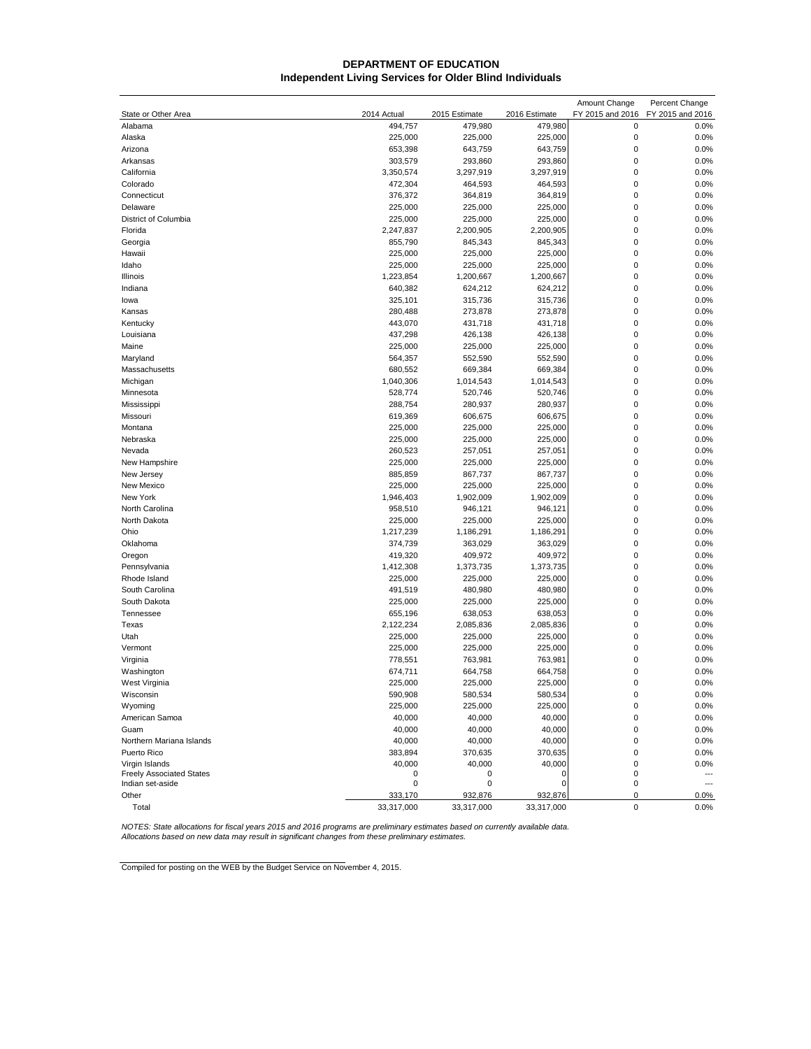**DEPARTMENT OF EDUCATION**
**Independent Living Services for Older Blind Individuals**

| State or Other Area | 2014 Actual | 2015 Estimate | 2016 Estimate | Amount Change FY 2015 and 2016 | Percent Change FY 2015 and 2016 |
|---|---|---|---|---|---|
| Alabama | 494,757 | 479,980 | 479,980 | 0 | 0.0% |
| Alaska | 225,000 | 225,000 | 225,000 | 0 | 0.0% |
| Arizona | 653,398 | 643,759 | 643,759 | 0 | 0.0% |
| Arkansas | 303,579 | 293,860 | 293,860 | 0 | 0.0% |
| California | 3,350,574 | 3,297,919 | 3,297,919 | 0 | 0.0% |
| Colorado | 472,304 | 464,593 | 464,593 | 0 | 0.0% |
| Connecticut | 376,372 | 364,819 | 364,819 | 0 | 0.0% |
| Delaware | 225,000 | 225,000 | 225,000 | 0 | 0.0% |
| District of Columbia | 225,000 | 225,000 | 225,000 | 0 | 0.0% |
| Florida | 2,247,837 | 2,200,905 | 2,200,905 | 0 | 0.0% |
| Georgia | 855,790 | 845,343 | 845,343 | 0 | 0.0% |
| Hawaii | 225,000 | 225,000 | 225,000 | 0 | 0.0% |
| Idaho | 225,000 | 225,000 | 225,000 | 0 | 0.0% |
| Illinois | 1,223,854 | 1,200,667 | 1,200,667 | 0 | 0.0% |
| Indiana | 640,382 | 624,212 | 624,212 | 0 | 0.0% |
| Iowa | 325,101 | 315,736 | 315,736 | 0 | 0.0% |
| Kansas | 280,488 | 273,878 | 273,878 | 0 | 0.0% |
| Kentucky | 443,070 | 431,718 | 431,718 | 0 | 0.0% |
| Louisiana | 437,298 | 426,138 | 426,138 | 0 | 0.0% |
| Maine | 225,000 | 225,000 | 225,000 | 0 | 0.0% |
| Maryland | 564,357 | 552,590 | 552,590 | 0 | 0.0% |
| Massachusetts | 680,552 | 669,384 | 669,384 | 0 | 0.0% |
| Michigan | 1,040,306 | 1,014,543 | 1,014,543 | 0 | 0.0% |
| Minnesota | 528,774 | 520,746 | 520,746 | 0 | 0.0% |
| Mississippi | 288,754 | 280,937 | 280,937 | 0 | 0.0% |
| Missouri | 619,369 | 606,675 | 606,675 | 0 | 0.0% |
| Montana | 225,000 | 225,000 | 225,000 | 0 | 0.0% |
| Nebraska | 225,000 | 225,000 | 225,000 | 0 | 0.0% |
| Nevada | 260,523 | 257,051 | 257,051 | 0 | 0.0% |
| New Hampshire | 225,000 | 225,000 | 225,000 | 0 | 0.0% |
| New Jersey | 885,859 | 867,737 | 867,737 | 0 | 0.0% |
| New Mexico | 225,000 | 225,000 | 225,000 | 0 | 0.0% |
| New York | 1,946,403 | 1,902,009 | 1,902,009 | 0 | 0.0% |
| North Carolina | 958,510 | 946,121 | 946,121 | 0 | 0.0% |
| North Dakota | 225,000 | 225,000 | 225,000 | 0 | 0.0% |
| Ohio | 1,217,239 | 1,186,291 | 1,186,291 | 0 | 0.0% |
| Oklahoma | 374,739 | 363,029 | 363,029 | 0 | 0.0% |
| Oregon | 419,320 | 409,972 | 409,972 | 0 | 0.0% |
| Pennsylvania | 1,412,308 | 1,373,735 | 1,373,735 | 0 | 0.0% |
| Rhode Island | 225,000 | 225,000 | 225,000 | 0 | 0.0% |
| South Carolina | 491,519 | 480,980 | 480,980 | 0 | 0.0% |
| South Dakota | 225,000 | 225,000 | 225,000 | 0 | 0.0% |
| Tennessee | 655,196 | 638,053 | 638,053 | 0 | 0.0% |
| Texas | 2,122,234 | 2,085,836 | 2,085,836 | 0 | 0.0% |
| Utah | 225,000 | 225,000 | 225,000 | 0 | 0.0% |
| Vermont | 225,000 | 225,000 | 225,000 | 0 | 0.0% |
| Virginia | 778,551 | 763,981 | 763,981 | 0 | 0.0% |
| Washington | 674,711 | 664,758 | 664,758 | 0 | 0.0% |
| West Virginia | 225,000 | 225,000 | 225,000 | 0 | 0.0% |
| Wisconsin | 590,908 | 580,534 | 580,534 | 0 | 0.0% |
| Wyoming | 225,000 | 225,000 | 225,000 | 0 | 0.0% |
| American Samoa | 40,000 | 40,000 | 40,000 | 0 | 0.0% |
| Guam | 40,000 | 40,000 | 40,000 | 0 | 0.0% |
| Northern Mariana Islands | 40,000 | 40,000 | 40,000 | 0 | 0.0% |
| Puerto Rico | 383,894 | 370,635 | 370,635 | 0 | 0.0% |
| Virgin Islands | 40,000 | 40,000 | 40,000 | 0 | 0.0% |
| Freely Associated States | 0 | 0 | 0 | 0 | --- |
| Indian set-aside | 0 | 0 | 0 | 0 | --- |
| Other | 333,170 | 932,876 | 932,876 | 0 | 0.0% |
| Total | 33,317,000 | 33,317,000 | 33,317,000 | 0 | 0.0% |

*NOTES: State allocations for fiscal years 2015 and 2016 programs are preliminary estimates based on currently available data. Allocations based on new data may result in significant changes from these preliminary estimates.*

Compiled for posting on the WEB by the Budget Service on November 4, 2015.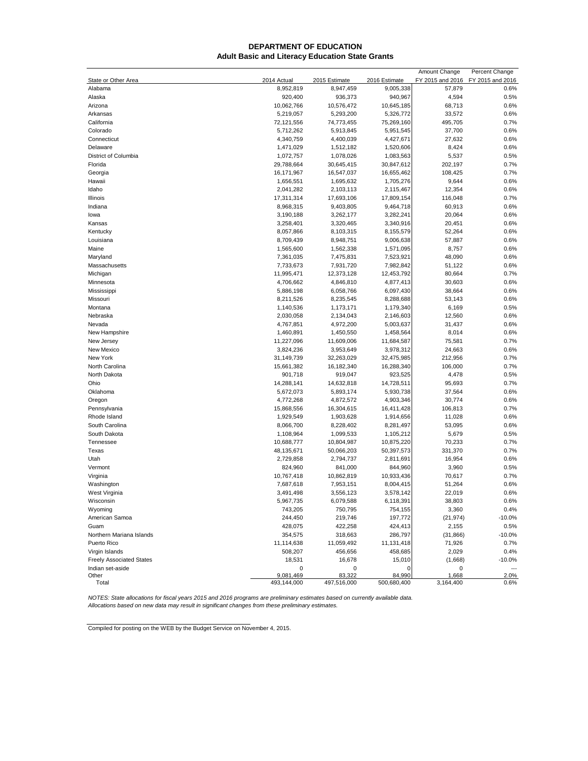# DEPARTMENT OF EDUCATION
## Adult Basic and Literacy Education State Grants

| State or Other Area | 2014 Actual | 2015 Estimate | 2016 Estimate | Amount Change FY 2015 and 2016 | Percent Change FY 2015 and 2016 |
|---|---|---|---|---|---|
| Alabama | 8,952,819 | 8,947,459 | 9,005,338 | 57,879 | 0.6% |
| Alaska | 920,400 | 936,373 | 940,967 | 4,594 | 0.5% |
| Arizona | 10,062,766 | 10,576,472 | 10,645,185 | 68,713 | 0.6% |
| Arkansas | 5,219,057 | 5,293,200 | 5,326,772 | 33,572 | 0.6% |
| California | 72,121,556 | 74,773,455 | 75,269,160 | 495,705 | 0.7% |
| Colorado | 5,712,262 | 5,913,845 | 5,951,545 | 37,700 | 0.6% |
| Connecticut | 4,340,759 | 4,400,039 | 4,427,671 | 27,632 | 0.6% |
| Delaware | 1,471,029 | 1,512,182 | 1,520,606 | 8,424 | 0.6% |
| District of Columbia | 1,072,757 | 1,078,026 | 1,083,563 | 5,537 | 0.5% |
| Florida | 29,788,664 | 30,645,415 | 30,847,612 | 202,197 | 0.7% |
| Georgia | 16,171,967 | 16,547,037 | 16,655,462 | 108,425 | 0.7% |
| Hawaii | 1,656,551 | 1,695,632 | 1,705,276 | 9,644 | 0.6% |
| Idaho | 2,041,282 | 2,103,113 | 2,115,467 | 12,354 | 0.6% |
| Illinois | 17,311,314 | 17,693,106 | 17,809,154 | 116,048 | 0.7% |
| Indiana | 8,968,315 | 9,403,805 | 9,464,718 | 60,913 | 0.6% |
| Iowa | 3,190,188 | 3,262,177 | 3,282,241 | 20,064 | 0.6% |
| Kansas | 3,258,401 | 3,320,465 | 3,340,916 | 20,451 | 0.6% |
| Kentucky | 8,057,866 | 8,103,315 | 8,155,579 | 52,264 | 0.6% |
| Louisiana | 8,709,439 | 8,948,751 | 9,006,638 | 57,887 | 0.6% |
| Maine | 1,565,600 | 1,562,338 | 1,571,095 | 8,757 | 0.6% |
| Maryland | 7,361,035 | 7,475,831 | 7,523,921 | 48,090 | 0.6% |
| Massachusetts | 7,733,673 | 7,931,720 | 7,982,842 | 51,122 | 0.6% |
| Michigan | 11,995,471 | 12,373,128 | 12,453,792 | 80,664 | 0.7% |
| Minnesota | 4,706,662 | 4,846,810 | 4,877,413 | 30,603 | 0.6% |
| Mississippi | 5,886,198 | 6,058,766 | 6,097,430 | 38,664 | 0.6% |
| Missouri | 8,211,526 | 8,235,545 | 8,288,688 | 53,143 | 0.6% |
| Montana | 1,140,536 | 1,173,171 | 1,179,340 | 6,169 | 0.5% |
| Nebraska | 2,030,058 | 2,134,043 | 2,146,603 | 12,560 | 0.6% |
| Nevada | 4,767,851 | 4,972,200 | 5,003,637 | 31,437 | 0.6% |
| New Hampshire | 1,460,891 | 1,450,550 | 1,458,564 | 8,014 | 0.6% |
| New Jersey | 11,227,096 | 11,609,006 | 11,684,587 | 75,581 | 0.7% |
| New Mexico | 3,824,236 | 3,953,649 | 3,978,312 | 24,663 | 0.6% |
| New York | 31,149,739 | 32,263,029 | 32,475,985 | 212,956 | 0.7% |
| North Carolina | 15,661,382 | 16,182,340 | 16,288,340 | 106,000 | 0.7% |
| North Dakota | 901,718 | 919,047 | 923,525 | 4,478 | 0.5% |
| Ohio | 14,288,141 | 14,632,818 | 14,728,511 | 95,693 | 0.7% |
| Oklahoma | 5,672,073 | 5,893,174 | 5,930,738 | 37,564 | 0.6% |
| Oregon | 4,772,268 | 4,872,572 | 4,903,346 | 30,774 | 0.6% |
| Pennsylvania | 15,868,556 | 16,304,615 | 16,411,428 | 106,813 | 0.7% |
| Rhode Island | 1,929,549 | 1,903,628 | 1,914,656 | 11,028 | 0.6% |
| South Carolina | 8,066,700 | 8,228,402 | 8,281,497 | 53,095 | 0.6% |
| South Dakota | 1,108,964 | 1,099,533 | 1,105,212 | 5,679 | 0.5% |
| Tennessee | 10,688,777 | 10,804,987 | 10,875,220 | 70,233 | 0.7% |
| Texas | 48,135,671 | 50,066,203 | 50,397,573 | 331,370 | 0.7% |
| Utah | 2,729,858 | 2,794,737 | 2,811,691 | 16,954 | 0.6% |
| Vermont | 824,960 | 841,000 | 844,960 | 3,960 | 0.5% |
| Virginia | 10,767,418 | 10,862,819 | 10,933,436 | 70,617 | 0.7% |
| Washington | 7,687,618 | 7,953,151 | 8,004,415 | 51,264 | 0.6% |
| West Virginia | 3,491,498 | 3,556,123 | 3,578,142 | 22,019 | 0.6% |
| Wisconsin | 5,967,735 | 6,079,588 | 6,118,391 | 38,803 | 0.6% |
| Wyoming | 743,205 | 750,795 | 754,155 | 3,360 | 0.4% |
| American Samoa | 244,450 | 219,746 | 197,772 | (21,974) | -10.0% |
| Guam | 428,075 | 422,258 | 424,413 | 2,155 | 0.5% |
| Northern Mariana Islands | 354,575 | 318,663 | 286,797 | (31,866) | -10.0% |
| Puerto Rico | 11,114,638 | 11,059,492 | 11,131,418 | 71,926 | 0.7% |
| Virgin Islands | 508,207 | 456,656 | 458,685 | 2,029 | 0.4% |
| Freely Associated States | 18,531 | 16,678 | 15,010 | (1,668) | -10.0% |
| Indian set-aside | 0 | 0 | 0 | 0 | --- |
| Other | 9,081,469 | 83,322 | 84,990 | 1,668 | 2.0% |
| Total | 493,144,000 | 497,516,000 | 500,680,400 | 3,164,400 | 0.6% |

*NOTES: State allocations for fiscal years 2015 and 2016 programs are preliminary estimates based on currently available data. Allocations based on new data may result in significant changes from these preliminary estimates.*

Compiled for posting on the WEB by the Budget Service on November 4, 2015.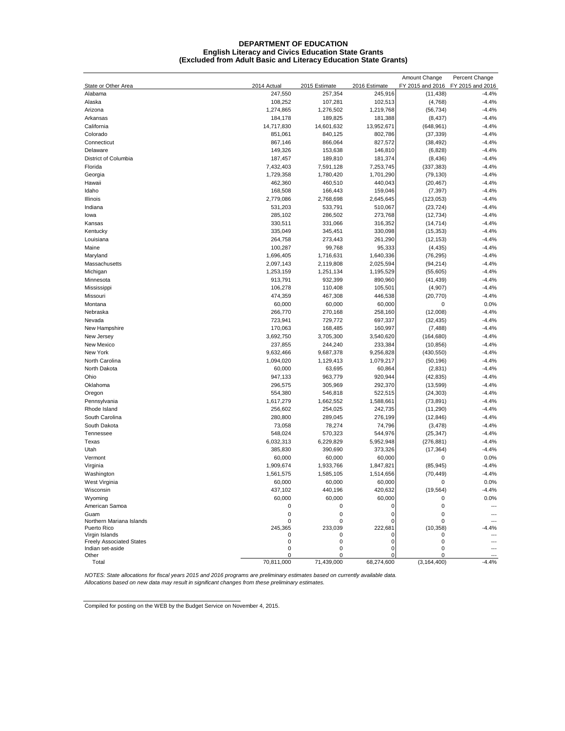# DEPARTMENT OF EDUCATION
## English Literacy and Civics Education State Grants
### (Excluded from Adult Basic and Literacy Education State Grants)

| State or Other Area | 2014 Actual | 2015 Estimate | 2016 Estimate | Amount Change FY 2015 and 2016 | Percent Change FY 2015 and 2016 |
|---|---|---|---|---|---|
| Alabama | 247,550 | 257,354 | 245,916 | (11,438) | -4.4% |
| Alaska | 108,252 | 107,281 | 102,513 | (4,768) | -4.4% |
| Arizona | 1,274,865 | 1,276,502 | 1,219,768 | (56,734) | -4.4% |
| Arkansas | 184,178 | 189,825 | 181,388 | (8,437) | -4.4% |
| California | 14,717,830 | 14,601,632 | 13,952,671 | (648,961) | -4.4% |
| Colorado | 851,061 | 840,125 | 802,786 | (37,339) | -4.4% |
| Connecticut | 867,146 | 866,064 | 827,572 | (38,492) | -4.4% |
| Delaware | 149,326 | 153,638 | 146,810 | (6,828) | -4.4% |
| District of Columbia | 187,457 | 189,810 | 181,374 | (8,436) | -4.4% |
| Florida | 7,432,403 | 7,591,128 | 7,253,745 | (337,383) | -4.4% |
| Georgia | 1,729,358 | 1,780,420 | 1,701,290 | (79,130) | -4.4% |
| Hawaii | 462,360 | 460,510 | 440,043 | (20,467) | -4.4% |
| Idaho | 168,508 | 166,443 | 159,046 | (7,397) | -4.4% |
| Illinois | 2,779,086 | 2,768,698 | 2,645,645 | (123,053) | -4.4% |
| Indiana | 531,203 | 533,791 | 510,067 | (23,724) | -4.4% |
| Iowa | 285,102 | 286,502 | 273,768 | (12,734) | -4.4% |
| Kansas | 330,511 | 331,066 | 316,352 | (14,714) | -4.4% |
| Kentucky | 335,049 | 345,451 | 330,098 | (15,353) | -4.4% |
| Louisiana | 264,758 | 273,443 | 261,290 | (12,153) | -4.4% |
| Maine | 100,287 | 99,768 | 95,333 | (4,435) | -4.4% |
| Maryland | 1,696,405 | 1,716,631 | 1,640,336 | (76,295) | -4.4% |
| Massachusetts | 2,097,143 | 2,119,808 | 2,025,594 | (94,214) | -4.4% |
| Michigan | 1,253,159 | 1,251,134 | 1,195,529 | (55,605) | -4.4% |
| Minnesota | 913,791 | 932,399 | 890,960 | (41,439) | -4.4% |
| Mississippi | 106,278 | 110,408 | 105,501 | (4,907) | -4.4% |
| Missouri | 474,359 | 467,308 | 446,538 | (20,770) | -4.4% |
| Montana | 60,000 | 60,000 | 60,000 | 0 | 0.0% |
| Nebraska | 266,770 | 270,168 | 258,160 | (12,008) | -4.4% |
| Nevada | 723,941 | 729,772 | 697,337 | (32,435) | -4.4% |
| New Hampshire | 170,063 | 168,485 | 160,997 | (7,488) | -4.4% |
| New Jersey | 3,692,750 | 3,705,300 | 3,540,620 | (164,680) | -4.4% |
| New Mexico | 237,855 | 244,240 | 233,384 | (10,856) | -4.4% |
| New York | 9,632,466 | 9,687,378 | 9,256,828 | (430,550) | -4.4% |
| North Carolina | 1,094,020 | 1,129,413 | 1,079,217 | (50,196) | -4.4% |
| North Dakota | 60,000 | 63,695 | 60,864 | (2,831) | -4.4% |
| Ohio | 947,133 | 963,779 | 920,944 | (42,835) | -4.4% |
| Oklahoma | 296,575 | 305,969 | 292,370 | (13,599) | -4.4% |
| Oregon | 554,380 | 546,818 | 522,515 | (24,303) | -4.4% |
| Pennsylvania | 1,617,279 | 1,662,552 | 1,588,661 | (73,891) | -4.4% |
| Rhode Island | 256,602 | 254,025 | 242,735 | (11,290) | -4.4% |
| South Carolina | 280,800 | 289,045 | 276,199 | (12,846) | -4.4% |
| South Dakota | 73,058 | 78,274 | 74,796 | (3,478) | -4.4% |
| Tennessee | 548,024 | 570,323 | 544,976 | (25,347) | -4.4% |
| Texas | 6,032,313 | 6,229,829 | 5,952,948 | (276,881) | -4.4% |
| Utah | 385,830 | 390,690 | 373,326 | (17,364) | -4.4% |
| Vermont | 60,000 | 60,000 | 60,000 | 0 | 0.0% |
| Virginia | 1,909,674 | 1,933,766 | 1,847,821 | (85,945) | -4.4% |
| Washington | 1,561,575 | 1,585,105 | 1,514,656 | (70,449) | -4.4% |
| West Virginia | 60,000 | 60,000 | 60,000 | 0 | 0.0% |
| Wisconsin | 437,102 | 440,196 | 420,632 | (19,564) | -4.4% |
| Wyoming | 60,000 | 60,000 | 60,000 | 0 | 0.0% |
| American Samoa | 0 | 0 | 0 | 0 | --- |
| Guam | 0 | 0 | 0 | 0 | --- |
| Northern Mariana Islands | 0 | 0 | 0 | 0 | --- |
| Puerto Rico | 245,365 | 233,039 | 222,681 | (10,358) | -4.4% |
| Virgin Islands | 0 | 0 | 0 | 0 | --- |
| Freely Associated States | 0 | 0 | 0 | 0 | --- |
| Indian set-aside | 0 | 0 | 0 | 0 | --- |
| Other | 0 | 0 | 0 | 0 | --- |
| Total | 70,811,000 | 71,439,000 | 68,274,600 | (3,164,400) | -4.4% |

*NOTES: State allocations for fiscal years 2015 and 2016 programs are preliminary estimates based on currently available data. Allocations based on new data may result in significant changes from these preliminary estimates.*

Compiled for posting on the WEB by the Budget Service on November 4, 2015.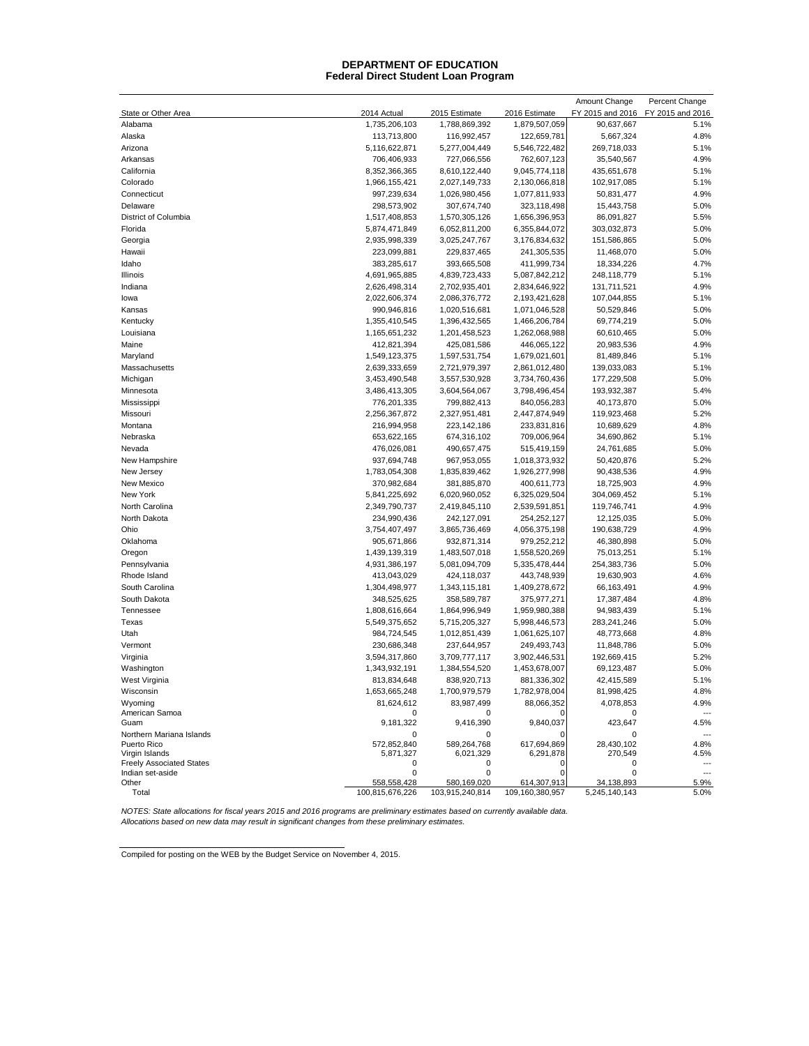# DEPARTMENT OF EDUCATION
## Federal Direct Student Loan Program

| State or Other Area | 2014 Actual | 2015 Estimate | 2016 Estimate | Amount Change FY 2015 and 2016 | Percent Change FY 2015 and 2016 |
|---|---|---|---|---|---|
| Alabama | 1,735,206,103 | 1,788,869,392 | 1,879,507,059 | 90,637,667 | 5.1% |
| Alaska | 113,713,800 | 116,992,457 | 122,659,781 | 5,667,324 | 4.8% |
| Arizona | 5,116,622,871 | 5,277,004,449 | 5,546,722,482 | 269,718,033 | 5.1% |
| Arkansas | 706,406,933 | 727,066,556 | 762,607,123 | 35,540,567 | 4.9% |
| California | 8,352,366,365 | 8,610,122,440 | 9,045,774,118 | 435,651,678 | 5.1% |
| Colorado | 1,966,155,421 | 2,027,149,733 | 2,130,066,818 | 102,917,085 | 5.1% |
| Connecticut | 997,239,634 | 1,026,980,456 | 1,077,811,933 | 50,831,477 | 4.9% |
| Delaware | 298,573,902 | 307,674,740 | 323,118,498 | 15,443,758 | 5.0% |
| District of Columbia | 1,517,408,853 | 1,570,305,126 | 1,656,396,953 | 86,091,827 | 5.5% |
| Florida | 5,874,471,849 | 6,052,811,200 | 6,355,844,072 | 303,032,873 | 5.0% |
| Georgia | 2,935,998,339 | 3,025,247,767 | 3,176,834,632 | 151,586,865 | 5.0% |
| Hawaii | 223,099,881 | 229,837,465 | 241,305,535 | 11,468,070 | 5.0% |
| Idaho | 383,285,617 | 393,665,508 | 411,999,734 | 18,334,226 | 4.7% |
| Illinois | 4,691,965,885 | 4,839,723,433 | 5,087,842,212 | 248,118,779 | 5.1% |
| Indiana | 2,626,498,314 | 2,702,935,401 | 2,834,646,922 | 131,711,521 | 4.9% |
| Iowa | 2,022,606,374 | 2,086,376,772 | 2,193,421,628 | 107,044,855 | 5.1% |
| Kansas | 990,946,816 | 1,020,516,681 | 1,071,046,528 | 50,529,846 | 5.0% |
| Kentucky | 1,355,410,545 | 1,396,432,565 | 1,466,206,784 | 69,774,219 | 5.0% |
| Louisiana | 1,165,651,232 | 1,201,458,523 | 1,262,068,988 | 60,610,465 | 5.0% |
| Maine | 412,821,394 | 425,081,586 | 446,065,122 | 20,983,536 | 4.9% |
| Maryland | 1,549,123,375 | 1,597,531,754 | 1,679,021,601 | 81,489,846 | 5.1% |
| Massachusetts | 2,639,333,659 | 2,721,979,397 | 2,861,012,480 | 139,033,083 | 5.1% |
| Michigan | 3,453,490,548 | 3,557,530,928 | 3,734,760,436 | 177,229,508 | 5.0% |
| Minnesota | 3,486,413,305 | 3,604,564,067 | 3,798,496,454 | 193,932,387 | 5.4% |
| Mississippi | 776,201,335 | 799,882,413 | 840,056,283 | 40,173,870 | 5.0% |
| Missouri | 2,256,367,872 | 2,327,951,481 | 2,447,874,949 | 119,923,468 | 5.2% |
| Montana | 216,994,958 | 223,142,186 | 233,831,816 | 10,689,629 | 4.8% |
| Nebraska | 653,622,165 | 674,316,102 | 709,006,964 | 34,690,862 | 5.1% |
| Nevada | 476,026,081 | 490,657,475 | 515,419,159 | 24,761,685 | 5.0% |
| New Hampshire | 937,694,748 | 967,953,055 | 1,018,373,932 | 50,420,876 | 5.2% |
| New Jersey | 1,783,054,308 | 1,835,839,462 | 1,926,277,998 | 90,438,536 | 4.9% |
| New Mexico | 370,982,684 | 381,885,870 | 400,611,773 | 18,725,903 | 4.9% |
| New York | 5,841,225,692 | 6,020,960,052 | 6,325,029,504 | 304,069,452 | 5.1% |
| North Carolina | 2,349,790,737 | 2,419,845,110 | 2,539,591,851 | 119,746,741 | 4.9% |
| North Dakota | 234,990,436 | 242,127,091 | 254,252,127 | 12,125,035 | 5.0% |
| Ohio | 3,754,407,497 | 3,865,736,469 | 4,056,375,198 | 190,638,729 | 4.9% |
| Oklahoma | 905,671,866 | 932,871,314 | 979,252,212 | 46,380,898 | 5.0% |
| Oregon | 1,439,139,319 | 1,483,507,018 | 1,558,520,269 | 75,013,251 | 5.1% |
| Pennsylvania | 4,931,386,197 | 5,081,094,709 | 5,335,478,444 | 254,383,736 | 5.0% |
| Rhode Island | 413,043,029 | 424,118,037 | 443,748,939 | 19,630,903 | 4.6% |
| South Carolina | 1,304,498,977 | 1,343,115,181 | 1,409,278,672 | 66,163,491 | 4.9% |
| South Dakota | 348,525,625 | 358,589,787 | 375,977,271 | 17,387,484 | 4.8% |
| Tennessee | 1,808,616,664 | 1,864,996,949 | 1,959,980,388 | 94,983,439 | 5.1% |
| Texas | 5,549,375,652 | 5,715,205,327 | 5,998,446,573 | 283,241,246 | 5.0% |
| Utah | 984,724,545 | 1,012,851,439 | 1,061,625,107 | 48,773,668 | 4.8% |
| Vermont | 230,686,348 | 237,644,957 | 249,493,743 | 11,848,786 | 5.0% |
| Virginia | 3,594,317,860 | 3,709,777,117 | 3,902,446,531 | 192,669,415 | 5.2% |
| Washington | 1,343,932,191 | 1,384,554,520 | 1,453,678,007 | 69,123,487 | 5.0% |
| West Virginia | 813,834,648 | 838,920,713 | 881,336,302 | 42,415,589 | 5.1% |
| Wisconsin | 1,653,665,248 | 1,700,979,579 | 1,782,978,004 | 81,998,425 | 4.8% |
| Wyoming | 81,624,612 | 83,987,499 | 88,066,352 | 4,078,853 | 4.9% |
| American Samoa | 0 | 0 | 0 | 0 | --- |
| Guam | 9,181,322 | 9,416,390 | 9,840,037 | 423,647 | 4.5% |
| Northern Mariana Islands | 0 | 0 | 0 | 0 | --- |
| Puerto Rico | 572,852,840 | 589,264,768 | 617,694,869 | 28,430,102 | 4.8% |
| Virgin Islands | 5,871,327 | 6,021,329 | 6,291,878 | 270,549 | 4.5% |
| Freely Associated States | 0 | 0 | 0 | 0 | --- |
| Indian set-aside | 0 | 0 | 0 | 0 | --- |
| Other | 558,558,428 | 580,169,020 | 614,307,913 | 34,138,893 | 5.9% |
| Total | 100,815,676,226 | 103,915,240,814 | 109,160,380,957 | 5,245,140,143 | 5.0% |

*NOTES: State allocations for fiscal years 2015 and 2016 programs are preliminary estimates based on currently available data. Allocations based on new data may result in significant changes from these preliminary estimates.*

Compiled for posting on the WEB by the Budget Service on November 4, 2015.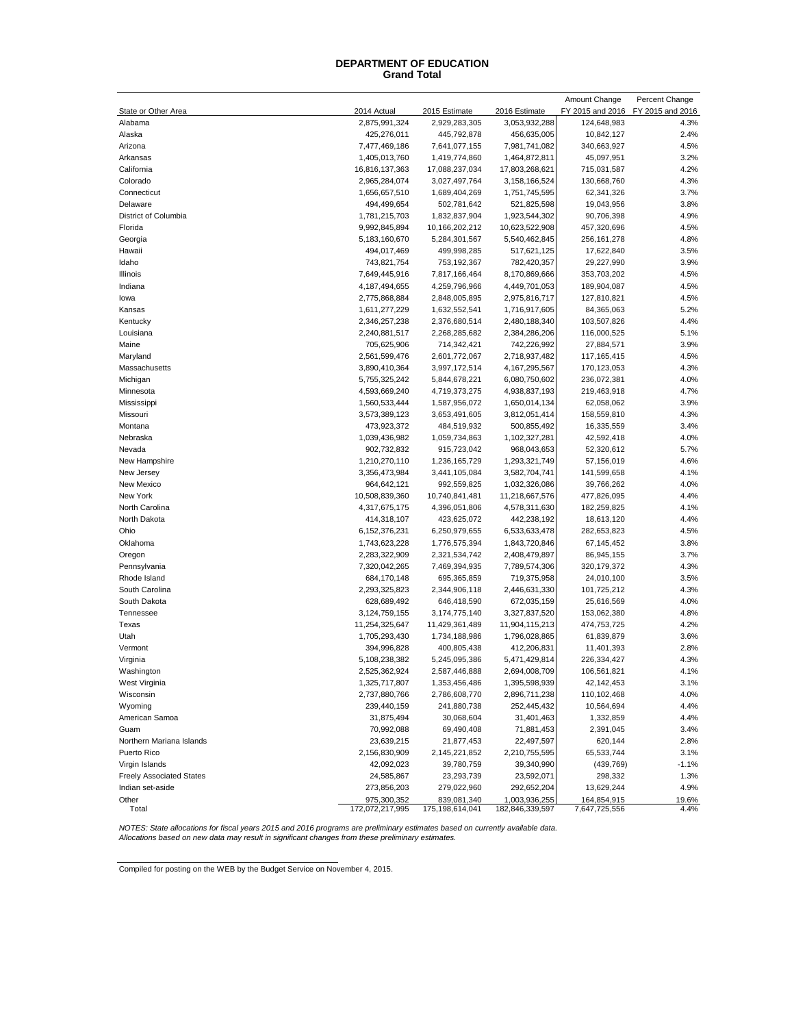# DEPARTMENT OF EDUCATION
## Grand Total

| State or Other Area | 2014 Actual | 2015 Estimate | 2016 Estimate | Amount Change FY 2015 and 2016 | Percent Change FY 2015 and 2016 |
|---|---|---|---|---|---|
| Alabama | 2,875,991,324 | 2,929,283,305 | 3,053,932,288 | 124,648,983 | 4.3% |
| Alaska | 425,276,011 | 445,792,878 | 456,635,005 | 10,842,127 | 2.4% |
| Arizona | 7,477,469,186 | 7,641,077,155 | 7,981,741,082 | 340,663,927 | 4.5% |
| Arkansas | 1,405,013,760 | 1,419,774,860 | 1,464,872,811 | 45,097,951 | 3.2% |
| California | 16,816,137,363 | 17,088,237,034 | 17,803,268,621 | 715,031,587 | 4.2% |
| Colorado | 2,965,284,074 | 3,027,497,764 | 3,158,166,524 | 130,668,760 | 4.3% |
| Connecticut | 1,656,657,510 | 1,689,404,269 | 1,751,745,595 | 62,341,326 | 3.7% |
| Delaware | 494,499,654 | 502,781,642 | 521,825,598 | 19,043,956 | 3.8% |
| District of Columbia | 1,781,215,703 | 1,832,837,904 | 1,923,544,302 | 90,706,398 | 4.9% |
| Florida | 9,992,845,894 | 10,166,202,212 | 10,623,522,908 | 457,320,696 | 4.5% |
| Georgia | 5,183,160,670 | 5,284,301,567 | 5,540,462,845 | 256,161,278 | 4.8% |
| Hawaii | 494,017,469 | 499,998,285 | 517,621,125 | 17,622,840 | 3.5% |
| Idaho | 743,821,754 | 753,192,367 | 782,420,357 | 29,227,990 | 3.9% |
| Illinois | 7,649,445,916 | 7,817,166,464 | 8,170,869,666 | 353,703,202 | 4.5% |
| Indiana | 4,187,494,655 | 4,259,796,966 | 4,449,701,053 | 189,904,087 | 4.5% |
| Iowa | 2,775,868,884 | 2,848,005,895 | 2,975,816,717 | 127,810,821 | 4.5% |
| Kansas | 1,611,277,229 | 1,632,552,541 | 1,716,917,605 | 84,365,063 | 5.2% |
| Kentucky | 2,346,257,238 | 2,376,680,514 | 2,480,188,340 | 103,507,826 | 4.4% |
| Louisiana | 2,240,881,517 | 2,268,285,682 | 2,384,286,206 | 116,000,525 | 5.1% |
| Maine | 705,625,906 | 714,342,421 | 742,226,992 | 27,884,571 | 3.9% |
| Maryland | 2,561,599,476 | 2,601,772,067 | 2,718,937,482 | 117,165,415 | 4.5% |
| Massachusetts | 3,890,410,364 | 3,997,172,514 | 4,167,295,567 | 170,123,053 | 4.3% |
| Michigan | 5,755,325,242 | 5,844,678,221 | 6,080,750,602 | 236,072,381 | 4.0% |
| Minnesota | 4,593,669,240 | 4,719,373,275 | 4,938,837,193 | 219,463,918 | 4.7% |
| Mississippi | 1,560,533,444 | 1,587,956,072 | 1,650,014,134 | 62,058,062 | 3.9% |
| Missouri | 3,573,389,123 | 3,653,491,605 | 3,812,051,414 | 158,559,810 | 4.3% |
| Montana | 473,923,372 | 484,519,932 | 500,855,492 | 16,335,559 | 3.4% |
| Nebraska | 1,039,436,982 | 1,059,734,863 | 1,102,327,281 | 42,592,418 | 4.0% |
| Nevada | 902,732,832 | 915,723,042 | 968,043,653 | 52,320,612 | 5.7% |
| New Hampshire | 1,210,270,110 | 1,236,165,729 | 1,293,321,749 | 57,156,019 | 4.6% |
| New Jersey | 3,356,473,984 | 3,441,105,084 | 3,582,704,741 | 141,599,658 | 4.1% |
| New Mexico | 964,642,121 | 992,559,825 | 1,032,326,086 | 39,766,262 | 4.0% |
| New York | 10,508,839,360 | 10,740,841,481 | 11,218,667,576 | 477,826,095 | 4.4% |
| North Carolina | 4,317,675,175 | 4,396,051,806 | 4,578,311,630 | 182,259,825 | 4.1% |
| North Dakota | 414,318,107 | 423,625,072 | 442,238,192 | 18,613,120 | 4.4% |
| Ohio | 6,152,376,231 | 6,250,979,655 | 6,533,633,478 | 282,653,823 | 4.5% |
| Oklahoma | 1,743,623,228 | 1,776,575,394 | 1,843,720,846 | 67,145,452 | 3.8% |
| Oregon | 2,283,322,909 | 2,321,534,742 | 2,408,479,897 | 86,945,155 | 3.7% |
| Pennsylvania | 7,320,042,265 | 7,469,394,935 | 7,789,574,306 | 320,179,372 | 4.3% |
| Rhode Island | 684,170,148 | 695,365,859 | 719,375,958 | 24,010,100 | 3.5% |
| South Carolina | 2,293,325,823 | 2,344,906,118 | 2,446,631,330 | 101,725,212 | 4.3% |
| South Dakota | 628,689,492 | 646,418,590 | 672,035,159 | 25,616,569 | 4.0% |
| Tennessee | 3,124,759,155 | 3,174,775,140 | 3,327,837,520 | 153,062,380 | 4.8% |
| Texas | 11,254,325,647 | 11,429,361,489 | 11,904,115,213 | 474,753,725 | 4.2% |
| Utah | 1,705,293,430 | 1,734,188,986 | 1,796,028,865 | 61,839,879 | 3.6% |
| Vermont | 394,996,828 | 400,805,438 | 412,206,831 | 11,401,393 | 2.8% |
| Virginia | 5,108,238,382 | 5,245,095,386 | 5,471,429,814 | 226,334,427 | 4.3% |
| Washington | 2,525,362,924 | 2,587,446,888 | 2,694,008,709 | 106,561,821 | 4.1% |
| West Virginia | 1,325,717,807 | 1,353,456,486 | 1,395,598,939 | 42,142,453 | 3.1% |
| Wisconsin | 2,737,880,766 | 2,786,608,770 | 2,896,711,238 | 110,102,468 | 4.0% |
| Wyoming | 239,440,159 | 241,880,738 | 252,445,432 | 10,564,694 | 4.4% |
| American Samoa | 31,875,494 | 30,068,604 | 31,401,463 | 1,332,859 | 4.4% |
| Guam | 70,992,088 | 69,490,408 | 71,881,453 | 2,391,045 | 3.4% |
| Northern Mariana Islands | 23,639,215 | 21,877,453 | 22,497,597 | 620,144 | 2.8% |
| Puerto Rico | 2,156,830,909 | 2,145,221,852 | 2,210,755,595 | 65,533,744 | 3.1% |
| Virgin Islands | 42,092,023 | 39,780,759 | 39,340,990 | (439,769) | -1.1% |
| Freely Associated States | 24,585,867 | 23,293,739 | 23,592,071 | 298,332 | 1.3% |
| Indian set-aside | 273,856,203 | 279,022,960 | 292,652,204 | 13,629,244 | 4.9% |
| Other | 975,300,352 | 839,081,340 | 1,003,936,255 | 164,854,915 | 19.6% |
| Total | 172,072,217,995 | 175,198,614,041 | 182,846,339,597 | 7,647,725,556 | 4.4% |

*NOTES: State allocations for fiscal years 2015 and 2016 programs are preliminary estimates based on currently available data. Allocations based on new data may result in significant changes from these preliminary estimates.*

Compiled for posting on the WEB by the Budget Service on November 4, 2015.